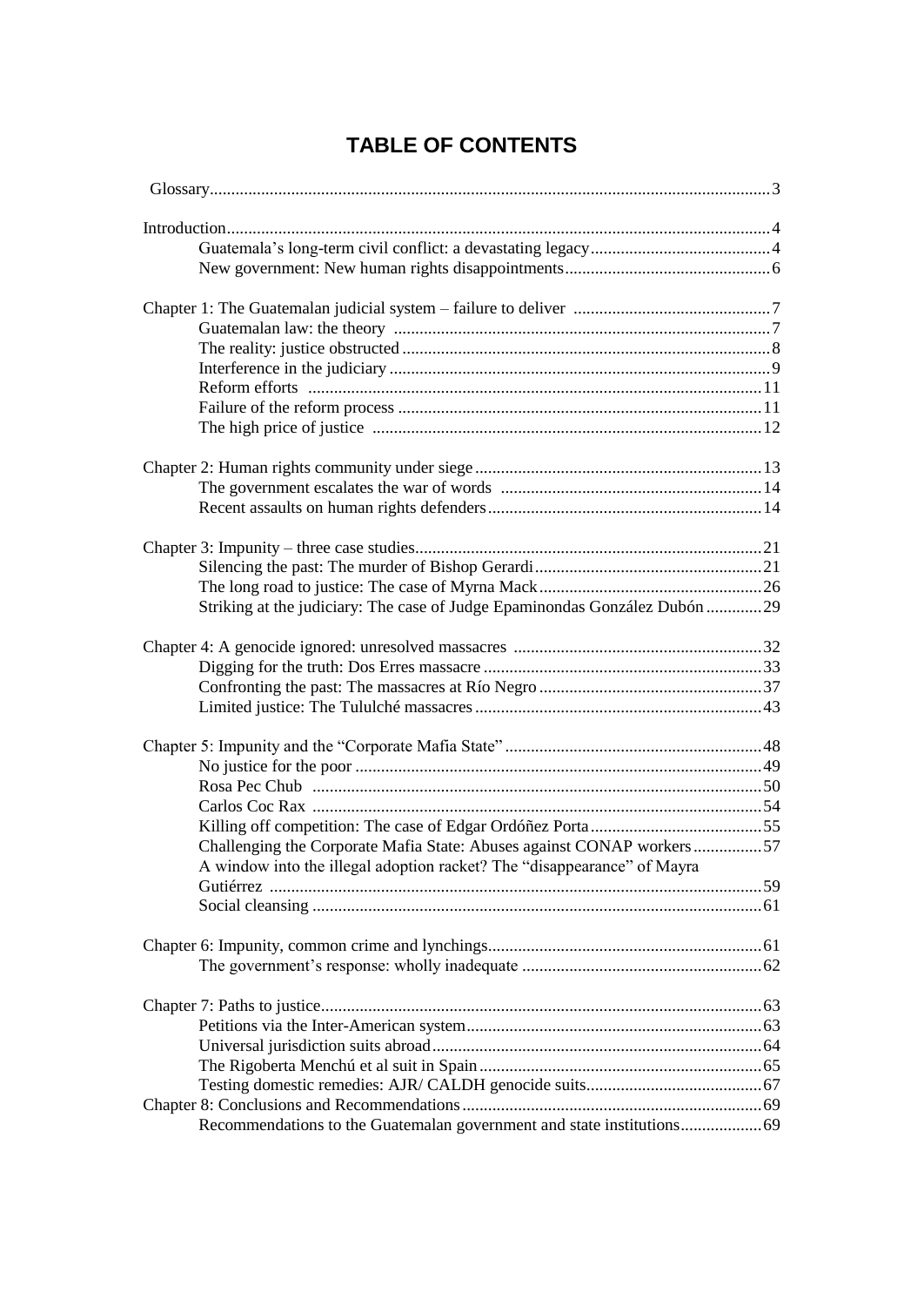# TABLE OF CONTENTS

Glossary....3

Introduction....4
- Guatemala's long-term civil conflict: a devastating legacy....4
- New government: New human rights disappointments....6

Chapter 1: The Guatemalan judicial system – failure to deliver....7
- Guatemalan law: the theory....7
- The reality: justice obstructed....8
- Interference in the judiciary....9
- Reform efforts....11
- Failure of the reform process....11
- The high price of justice....12

Chapter 2: Human rights community under siege....13
- The government escalates the war of words....14
- Recent assaults on human rights defenders....14

Chapter 3: Impunity – three case studies....21
- Silencing the past: The murder of Bishop Gerardi....21
- The long road to justice: The case of Myrna Mack....26
- Striking at the judiciary: The case of Judge Epaminondas González Dubón....29

Chapter 4: A genocide ignored: unresolved massacres....32
- Digging for the truth: Dos Erres massacre....33
- Confronting the past: The massacres at Río Negro....37
- Limited justice: The Tululché massacres....43

Chapter 5: Impunity and the "Corporate Mafia State"....48
- No justice for the poor....49
- Rosa Pec Chub....50
- Carlos Coc Rax....54
- Killing off competition: The case of Edgar Ordóñez Porta....55
- Challenging the Corporate Mafia State: Abuses against CONAP workers....57
- A window into the illegal adoption racket? The "disappearance" of Mayra Gutiérrez....59
- Social cleansing....61

Chapter 6: Impunity, common crime and lynchings....61
- The government's response: wholly inadequate....62

Chapter 7: Paths to justice....63
- Petitions via the Inter-American system....63
- Universal jurisdiction suits abroad....64
- The Rigoberta Menchú et al suit in Spain....65
- Testing domestic remedies: AJR/ CALDH genocide suits....67

Chapter 8: Conclusions and Recommendations....69
- Recommendations to the Guatemalan government and state institutions....69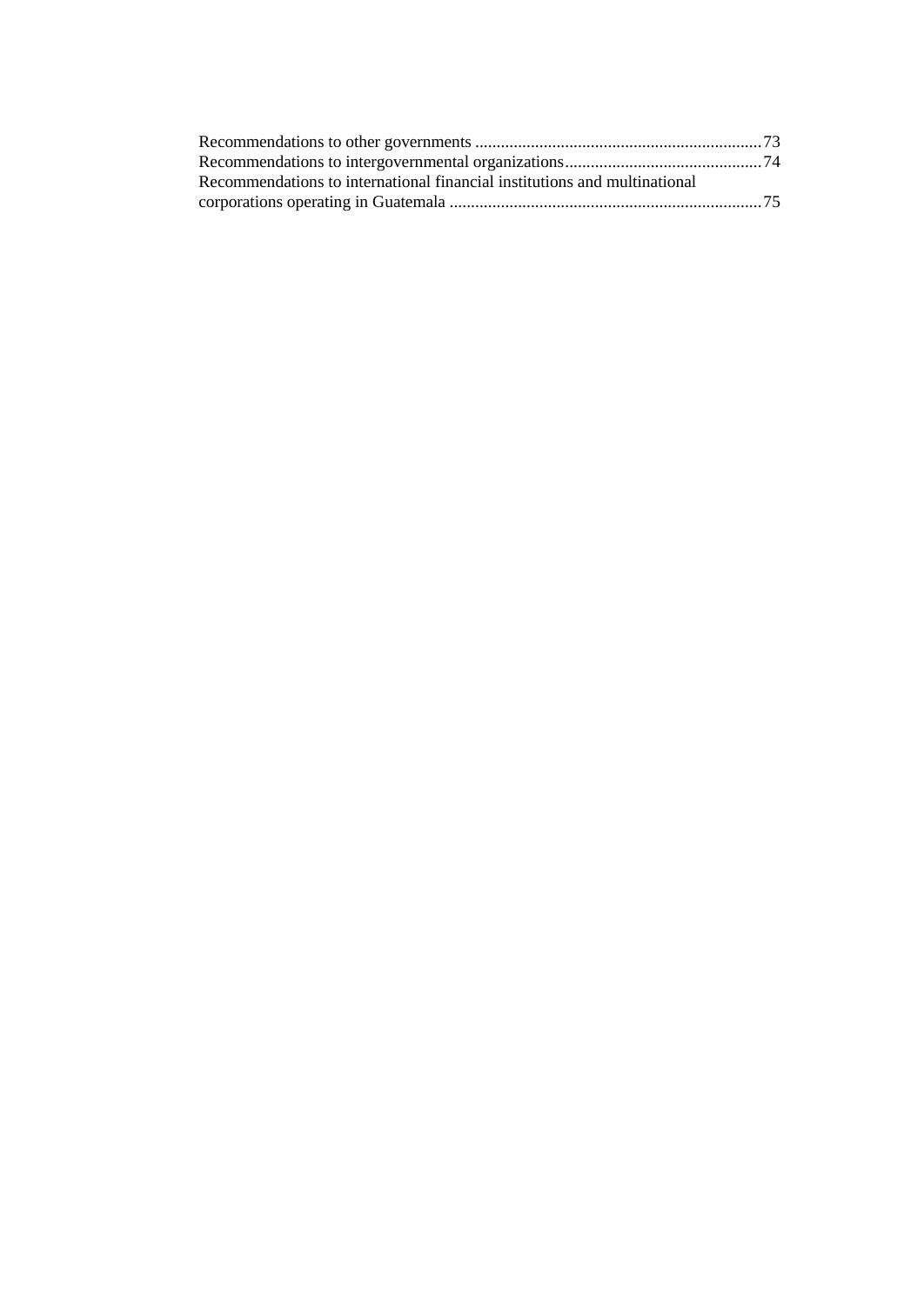Recommendations to other governments ........................................................................73
Recommendations to intergovernmental organizations..............................................74
Recommendations to international financial institutions and multinational corporations operating in Guatemala .........................................................................75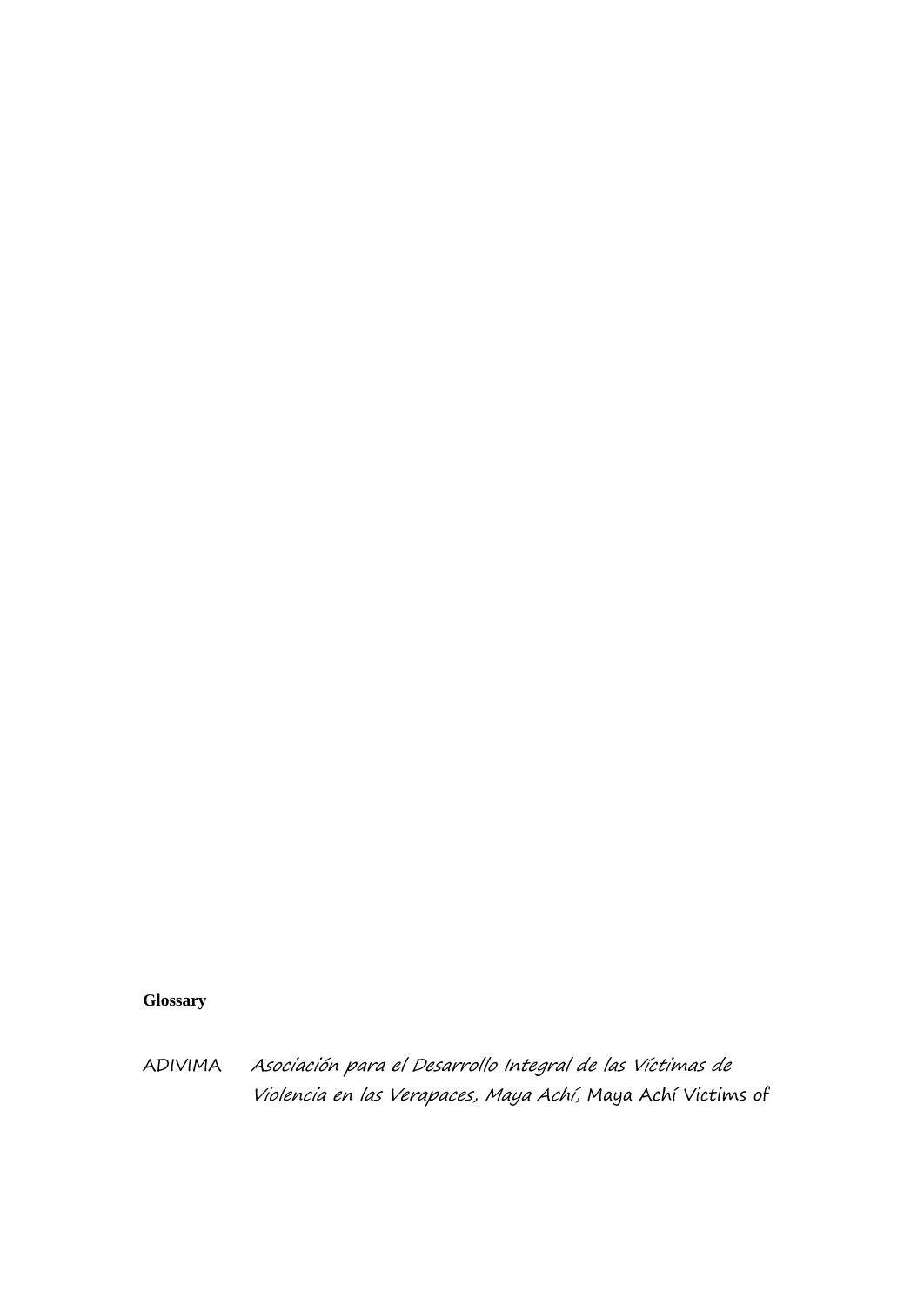**Glossary**

ADIVIMA *Asociación para el Desarrollo Integral de las Víctimas de Violencia en las Verapaces, Maya Achí*, Maya Achí Victims of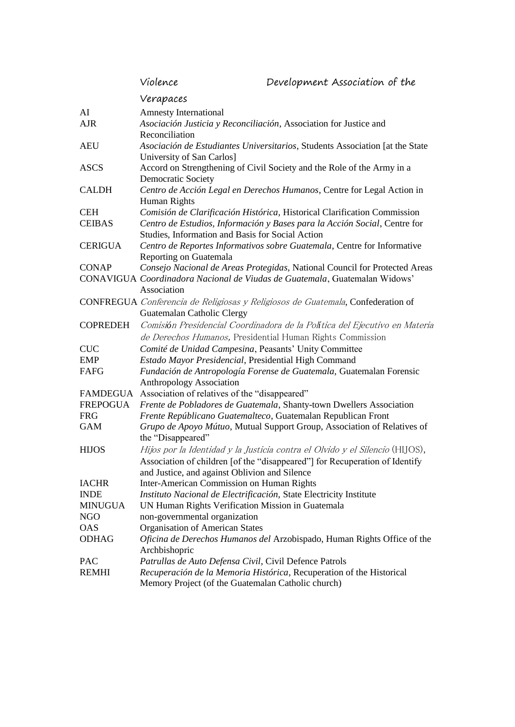|  | Violence | Development Association of the Verapaces |
|---|---|---|

| | |
|---|---|
| AI | Amnesty International |
| AJR | *Asociación Justicia y Reconciliación*, Association for Justice and Reconciliation |
| AEU | *Asociación de Estudiantes Universitarios*, Students Association [at the State University of San Carlos] |
| ASCS | Accord on Strengthening of Civil Society and the Role of the Army in a Democratic Society |
| CALDH | *Centro de Acción Legal en Derechos Humanos*, Centre for Legal Action in Human Rights |
| CEH | *Comisión de Clarificación Histórica,* Historical Clarification Commission |
| CEIBAS | *Centro de Estudios, Información y Bases para la Acción Social*, Centre for Studies, Information and Basis for Social Action |
| CERIGUA | *Centro de Reportes Informativos sobre Guatemala*, Centre for Informative Reporting on Guatemala |
| CONAP | *Consejo Nacional de Areas Protegidas,* National Council for Protected Areas |
| CONAVIGUA | *Coordinadora Nacional de Viudas de Guatemala*, Guatemalan Widows' Association |
| CONFREGUA | *Conferencia de Religiosas y Religiosos de Guatemala*, Confederation of Guatemalan Catholic Clergy |
| COPREDEH | *Comisión Presidencial Coordinadora de la Política del Ejecutivo en Materia de Derechos Humanos,* Presidential Human Rights Commission |
| CUC | *Comité de Unidad Campesina*, Peasants' Unity Committee |
| EMP | *Estado Mayor Presidencial*, Presidential High Command |
| FAFG | *Fundación de Antropología Forense de Guatemala,* Guatemalan Forensic Anthropology Association |
| FAMDEGUA | Association of relatives of the "disappeared" |
| FREPOGUA | *Frente de Pobladores de Guatemala*, Shanty-town Dwellers Association |
| FRG | *Frente Repúblicano Guatemalteco*, Guatemalan Republican Front |
| GAM | *Grupo de Apoyo Mútuo,* Mutual Support Group, Association of Relatives of the "Disappeared" |
| HIJOS | *Hijos por la Identidad y la Justicia contra el Olvido y el Silencio* (HIJOS), Association of children [of the "disappeared"] for Recuperation of Identify and Justice, and against Oblivion and Silence |
| IACHR | Inter-American Commission on Human Rights |
| INDE | *Instituto Nacional de Electrificación,* State Electricity Institute |
| MINUGUA | UN Human Rights Verification Mission in Guatemala |
| NGO | non-governmental organization |
| OAS | Organisation of American States |
| ODHAG | *Oficina de Derechos Humanos del* Arzobispado, Human Rights Office of the Archbishopric |
| PAC | *Patrullas de Auto Defensa Civil*, Civil Defence Patrols |
| REMHI | *Recuperación de la Memoria Histórica*, Recuperation of the Historical Memory Project (of the Guatemalan Catholic church) |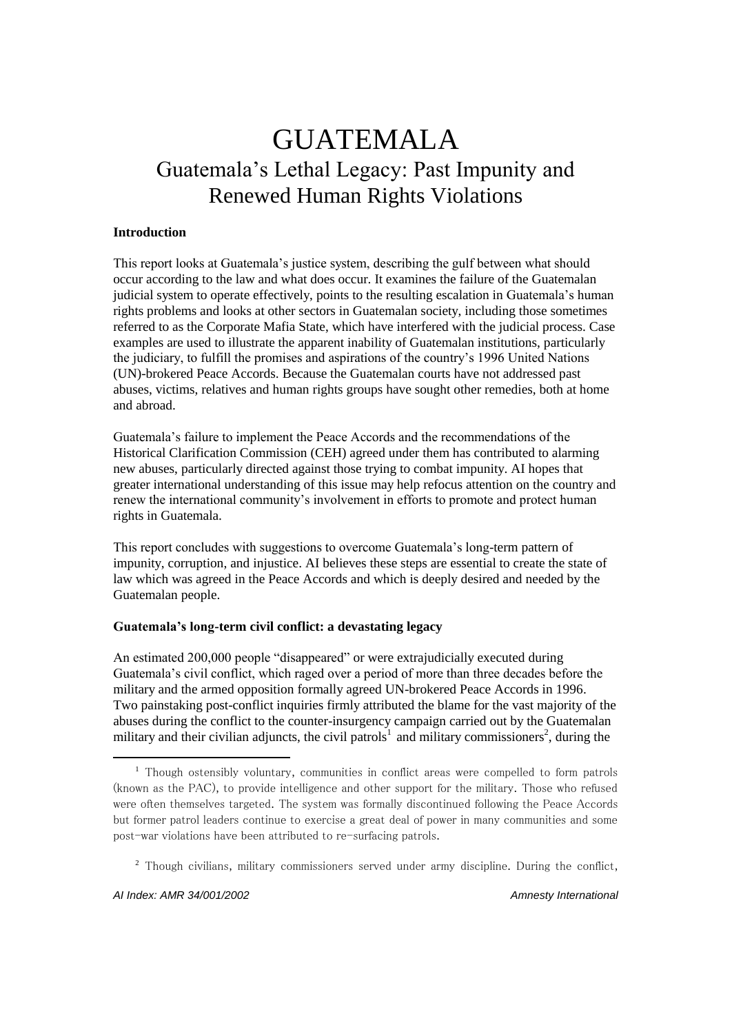# GUATEMALA

## Guatemala's Lethal Legacy: Past Impunity and Renewed Human Rights Violations

**Introduction**

This report looks at Guatemala's justice system, describing the gulf between what should occur according to the law and what does occur. It examines the failure of the Guatemalan judicial system to operate effectively, points to the resulting escalation in Guatemala's human rights problems and looks at other sectors in Guatemalan society, including those sometimes referred to as the Corporate Mafia State, which have interfered with the judicial process. Case examples are used to illustrate the apparent inability of Guatemalan institutions, particularly the judiciary, to fulfill the promises and aspirations of the country's 1996 United Nations (UN)-brokered Peace Accords. Because the Guatemalan courts have not addressed past abuses, victims, relatives and human rights groups have sought other remedies, both at home and abroad.

Guatemala's failure to implement the Peace Accords and the recommendations of the Historical Clarification Commission (CEH) agreed under them has contributed to alarming new abuses, particularly directed against those trying to combat impunity. AI hopes that greater international understanding of this issue may help refocus attention on the country and renew the international community's involvement in efforts to promote and protect human rights in Guatemala.

This report concludes with suggestions to overcome Guatemala's long-term pattern of impunity, corruption, and injustice. AI believes these steps are essential to create the state of law which was agreed in the Peace Accords and which is deeply desired and needed by the Guatemalan people.

**Guatemala's long-term civil conflict: a devastating legacy**

An estimated 200,000 people "disappeared" or were extrajudicially executed during Guatemala's civil conflict, which raged over a period of more than three decades before the military and the armed opposition formally agreed UN-brokered Peace Accords in 1996. Two painstaking post-conflict inquiries firmly attributed the blame for the vast majority of the abuses during the conflict to the counter-insurgency campaign carried out by the Guatemalan military and their civilian adjuncts, the civil patrols[1] and military commissioners[2], during the

[1] Though ostensibly voluntary, communities in conflict areas were compelled to form patrols (known as the PAC), to provide intelligence and other support for the military. Those who refused were often themselves targeted. The system was formally discontinued following the Peace Accords but former patrol leaders continue to exercise a great deal of power in many communities and some post-war violations have been attributed to re-surfacing patrols.

[2] Though civilians, military commissioners served under army discipline. During the conflict,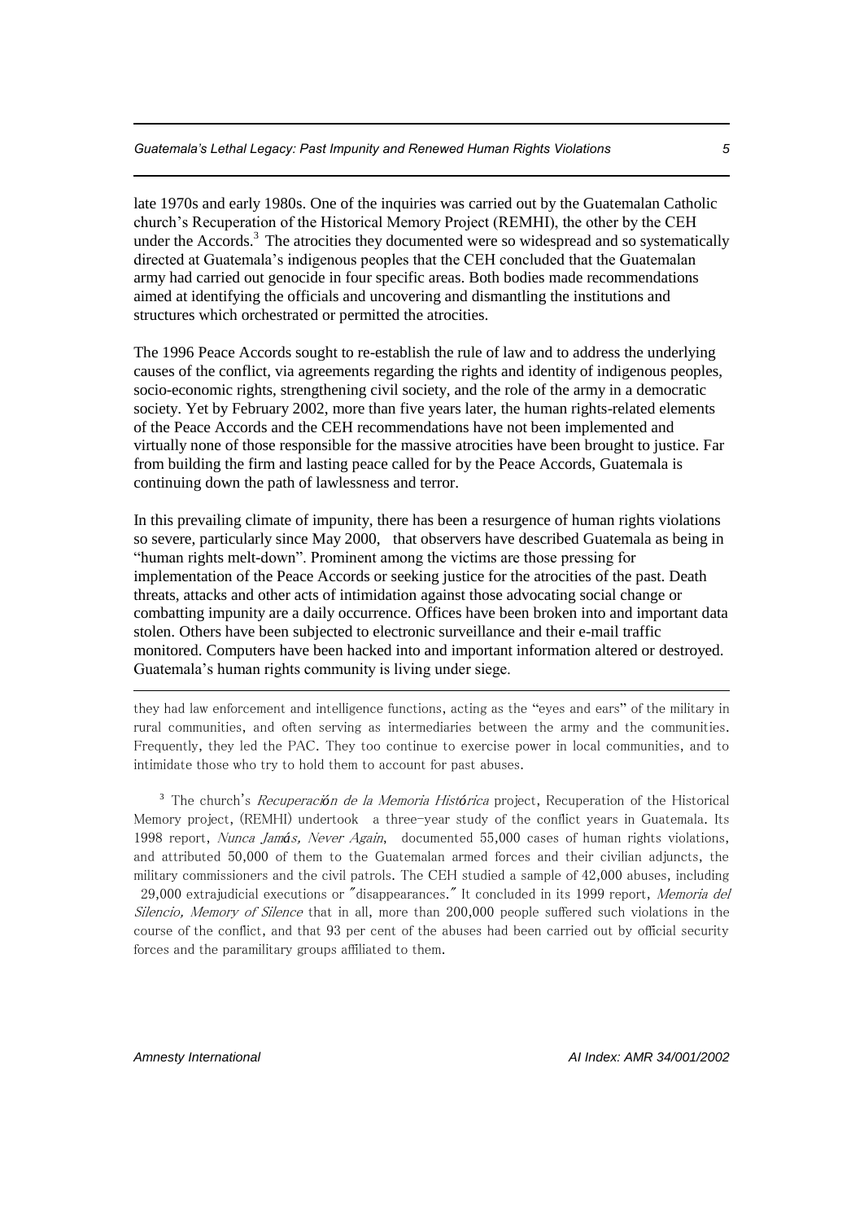late 1970s and early 1980s. One of the inquiries was carried out by the Guatemalan Catholic church's Recuperation of the Historical Memory Project (REMHI), the other by the CEH under the Accords.[3] The atrocities they documented were so widespread and so systematically directed at Guatemala's indigenous peoples that the CEH concluded that the Guatemalan army had carried out genocide in four specific areas. Both bodies made recommendations aimed at identifying the officials and uncovering and dismantling the institutions and structures which orchestrated or permitted the atrocities.

The 1996 Peace Accords sought to re-establish the rule of law and to address the underlying causes of the conflict, via agreements regarding the rights and identity of indigenous peoples, socio-economic rights, strengthening civil society, and the role of the army in a democratic society. Yet by February 2002, more than five years later, the human rights-related elements of the Peace Accords and the CEH recommendations have not been implemented and virtually none of those responsible for the massive atrocities have been brought to justice. Far from building the firm and lasting peace called for by the Peace Accords, Guatemala is continuing down the path of lawlessness and terror.

In this prevailing climate of impunity, there has been a resurgence of human rights violations so severe, particularly since May 2000, that observers have described Guatemala as being in "human rights melt-down". Prominent among the victims are those pressing for implementation of the Peace Accords or seeking justice for the atrocities of the past. Death threats, attacks and other acts of intimidation against those advocating social change or combatting impunity are a daily occurrence. Offices have been broken into and important data stolen. Others have been subjected to electronic surveillance and their e-mail traffic monitored. Computers have been hacked into and important information altered or destroyed. Guatemala's human rights community is living under siege.

---

they had law enforcement and intelligence functions, acting as the "eyes and ears" of the military in rural communities, and often serving as intermediaries between the army and the communities. Frequently, they led the PAC. They too continue to exercise power in local communities, and to intimidate those who try to hold them to account for past abuses.

[3] The church's *Recuperación de la Memoria Histórica* project, Recuperation of the Historical Memory project, (REMHI) undertook a three-year study of the conflict years in Guatemala. Its 1998 report, *Nunca Jamás, Never Again*, documented 55,000 cases of human rights violations, and attributed 50,000 of them to the Guatemalan armed forces and their civilian adjuncts, the military commissioners and the civil patrols. The CEH studied a sample of 42,000 abuses, including 29,000 extrajudicial executions or "disappearances." It concluded in its 1999 report, *Memoria del Silencio, Memory of Silence* that in all, more than 200,000 people suffered such violations in the course of the conflict, and that 93 per cent of the abuses had been carried out by official security forces and the paramilitary groups affiliated to them.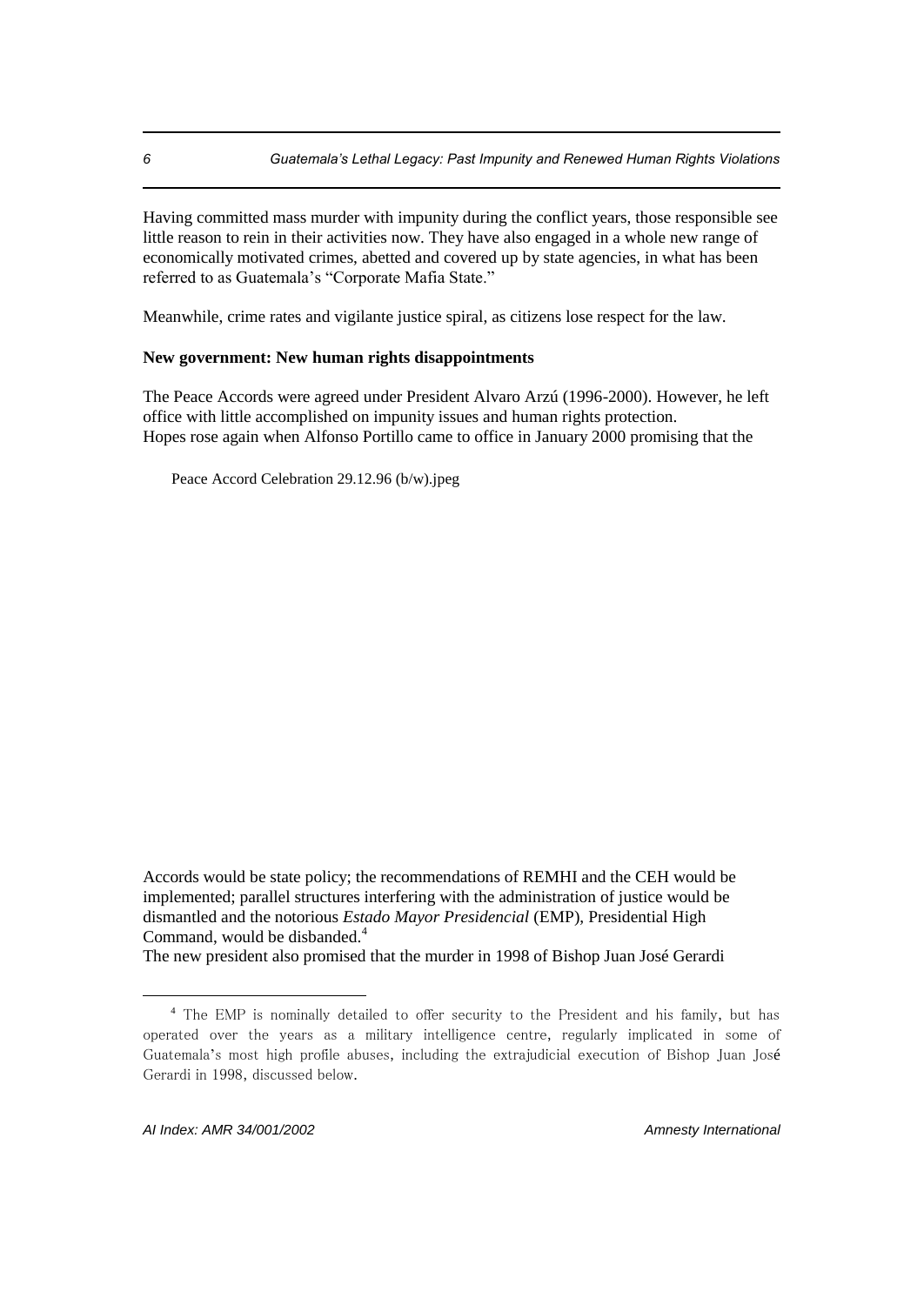Having committed mass murder with impunity during the conflict years, those responsible see little reason to rein in their activities now. They have also engaged in a whole new range of economically motivated crimes, abetted and covered up by state agencies, in what has been referred to as Guatemala's "Corporate Mafia State."

Meanwhile, crime rates and vigilante justice spiral, as citizens lose respect for the law.

**New government: New human rights disappointments**

The Peace Accords were agreed under President Alvaro Arzú (1996-2000). However, he left office with little accomplished on impunity issues and human rights protection.
Hopes rose again when Alfonso Portillo came to office in January 2000 promising that the

Peace Accord Celebration 29.12.96 (b/w).jpeg

Accords would be state policy; the recommendations of REMHI and the CEH would be implemented; parallel structures interfering with the administration of justice would be dismantled and the notorious *Estado Mayor Presidencial* (EMP), Presidential High Command, would be disbanded.[4]
The new president also promised that the murder in 1998 of Bishop Juan José Gerardi

[4] The EMP is nominally detailed to offer security to the President and his family, but has operated over the years as a military intelligence centre, regularly implicated in some of Guatemala's most high profile abuses, including the extrajudicial execution of Bishop Juan José Gerardi in 1998, discussed below.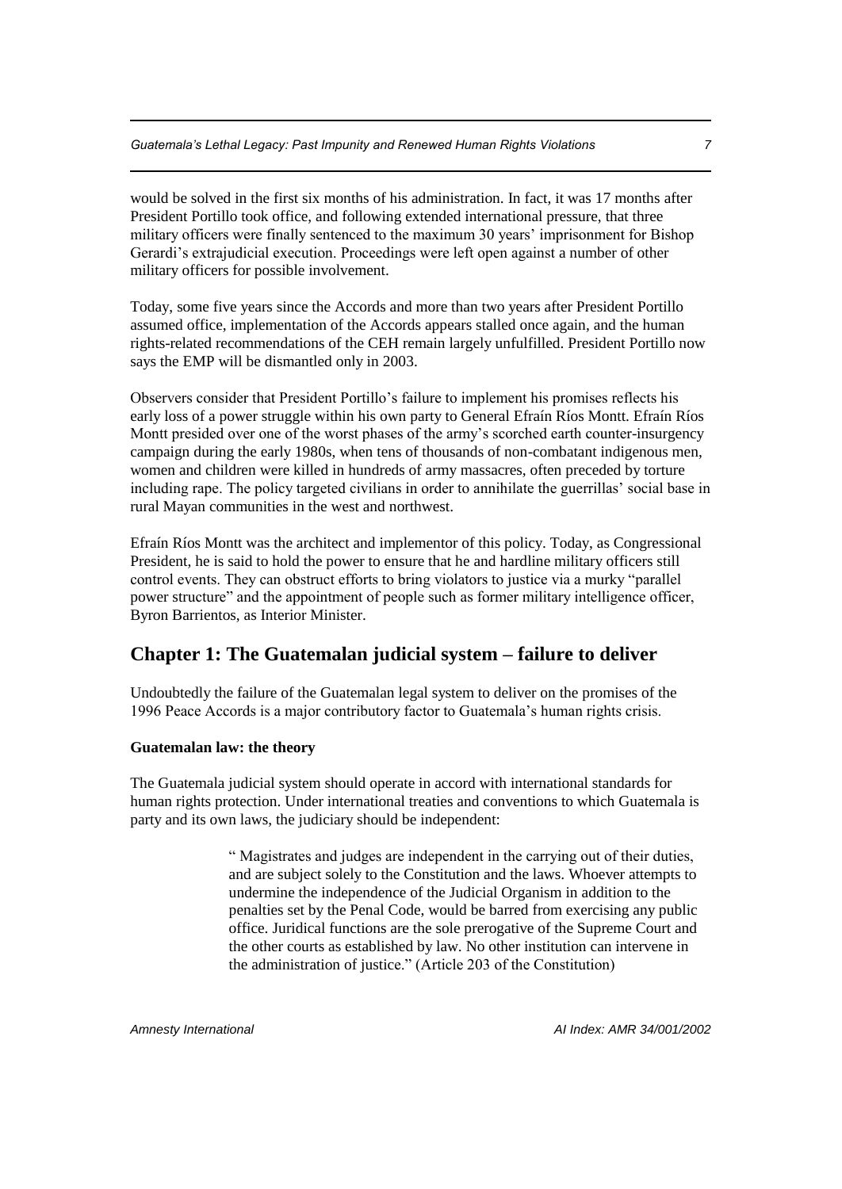would be solved in the first six months of his administration. In fact, it was 17 months after President Portillo took office, and following extended international pressure, that three military officers were finally sentenced to the maximum 30 years' imprisonment for Bishop Gerardi's extrajudicial execution. Proceedings were left open against a number of other military officers for possible involvement.

Today, some five years since the Accords and more than two years after President Portillo assumed office, implementation of the Accords appears stalled once again, and the human rights-related recommendations of the CEH remain largely unfulfilled. President Portillo now says the EMP will be dismantled only in 2003.

Observers consider that President Portillo's failure to implement his promises reflects his early loss of a power struggle within his own party to General Efraín Ríos Montt. Efraín Ríos Montt presided over one of the worst phases of the army's scorched earth counter-insurgency campaign during the early 1980s, when tens of thousands of non-combatant indigenous men, women and children were killed in hundreds of army massacres, often preceded by torture including rape. The policy targeted civilians in order to annihilate the guerrillas' social base in rural Mayan communities in the west and northwest.

Efraín Ríos Montt was the architect and implementor of this policy. Today, as Congressional President, he is said to hold the power to ensure that he and hardline military officers still control events. They can obstruct efforts to bring violators to justice via a murky "parallel power structure" and the appointment of people such as former military intelligence officer, Byron Barrientos, as Interior Minister.

## Chapter 1: The Guatemalan judicial system – failure to deliver

Undoubtedly the failure of the Guatemalan legal system to deliver on the promises of the 1996 Peace Accords is a major contributory factor to Guatemala's human rights crisis.

**Guatemalan law: the theory**

The Guatemala judicial system should operate in accord with international standards for human rights protection. Under international treaties and conventions to which Guatemala is party and its own laws, the judiciary should be independent:

> " Magistrates and judges are independent in the carrying out of their duties, and are subject solely to the Constitution and the laws. Whoever attempts to undermine the independence of the Judicial Organism in addition to the penalties set by the Penal Code, would be barred from exercising any public office. Juridical functions are the sole prerogative of the Supreme Court and the other courts as established by law. No other institution can intervene in the administration of justice." (Article 203 of the Constitution)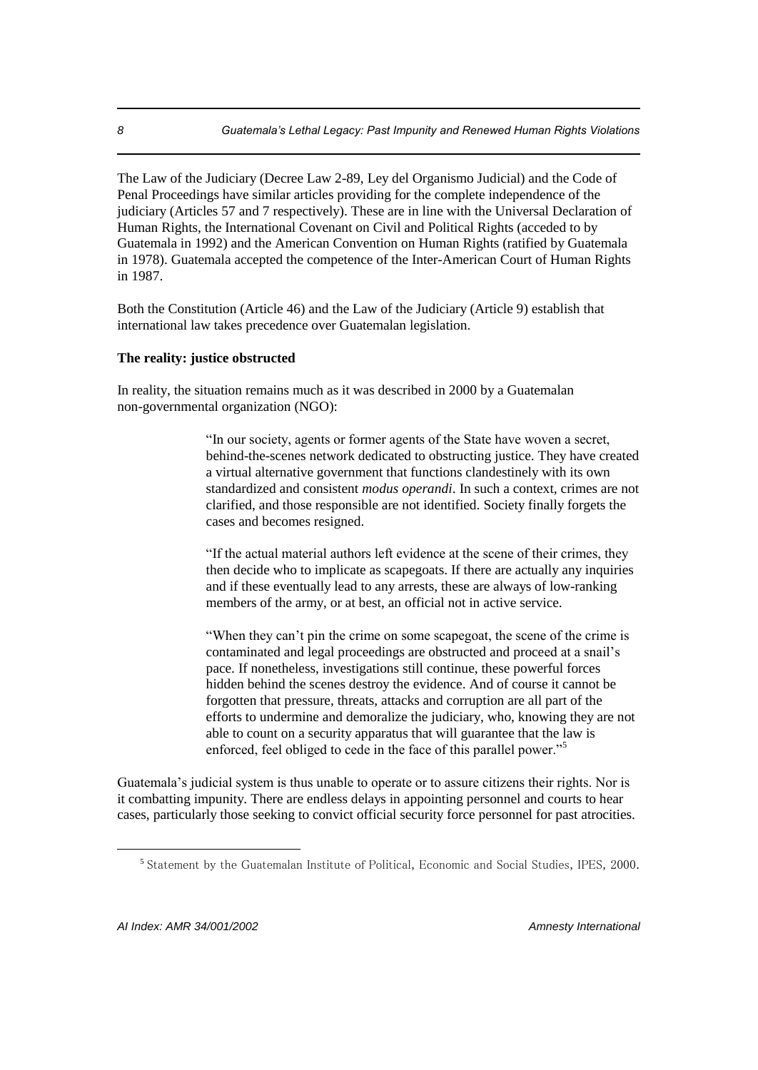The Law of the Judiciary (Decree Law 2-89, Ley del Organismo Judicial) and the Code of Penal Proceedings have similar articles providing for the complete independence of the judiciary (Articles 57 and 7 respectively). These are in line with the Universal Declaration of Human Rights, the International Covenant on Civil and Political Rights (acceded to by Guatemala in 1992) and the American Convention on Human Rights (ratified by Guatemala in 1978). Guatemala accepted the competence of the Inter-American Court of Human Rights in 1987.

Both the Constitution (Article 46) and the Law of the Judiciary (Article 9) establish that international law takes precedence over Guatemalan legislation.

**The reality: justice obstructed**

In reality, the situation remains much as it was described in 2000 by a Guatemalan non-governmental organization (NGO):

> "In our society, agents or former agents of the State have woven a secret, behind-the-scenes network dedicated to obstructing justice. They have created a virtual alternative government that functions clandestinely with its own standardized and consistent *modus operandi*. In such a context, crimes are not clarified, and those responsible are not identified. Society finally forgets the cases and becomes resigned.
>
> "If the actual material authors left evidence at the scene of their crimes, they then decide who to implicate as scapegoats. If there are actually any inquiries and if these eventually lead to any arrests, these are always of low-ranking members of the army, or at best, an official not in active service.
>
> "When they can't pin the crime on some scapegoat, the scene of the crime is contaminated and legal proceedings are obstructed and proceed at a snail's pace. If nonetheless, investigations still continue, these powerful forces hidden behind the scenes destroy the evidence. And of course it cannot be forgotten that pressure, threats, attacks and corruption are all part of the efforts to undermine and demoralize the judiciary, who, knowing they are not able to count on a security apparatus that will guarantee that the law is enforced, feel obliged to cede in the face of this parallel power."[5]

Guatemala's judicial system is thus unable to operate or to assure citizens their rights. Nor is it combatting impunity. There are endless delays in appointing personnel and courts to hear cases, particularly those seeking to convict official security force personnel for past atrocities.

[5] Statement by the Guatemalan Institute of Political, Economic and Social Studies, IPES, 2000.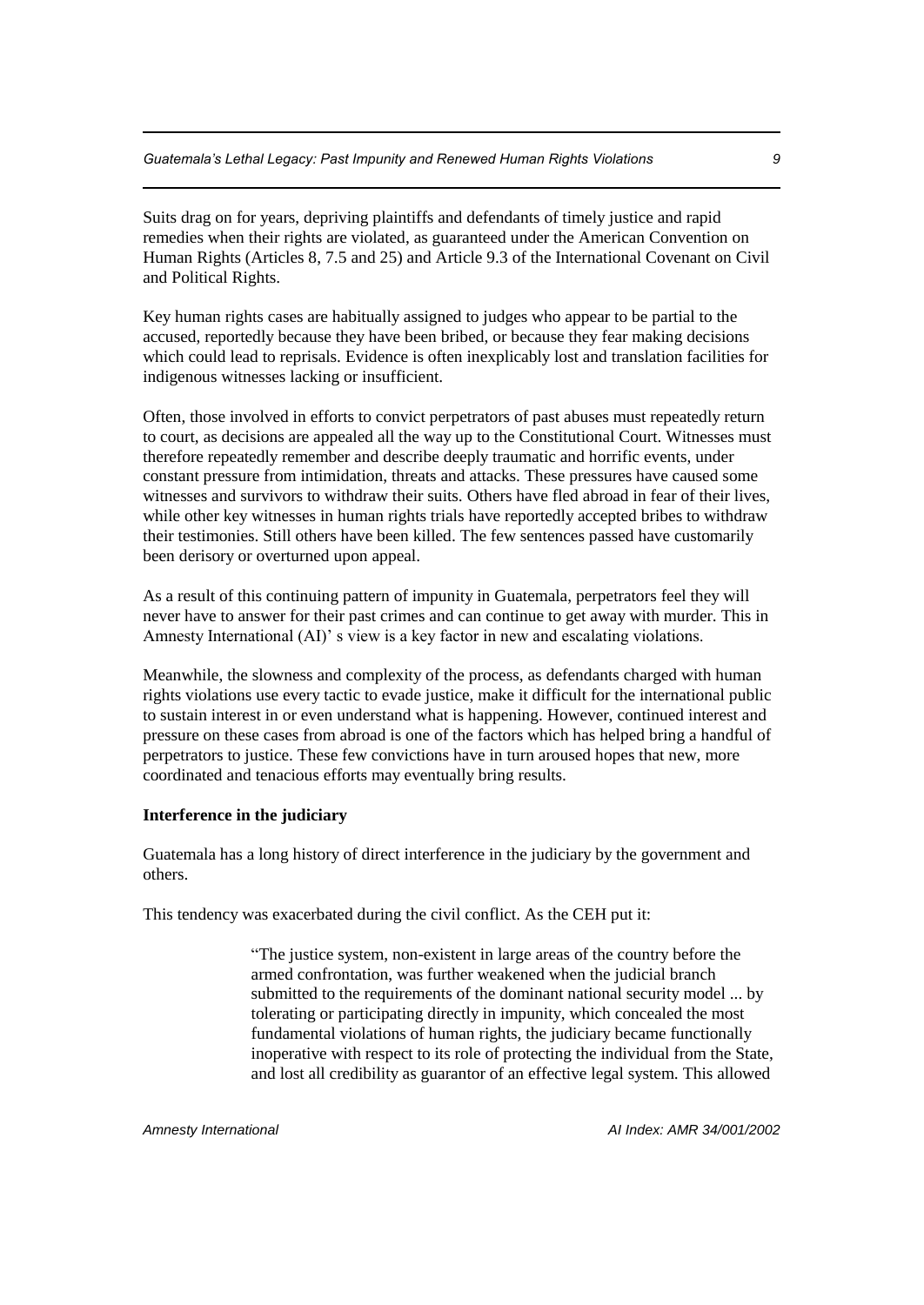Suits drag on for years, depriving plaintiffs and defendants of timely justice and rapid remedies when their rights are violated, as guaranteed under the American Convention on Human Rights (Articles 8, 7.5 and 25) and Article 9.3 of the International Covenant on Civil and Political Rights.

Key human rights cases are habitually assigned to judges who appear to be partial to the accused, reportedly because they have been bribed, or because they fear making decisions which could lead to reprisals. Evidence is often inexplicably lost and translation facilities for indigenous witnesses lacking or insufficient.

Often, those involved in efforts to convict perpetrators of past abuses must repeatedly return to court, as decisions are appealed all the way up to the Constitutional Court. Witnesses must therefore repeatedly remember and describe deeply traumatic and horrific events, under constant pressure from intimidation, threats and attacks. These pressures have caused some witnesses and survivors to withdraw their suits. Others have fled abroad in fear of their lives, while other key witnesses in human rights trials have reportedly accepted bribes to withdraw their testimonies. Still others have been killed. The few sentences passed have customarily been derisory or overturned upon appeal.

As a result of this continuing pattern of impunity in Guatemala, perpetrators feel they will never have to answer for their past crimes and can continue to get away with murder. This in Amnesty International (AI)' s view is a key factor in new and escalating violations.

Meanwhile, the slowness and complexity of the process, as defendants charged with human rights violations use every tactic to evade justice, make it difficult for the international public to sustain interest in or even understand what is happening. However, continued interest and pressure on these cases from abroad is one of the factors which has helped bring a handful of perpetrators to justice. These few convictions have in turn aroused hopes that new, more coordinated and tenacious efforts may eventually bring results.

**Interference in the judiciary**

Guatemala has a long history of direct interference in the judiciary by the government and others.

This tendency was exacerbated during the civil conflict. As the CEH put it:

> "The justice system, non-existent in large areas of the country before the armed confrontation, was further weakened when the judicial branch submitted to the requirements of the dominant national security model ... by tolerating or participating directly in impunity, which concealed the most fundamental violations of human rights, the judiciary became functionally inoperative with respect to its role of protecting the individual from the State, and lost all credibility as guarantor of an effective legal system. This allowed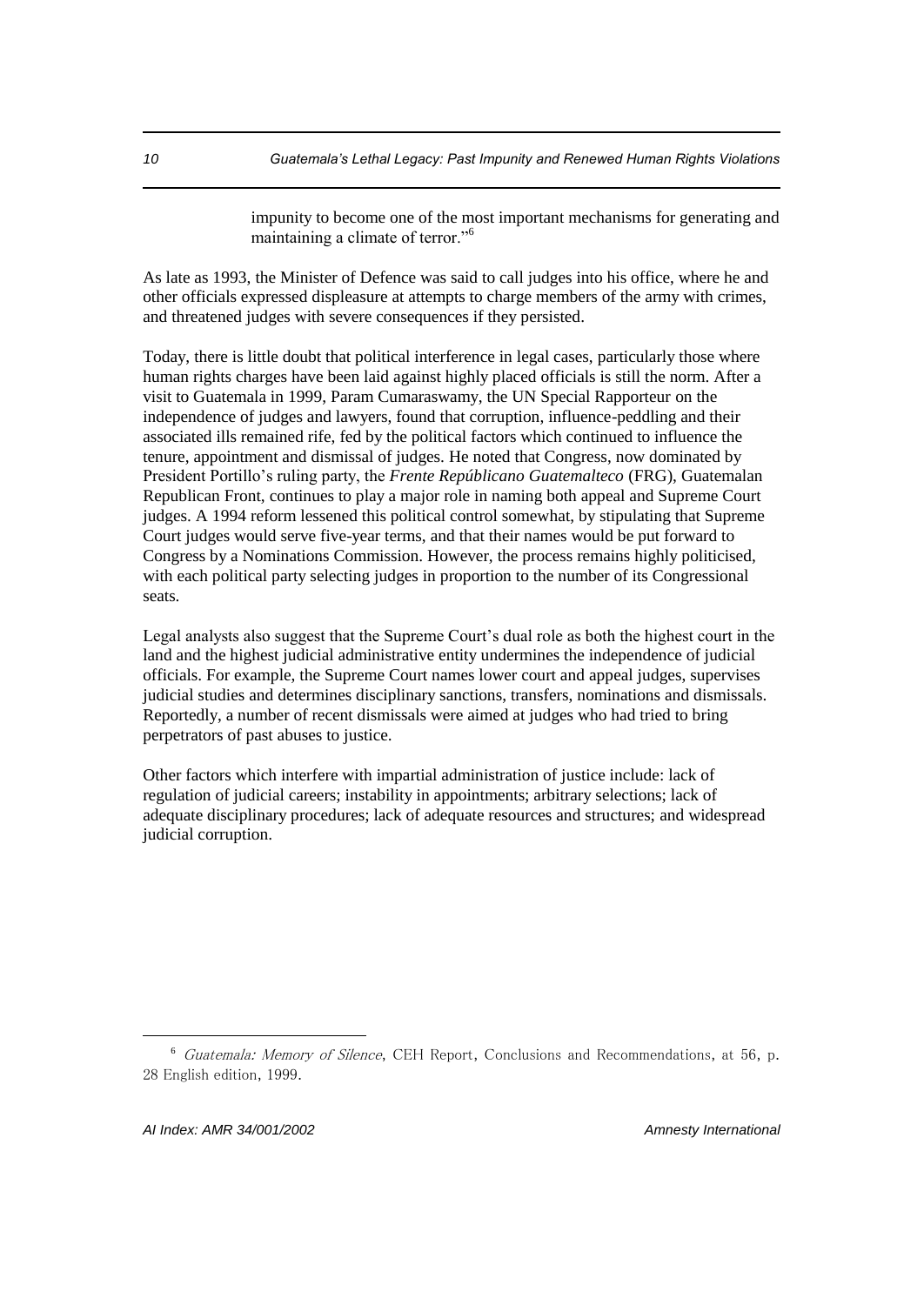> impunity to become one of the most important mechanisms for generating and maintaining a climate of terror."[6]

As late as 1993, the Minister of Defence was said to call judges into his office, where he and other officials expressed displeasure at attempts to charge members of the army with crimes, and threatened judges with severe consequences if they persisted.

Today, there is little doubt that political interference in legal cases, particularly those where human rights charges have been laid against highly placed officials is still the norm. After a visit to Guatemala in 1999, Param Cumaraswamy, the UN Special Rapporteur on the independence of judges and lawyers, found that corruption, influence-peddling and their associated ills remained rife, fed by the political factors which continued to influence the tenure, appointment and dismissal of judges. He noted that Congress, now dominated by President Portillo's ruling party, the *Frente Repúblicano Guatemalteco* (FRG), Guatemalan Republican Front, continues to play a major role in naming both appeal and Supreme Court judges. A 1994 reform lessened this political control somewhat, by stipulating that Supreme Court judges would serve five-year terms, and that their names would be put forward to Congress by a Nominations Commission. However, the process remains highly politicised, with each political party selecting judges in proportion to the number of its Congressional seats.

Legal analysts also suggest that the Supreme Court's dual role as both the highest court in the land and the highest judicial administrative entity undermines the independence of judicial officials. For example, the Supreme Court names lower court and appeal judges, supervises judicial studies and determines disciplinary sanctions, transfers, nominations and dismissals. Reportedly, a number of recent dismissals were aimed at judges who had tried to bring perpetrators of past abuses to justice.

Other factors which interfere with impartial administration of justice include: lack of regulation of judicial careers; instability in appointments; arbitrary selections; lack of adequate disciplinary procedures; lack of adequate resources and structures; and widespread judicial corruption.

---

[6] *Guatemala: Memory of Silence*, CEH Report, Conclusions and Recommendations, at 56, p. 28 English edition, 1999.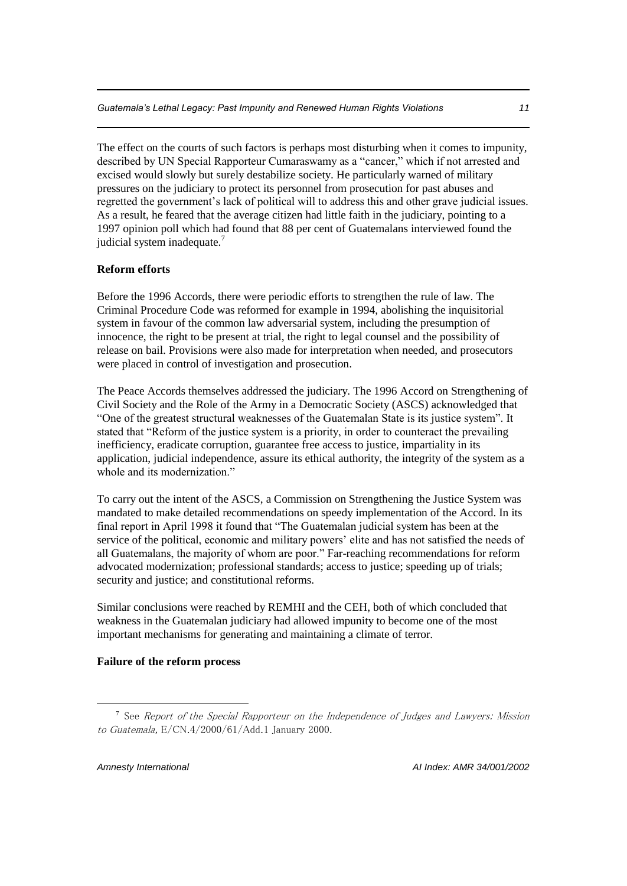The effect on the courts of such factors is perhaps most disturbing when it comes to impunity, described by UN Special Rapporteur Cumaraswamy as a "cancer," which if not arrested and excised would slowly but surely destabilize society. He particularly warned of military pressures on the judiciary to protect its personnel from prosecution for past abuses and regretted the government's lack of political will to address this and other grave judicial issues. As a result, he feared that the average citizen had little faith in the judiciary, pointing to a 1997 opinion poll which had found that 88 per cent of Guatemalans interviewed found the judicial system inadequate.[7]

**Reform efforts**

Before the 1996 Accords, there were periodic efforts to strengthen the rule of law. The Criminal Procedure Code was reformed for example in 1994, abolishing the inquisitorial system in favour of the common law adversarial system, including the presumption of innocence, the right to be present at trial, the right to legal counsel and the possibility of release on bail. Provisions were also made for interpretation when needed, and prosecutors were placed in control of investigation and prosecution.

The Peace Accords themselves addressed the judiciary. The 1996 Accord on Strengthening of Civil Society and the Role of the Army in a Democratic Society (ASCS) acknowledged that "One of the greatest structural weaknesses of the Guatemalan State is its justice system". It stated that "Reform of the justice system is a priority, in order to counteract the prevailing inefficiency, eradicate corruption, guarantee free access to justice, impartiality in its application, judicial independence, assure its ethical authority, the integrity of the system as a whole and its modernization."

To carry out the intent of the ASCS, a Commission on Strengthening the Justice System was mandated to make detailed recommendations on speedy implementation of the Accord. In its final report in April 1998 it found that "The Guatemalan judicial system has been at the service of the political, economic and military powers' elite and has not satisfied the needs of all Guatemalans, the majority of whom are poor." Far-reaching recommendations for reform advocated modernization; professional standards; access to justice; speeding up of trials; security and justice; and constitutional reforms.

Similar conclusions were reached by REMHI and the CEH, both of which concluded that weakness in the Guatemalan judiciary had allowed impunity to become one of the most important mechanisms for generating and maintaining a climate of terror.

**Failure of the reform process**

---

[7] See *Report of the Special Rapporteur on the Independence of Judges and Lawyers: Mission to Guatemala,* E/CN.4/2000/61/Add.1 January 2000.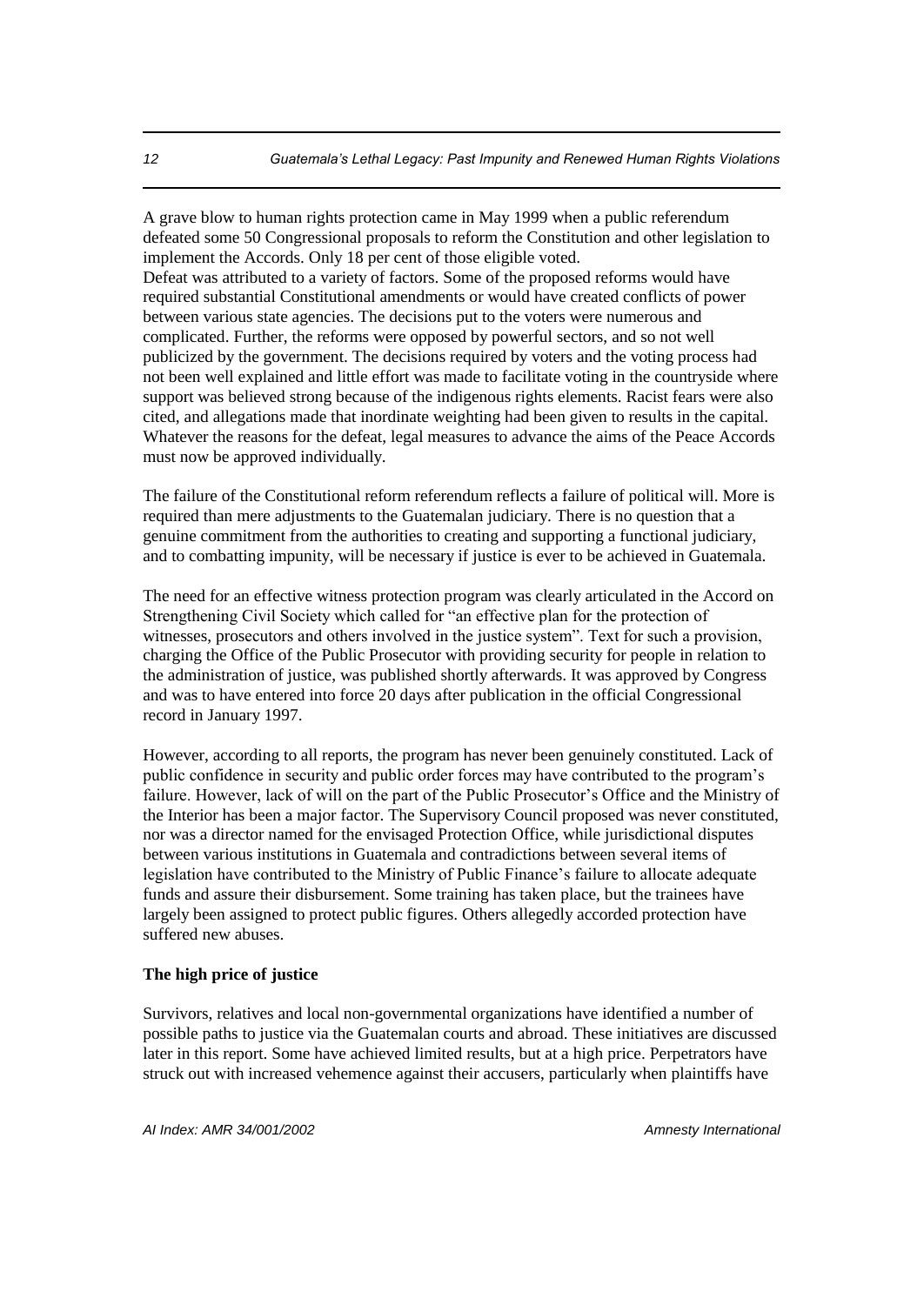A grave blow to human rights protection came in May 1999 when a public referendum defeated some 50 Congressional proposals to reform the Constitution and other legislation to implement the Accords. Only 18 per cent of those eligible voted.

Defeat was attributed to a variety of factors. Some of the proposed reforms would have required substantial Constitutional amendments or would have created conflicts of power between various state agencies. The decisions put to the voters were numerous and complicated. Further, the reforms were opposed by powerful sectors, and so not well publicized by the government. The decisions required by voters and the voting process had not been well explained and little effort was made to facilitate voting in the countryside where support was believed strong because of the indigenous rights elements. Racist fears were also cited, and allegations made that inordinate weighting had been given to results in the capital. Whatever the reasons for the defeat, legal measures to advance the aims of the Peace Accords must now be approved individually.

The failure of the Constitutional reform referendum reflects a failure of political will. More is required than mere adjustments to the Guatemalan judiciary. There is no question that a genuine commitment from the authorities to creating and supporting a functional judiciary, and to combatting impunity, will be necessary if justice is ever to be achieved in Guatemala.

The need for an effective witness protection program was clearly articulated in the Accord on Strengthening Civil Society which called for "an effective plan for the protection of witnesses, prosecutors and others involved in the justice system". Text for such a provision, charging the Office of the Public Prosecutor with providing security for people in relation to the administration of justice, was published shortly afterwards. It was approved by Congress and was to have entered into force 20 days after publication in the official Congressional record in January 1997.

However, according to all reports, the program has never been genuinely constituted. Lack of public confidence in security and public order forces may have contributed to the program's failure. However, lack of will on the part of the Public Prosecutor's Office and the Ministry of the Interior has been a major factor. The Supervisory Council proposed was never constituted, nor was a director named for the envisaged Protection Office, while jurisdictional disputes between various institutions in Guatemala and contradictions between several items of legislation have contributed to the Ministry of Public Finance's failure to allocate adequate funds and assure their disbursement. Some training has taken place, but the trainees have largely been assigned to protect public figures. Others allegedly accorded protection have suffered new abuses.

**The high price of justice**

Survivors, relatives and local non-governmental organizations have identified a number of possible paths to justice via the Guatemalan courts and abroad. These initiatives are discussed later in this report. Some have achieved limited results, but at a high price. Perpetrators have struck out with increased vehemence against their accusers, particularly when plaintiffs have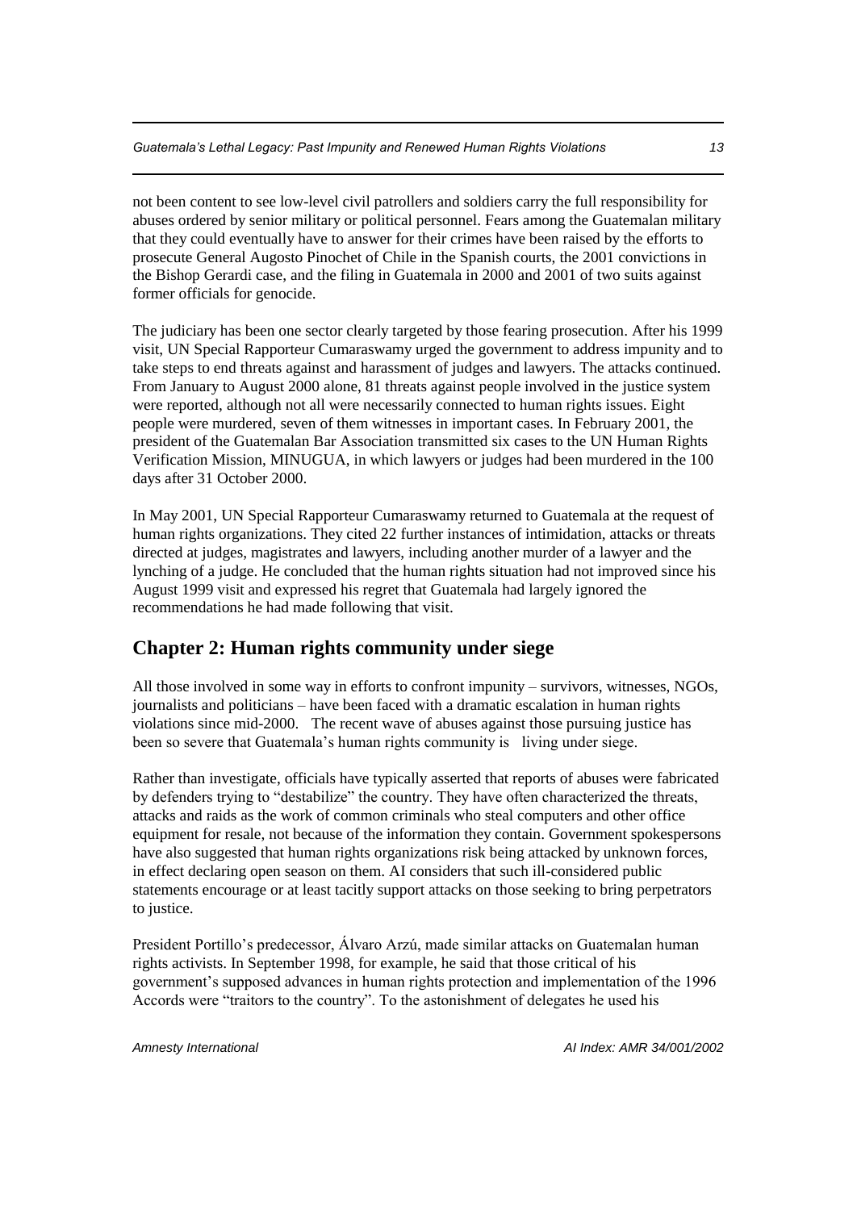not been content to see low-level civil patrollers and soldiers carry the full responsibility for abuses ordered by senior military or political personnel. Fears among the Guatemalan military that they could eventually have to answer for their crimes have been raised by the efforts to prosecute General Augosto Pinochet of Chile in the Spanish courts, the 2001 convictions in the Bishop Gerardi case, and the filing in Guatemala in 2000 and 2001 of two suits against former officials for genocide.

The judiciary has been one sector clearly targeted by those fearing prosecution. After his 1999 visit, UN Special Rapporteur Cumaraswamy urged the government to address impunity and to take steps to end threats against and harassment of judges and lawyers. The attacks continued. From January to August 2000 alone, 81 threats against people involved in the justice system were reported, although not all were necessarily connected to human rights issues. Eight people were murdered, seven of them witnesses in important cases. In February 2001, the president of the Guatemalan Bar Association transmitted six cases to the UN Human Rights Verification Mission, MINUGUA, in which lawyers or judges had been murdered in the 100 days after 31 October 2000.

In May 2001, UN Special Rapporteur Cumaraswamy returned to Guatemala at the request of human rights organizations. They cited 22 further instances of intimidation, attacks or threats directed at judges, magistrates and lawyers, including another murder of a lawyer and the lynching of a judge. He concluded that the human rights situation had not improved since his August 1999 visit and expressed his regret that Guatemala had largely ignored the recommendations he had made following that visit.

## Chapter 2: Human rights community under siege

All those involved in some way in efforts to confront impunity – survivors, witnesses, NGOs, journalists and politicians – have been faced with a dramatic escalation in human rights violations since mid-2000. The recent wave of abuses against those pursuing justice has been so severe that Guatemala's human rights community is living under siege.

Rather than investigate, officials have typically asserted that reports of abuses were fabricated by defenders trying to "destabilize" the country. They have often characterized the threats, attacks and raids as the work of common criminals who steal computers and other office equipment for resale, not because of the information they contain. Government spokespersons have also suggested that human rights organizations risk being attacked by unknown forces, in effect declaring open season on them. AI considers that such ill-considered public statements encourage or at least tacitly support attacks on those seeking to bring perpetrators to justice.

President Portillo's predecessor, Álvaro Arzú, made similar attacks on Guatemalan human rights activists. In September 1998, for example, he said that those critical of his government's supposed advances in human rights protection and implementation of the 1996 Accords were "traitors to the country". To the astonishment of delegates he used his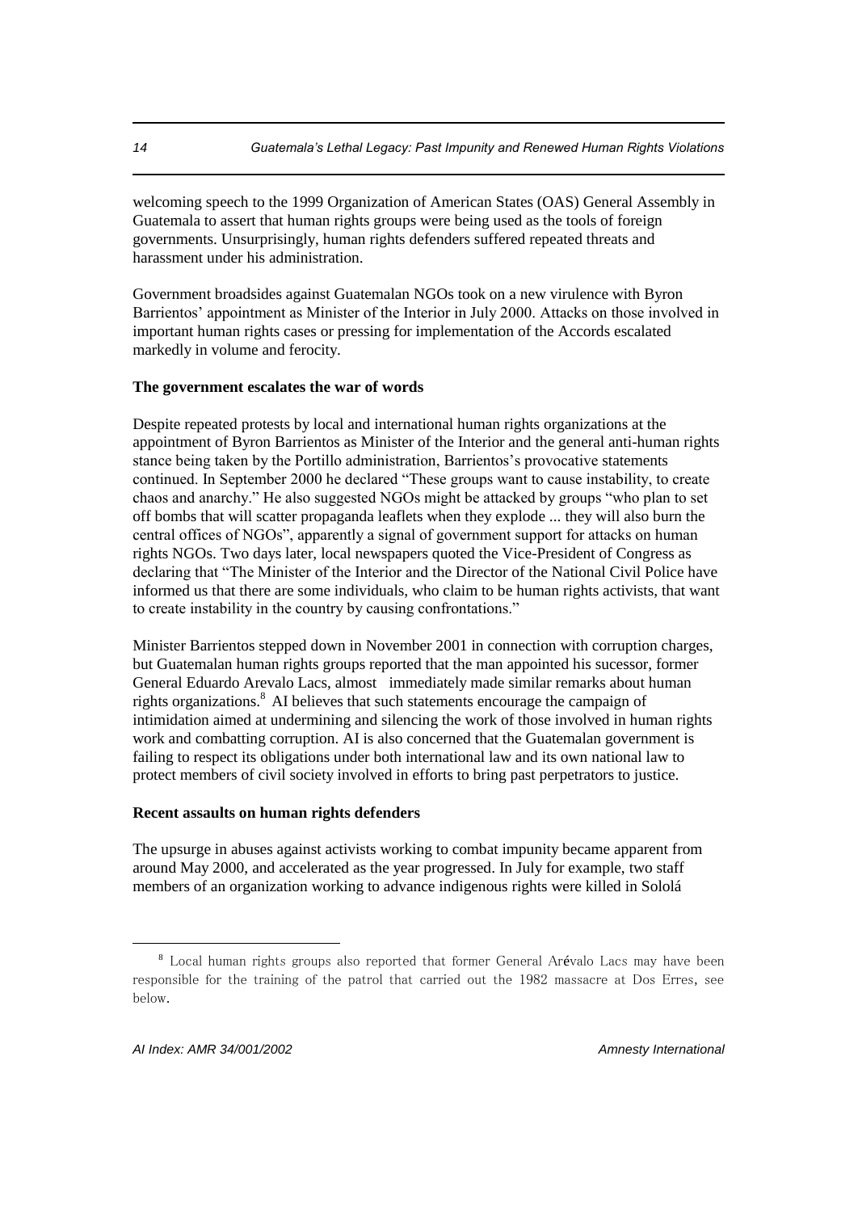welcoming speech to the 1999 Organization of American States (OAS) General Assembly in Guatemala to assert that human rights groups were being used as the tools of foreign governments. Unsurprisingly, human rights defenders suffered repeated threats and harassment under his administration.

Government broadsides against Guatemalan NGOs took on a new virulence with Byron Barrientos' appointment as Minister of the Interior in July 2000. Attacks on those involved in important human rights cases or pressing for implementation of the Accords escalated markedly in volume and ferocity.

**The government escalates the war of words**

Despite repeated protests by local and international human rights organizations at the appointment of Byron Barrientos as Minister of the Interior and the general anti-human rights stance being taken by the Portillo administration, Barrientos's provocative statements continued. In September 2000 he declared "These groups want to cause instability, to create chaos and anarchy." He also suggested NGOs might be attacked by groups "who plan to set off bombs that will scatter propaganda leaflets when they explode ... they will also burn the central offices of NGOs", apparently a signal of government support for attacks on human rights NGOs. Two days later, local newspapers quoted the Vice-President of Congress as declaring that "The Minister of the Interior and the Director of the National Civil Police have informed us that there are some individuals, who claim to be human rights activists, that want to create instability in the country by causing confrontations."

Minister Barrientos stepped down in November 2001 in connection with corruption charges, but Guatemalan human rights groups reported that the man appointed his sucessor, former General Eduardo Arevalo Lacs, almost immediately made similar remarks about human rights organizations.[8] AI believes that such statements encourage the campaign of intimidation aimed at undermining and silencing the work of those involved in human rights work and combatting corruption. AI is also concerned that the Guatemalan government is failing to respect its obligations under both international law and its own national law to protect members of civil society involved in efforts to bring past perpetrators to justice.

**Recent assaults on human rights defenders**

The upsurge in abuses against activists working to combat impunity became apparent from around May 2000, and accelerated as the year progressed. In July for example, two staff members of an organization working to advance indigenous rights were killed in Sololá

[8] Local human rights groups also reported that former General Arévalo Lacs may have been responsible for the training of the patrol that carried out the 1982 massacre at Dos Erres, see below.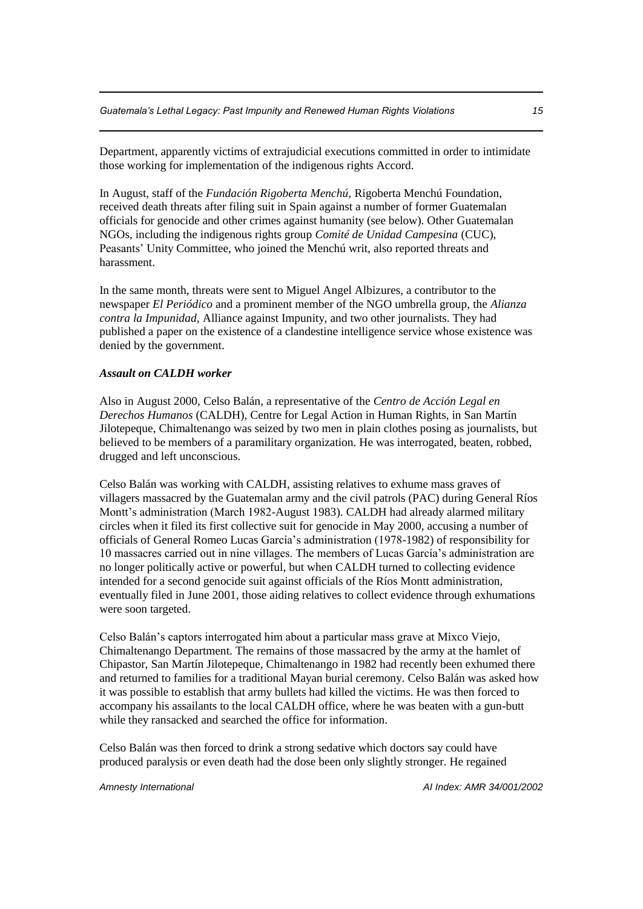Department, apparently victims of extrajudicial executions committed in order to intimidate those working for implementation of the indigenous rights Accord.

In August, staff of the *Fundación Rigoberta Menchú,* Rigoberta Menchú Foundation, received death threats after filing suit in Spain against a number of former Guatemalan officials for genocide and other crimes against humanity (see below). Other Guatemalan NGOs, including the indigenous rights group *Comité de Unidad Campesina* (CUC), Peasants' Unity Committee, who joined the Menchú writ, also reported threats and harassment.

In the same month, threats were sent to Miguel Angel Albizures, a contributor to the newspaper *El Periódico* and a prominent member of the NGO umbrella group, the *Alianza contra la Impunidad,* Alliance against Impunity, and two other journalists. They had published a paper on the existence of a clandestine intelligence service whose existence was denied by the government.

***Assault on CALDH worker***

Also in August 2000, Celso Balán, a representative of the *Centro de Acción Legal en Derechos Humanos* (CALDH), Centre for Legal Action in Human Rights, in San Martín Jilotepeque, Chimaltenango was seized by two men in plain clothes posing as journalists, but believed to be members of a paramilitary organization. He was interrogated, beaten, robbed, drugged and left unconscious.

Celso Balán was working with CALDH, assisting relatives to exhume mass graves of villagers massacred by the Guatemalan army and the civil patrols (PAC) during General Ríos Montt's administration (March 1982-August 1983). CALDH had already alarmed military circles when it filed its first collective suit for genocide in May 2000, accusing a number of officials of General Romeo Lucas García's administration (1978-1982) of responsibility for 10 massacres carried out in nine villages. The members of Lucas García's administration are no longer politically active or powerful, but when CALDH turned to collecting evidence intended for a second genocide suit against officials of the Ríos Montt administration, eventually filed in June 2001, those aiding relatives to collect evidence through exhumations were soon targeted.

Celso Balán's captors interrogated him about a particular mass grave at Mixco Viejo, Chimaltenango Department. The remains of those massacred by the army at the hamlet of Chipastor, San Martín Jilotepeque, Chimaltenango in 1982 had recently been exhumed there and returned to families for a traditional Mayan burial ceremony. Celso Balán was asked how it was possible to establish that army bullets had killed the victims. He was then forced to accompany his assailants to the local CALDH office, where he was beaten with a gun-butt while they ransacked and searched the office for information.

Celso Balán was then forced to drink a strong sedative which doctors say could have produced paralysis or even death had the dose been only slightly stronger. He regained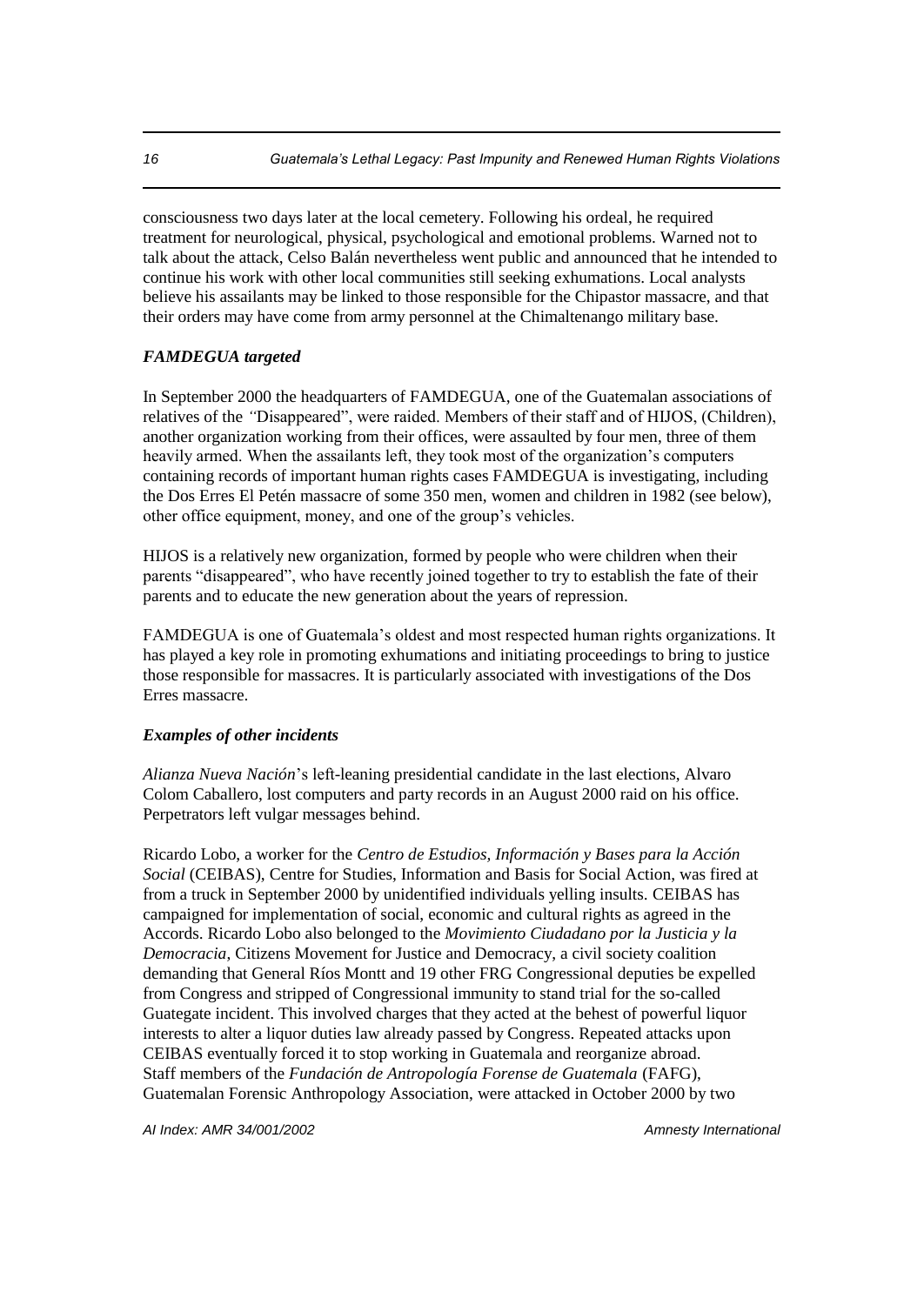consciousness two days later at the local cemetery. Following his ordeal, he required treatment for neurological, physical, psychological and emotional problems. Warned not to talk about the attack, Celso Balán nevertheless went public and announced that he intended to continue his work with other local communities still seeking exhumations. Local analysts believe his assailants may be linked to those responsible for the Chipastor massacre, and that their orders may have come from army personnel at the Chimaltenango military base.

***FAMDEGUA targeted***

In September 2000 the headquarters of FAMDEGUA, one of the Guatemalan associations of relatives of the "Disappeared", were raided. Members of their staff and of HIJOS, (Children), another organization working from their offices, were assaulted by four men, three of them heavily armed. When the assailants left, they took most of the organization's computers containing records of important human rights cases FAMDEGUA is investigating, including the Dos Erres El Petén massacre of some 350 men, women and children in 1982 (see below), other office equipment, money, and one of the group's vehicles.

HIJOS is a relatively new organization, formed by people who were children when their parents "disappeared", who have recently joined together to try to establish the fate of their parents and to educate the new generation about the years of repression.

FAMDEGUA is one of Guatemala's oldest and most respected human rights organizations. It has played a key role in promoting exhumations and initiating proceedings to bring to justice those responsible for massacres. It is particularly associated with investigations of the Dos Erres massacre.

***Examples of other incidents***

*Alianza Nueva Nación*'s left-leaning presidential candidate in the last elections, Alvaro Colom Caballero, lost computers and party records in an August 2000 raid on his office. Perpetrators left vulgar messages behind.

Ricardo Lobo, a worker for the *Centro de Estudios, Información y Bases para la Acción Social* (CEIBAS), Centre for Studies, Information and Basis for Social Action, was fired at from a truck in September 2000 by unidentified individuals yelling insults. CEIBAS has campaigned for implementation of social, economic and cultural rights as agreed in the Accords. Ricardo Lobo also belonged to the *Movimiento Ciudadano por la Justicia y la Democracia*, Citizens Movement for Justice and Democracy, a civil society coalition demanding that General Ríos Montt and 19 other FRG Congressional deputies be expelled from Congress and stripped of Congressional immunity to stand trial for the so-called Guategate incident. This involved charges that they acted at the behest of powerful liquor interests to alter a liquor duties law already passed by Congress. Repeated attacks upon CEIBAS eventually forced it to stop working in Guatemala and reorganize abroad.
Staff members of the *Fundación de Antropología Forense de Guatemala* (FAFG), Guatemalan Forensic Anthropology Association, were attacked in October 2000 by two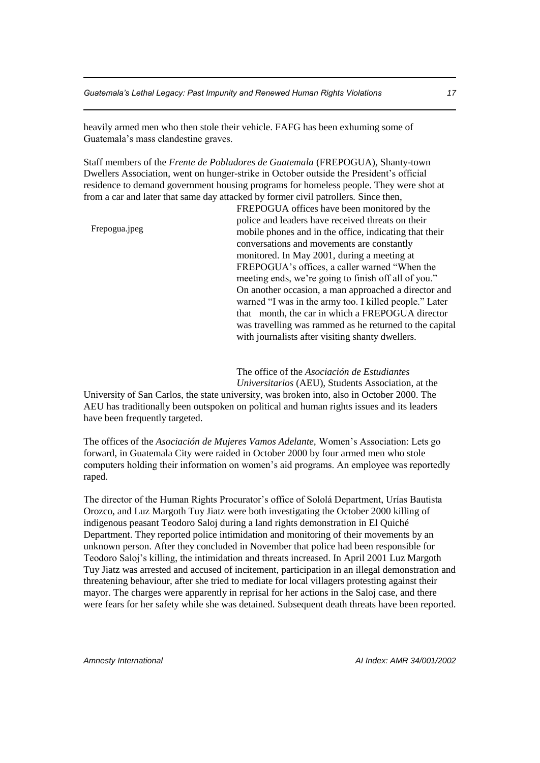heavily armed men who then stole their vehicle. FAFG has been exhuming some of Guatemala's mass clandestine graves.

Staff members of the *Frente de Pobladores de Guatemala* (FREPOGUA), Shanty-town Dwellers Association, went on hunger-strike in October outside the President's official residence to demand government housing programs for homeless people. They were shot at from a car and later that same day attacked by former civil patrollers. Since then, FREPOGUA offices have been monitored by the police and leaders have received threats on their mobile phones and in the office, indicating that their conversations and movements are constantly monitored. In May 2001, during a meeting at FREPOGUA's offices, a caller warned "When the meeting ends, we're going to finish off all of you." On another occasion, a man approached a director and warned "I was in the army too. I killed people." Later that month, the car in which a FREPOGUA director was travelling was rammed as he returned to the capital with journalists after visiting shanty dwellers.

Frepogua.jpeg

The office of the *Asociación de Estudiantes Universitarios* (AEU), Students Association, at the University of San Carlos, the state university, was broken into, also in October 2000. The AEU has traditionally been outspoken on political and human rights issues and its leaders have been frequently targeted.

The offices of the *Asociación de Mujeres Vamos Adelante,* Women's Association: Lets go forward, in Guatemala City were raided in October 2000 by four armed men who stole computers holding their information on women's aid programs. An employee was reportedly raped.

The director of the Human Rights Procurator's office of Sololá Department, Urías Bautista Orozco, and Luz Margoth Tuy Jiatz were both investigating the October 2000 killing of indigenous peasant Teodoro Saloj during a land rights demonstration in El Quiché Department. They reported police intimidation and monitoring of their movements by an unknown person. After they concluded in November that police had been responsible for Teodoro Saloj's killing, the intimidation and threats increased. In April 2001 Luz Margoth Tuy Jiatz was arrested and accused of incitement, participation in an illegal demonstration and threatening behaviour, after she tried to mediate for local villagers protesting against their mayor. The charges were apparently in reprisal for her actions in the Saloj case, and there were fears for her safety while she was detained. Subsequent death threats have been reported.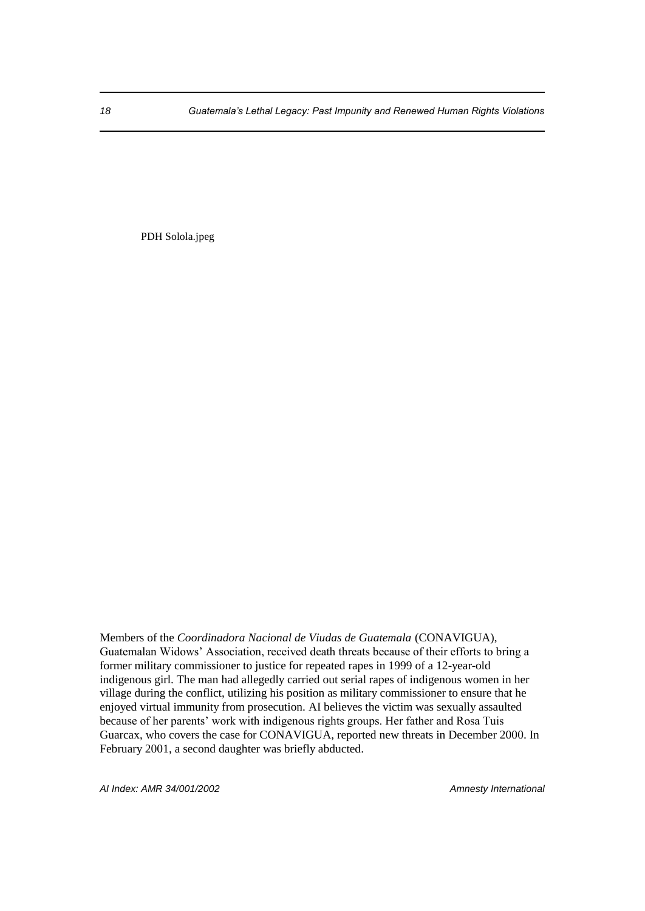PDH Solola.jpeg

Members of the *Coordinadora Nacional de Viudas de Guatemala* (CONAVIGUA), Guatemalan Widows' Association, received death threats because of their efforts to bring a former military commissioner to justice for repeated rapes in 1999 of a 12-year-old indigenous girl. The man had allegedly carried out serial rapes of indigenous women in her village during the conflict, utilizing his position as military commissioner to ensure that he enjoyed virtual immunity from prosecution. AI believes the victim was sexually assaulted because of her parents' work with indigenous rights groups. Her father and Rosa Tuis Guarcax, who covers the case for CONAVIGUA, reported new threats in December 2000. In February 2001, a second daughter was briefly abducted.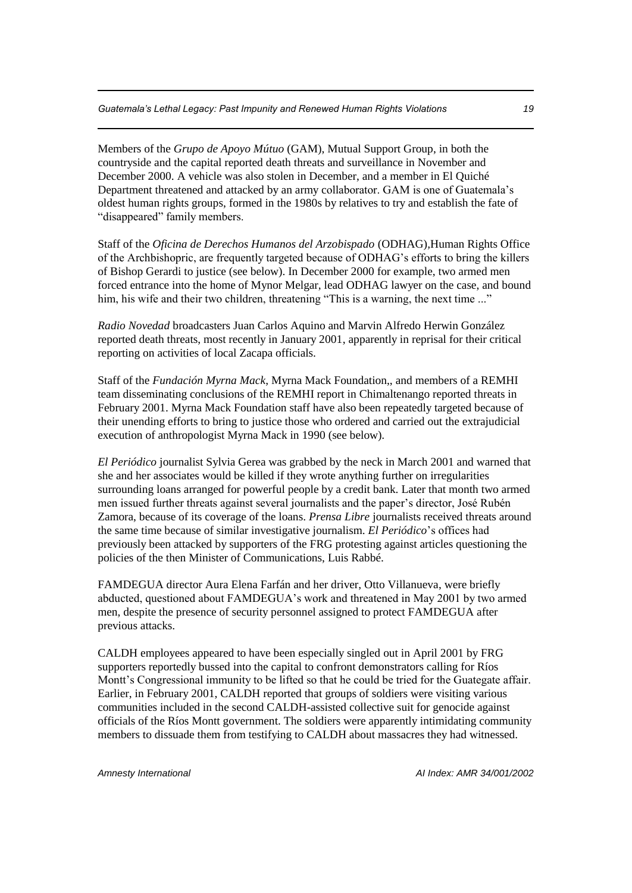Members of the *Grupo de Apoyo Mútuo* (GAM), Mutual Support Group, in both the countryside and the capital reported death threats and surveillance in November and December 2000. A vehicle was also stolen in December, and a member in El Quiché Department threatened and attacked by an army collaborator. GAM is one of Guatemala's oldest human rights groups, formed in the 1980s by relatives to try and establish the fate of "disappeared" family members.

Staff of the *Oficina de Derechos Humanos del Arzobispado* (ODHAG),Human Rights Office of the Archbishopric, are frequently targeted because of ODHAG's efforts to bring the killers of Bishop Gerardi to justice (see below). In December 2000 for example, two armed men forced entrance into the home of Mynor Melgar, lead ODHAG lawyer on the case, and bound him, his wife and their two children, threatening "This is a warning, the next time ..."

*Radio Novedad* broadcasters Juan Carlos Aquino and Marvin Alfredo Herwin González reported death threats, most recently in January 2001, apparently in reprisal for their critical reporting on activities of local Zacapa officials.

Staff of the *Fundación Myrna Mack*, Myrna Mack Foundation,, and members of a REMHI team disseminating conclusions of the REMHI report in Chimaltenango reported threats in February 2001. Myrna Mack Foundation staff have also been repeatedly targeted because of their unending efforts to bring to justice those who ordered and carried out the extrajudicial execution of anthropologist Myrna Mack in 1990 (see below).

*El Periódico* journalist Sylvia Gerea was grabbed by the neck in March 2001 and warned that she and her associates would be killed if they wrote anything further on irregularities surrounding loans arranged for powerful people by a credit bank. Later that month two armed men issued further threats against several journalists and the paper's director, José Rubén Zamora, because of its coverage of the loans. *Prensa Libre* journalists received threats around the same time because of similar investigative journalism. *El Periódico*'s offices had previously been attacked by supporters of the FRG protesting against articles questioning the policies of the then Minister of Communications, Luis Rabbé.

FAMDEGUA director Aura Elena Farfán and her driver, Otto Villanueva, were briefly abducted, questioned about FAMDEGUA's work and threatened in May 2001 by two armed men, despite the presence of security personnel assigned to protect FAMDEGUA after previous attacks.

CALDH employees appeared to have been especially singled out in April 2001 by FRG supporters reportedly bussed into the capital to confront demonstrators calling for Ríos Montt's Congressional immunity to be lifted so that he could be tried for the Guategate affair. Earlier, in February 2001, CALDH reported that groups of soldiers were visiting various communities included in the second CALDH-assisted collective suit for genocide against officials of the Ríos Montt government. The soldiers were apparently intimidating community members to dissuade them from testifying to CALDH about massacres they had witnessed.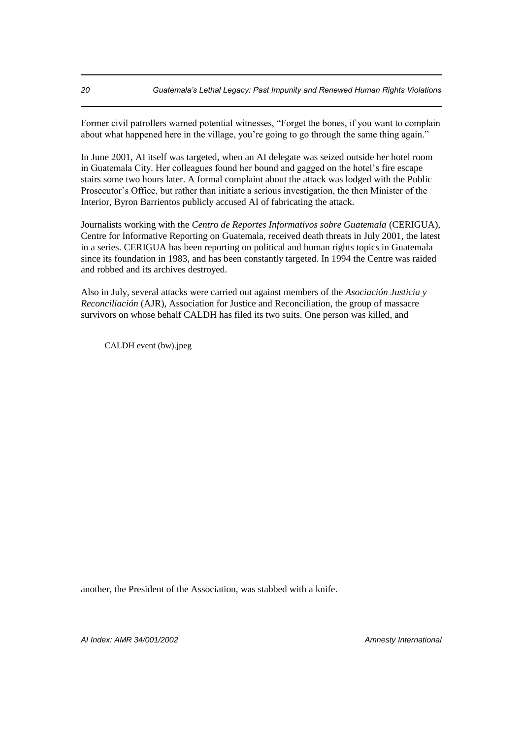Former civil patrollers warned potential witnesses, "Forget the bones, if you want to complain about what happened here in the village, you're going to go through the same thing again."

In June 2001, AI itself was targeted, when an AI delegate was seized outside her hotel room in Guatemala City. Her colleagues found her bound and gagged on the hotel's fire escape stairs some two hours later. A formal complaint about the attack was lodged with the Public Prosecutor's Office, but rather than initiate a serious investigation, the then Minister of the Interior, Byron Barrientos publicly accused AI of fabricating the attack.

Journalists working with the *Centro de Reportes Informativos sobre Guatemala* (CERIGUA), Centre for Informative Reporting on Guatemala, received death threats in July 2001, the latest in a series. CERIGUA has been reporting on political and human rights topics in Guatemala since its foundation in 1983, and has been constantly targeted. In 1994 the Centre was raided and robbed and its archives destroyed.

Also in July, several attacks were carried out against members of the *Asociación Justicia y Reconciliación* (AJR), Association for Justice and Reconciliation, the group of massacre survivors on whose behalf CALDH has filed its two suits. One person was killed, and

CALDH event (bw).jpeg

another, the President of the Association, was stabbed with a knife.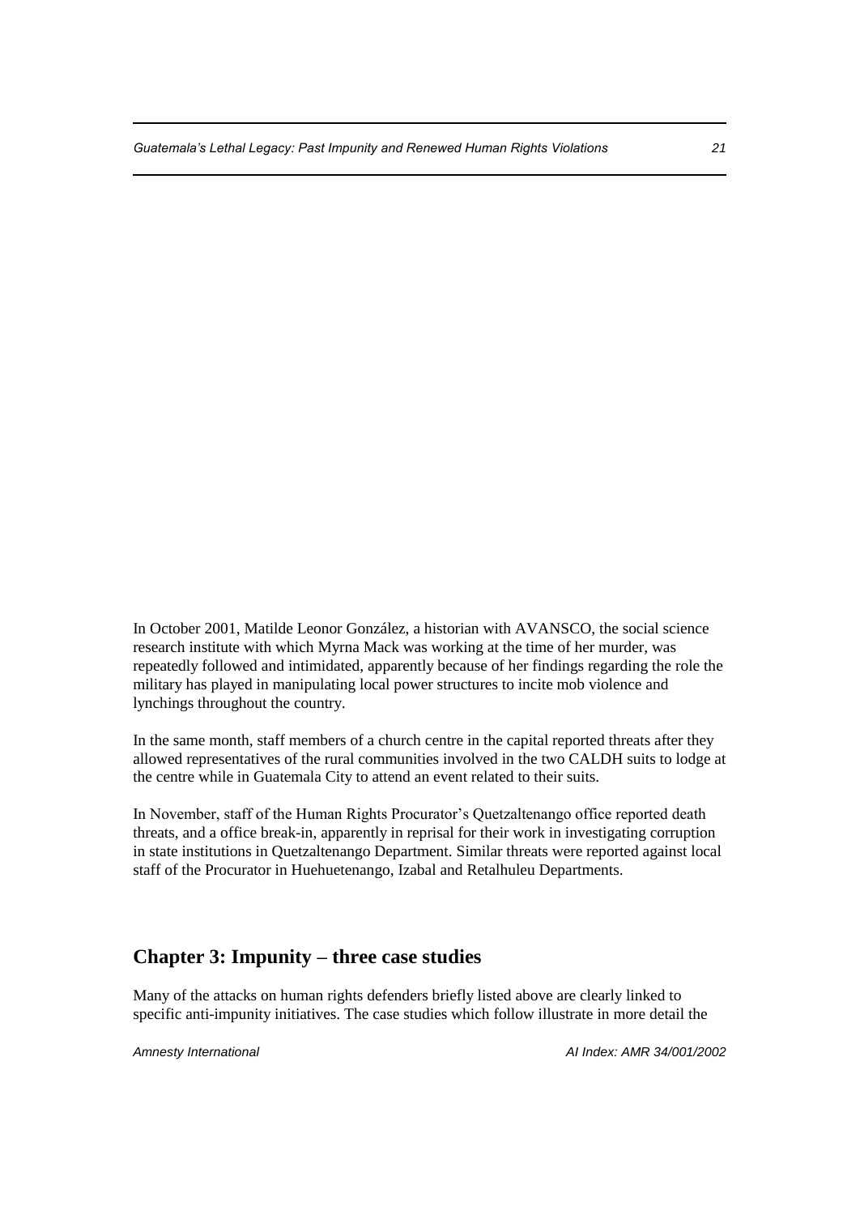In October 2001, Matilde Leonor González, a historian with AVANSCO, the social science research institute with which Myrna Mack was working at the time of her murder, was repeatedly followed and intimidated, apparently because of her findings regarding the role the military has played in manipulating local power structures to incite mob violence and lynchings throughout the country.

In the same month, staff members of a church centre in the capital reported threats after they allowed representatives of the rural communities involved in the two CALDH suits to lodge at the centre while in Guatemala City to attend an event related to their suits.

In November, staff of the Human Rights Procurator's Quetzaltenango office reported death threats, and a office break-in, apparently in reprisal for their work in investigating corruption in state institutions in Quetzaltenango Department. Similar threats were reported against local staff of the Procurator in Huehuetenango, Izabal and Retalhuleu Departments.

## Chapter 3: Impunity – three case studies

Many of the attacks on human rights defenders briefly listed above are clearly linked to specific anti-impunity initiatives. The case studies which follow illustrate in more detail the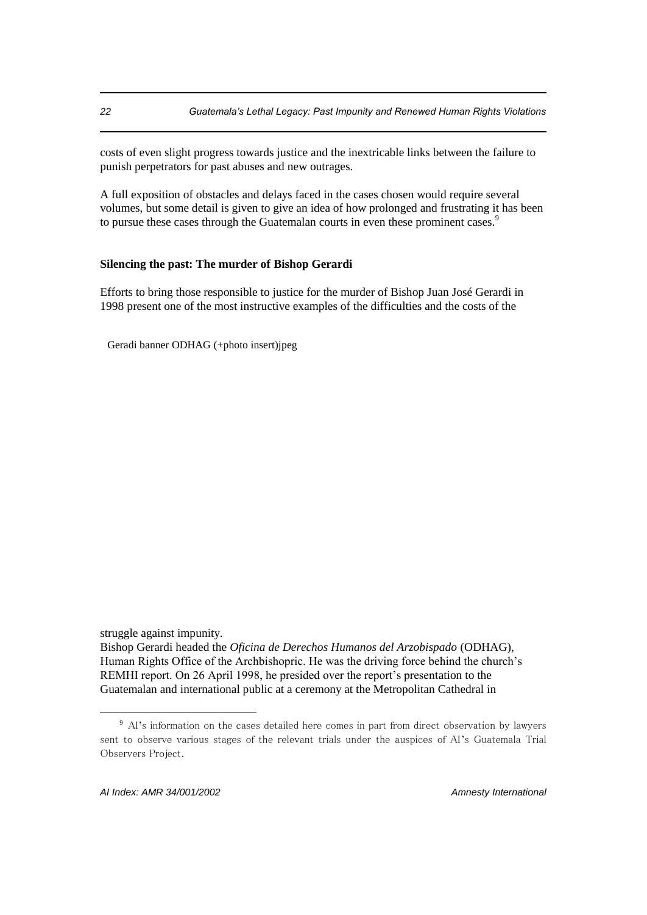costs of even slight progress towards justice and the inextricable links between the failure to punish perpetrators for past abuses and new outrages.

A full exposition of obstacles and delays faced in the cases chosen would require several volumes, but some detail is given to give an idea of how prolonged and frustrating it has been to pursue these cases through the Guatemalan courts in even these prominent cases.[9]

**Silencing the past: The murder of Bishop Gerardi**

Efforts to bring those responsible to justice for the murder of Bishop Juan José Gerardi in 1998 present one of the most instructive examples of the difficulties and the costs of the

Geradi banner ODHAG (+photo insert)jpeg

struggle against impunity.

Bishop Gerardi headed the *Oficina de Derechos Humanos del Arzobispado* (ODHAG), Human Rights Office of the Archbishopric. He was the driving force behind the church's REMHI report. On 26 April 1998, he presided over the report's presentation to the Guatemalan and international public at a ceremony at the Metropolitan Cathedral in

[9] AI's information on the cases detailed here comes in part from direct observation by lawyers sent to observe various stages of the relevant trials under the auspices of AI's Guatemala Trial Observers Project.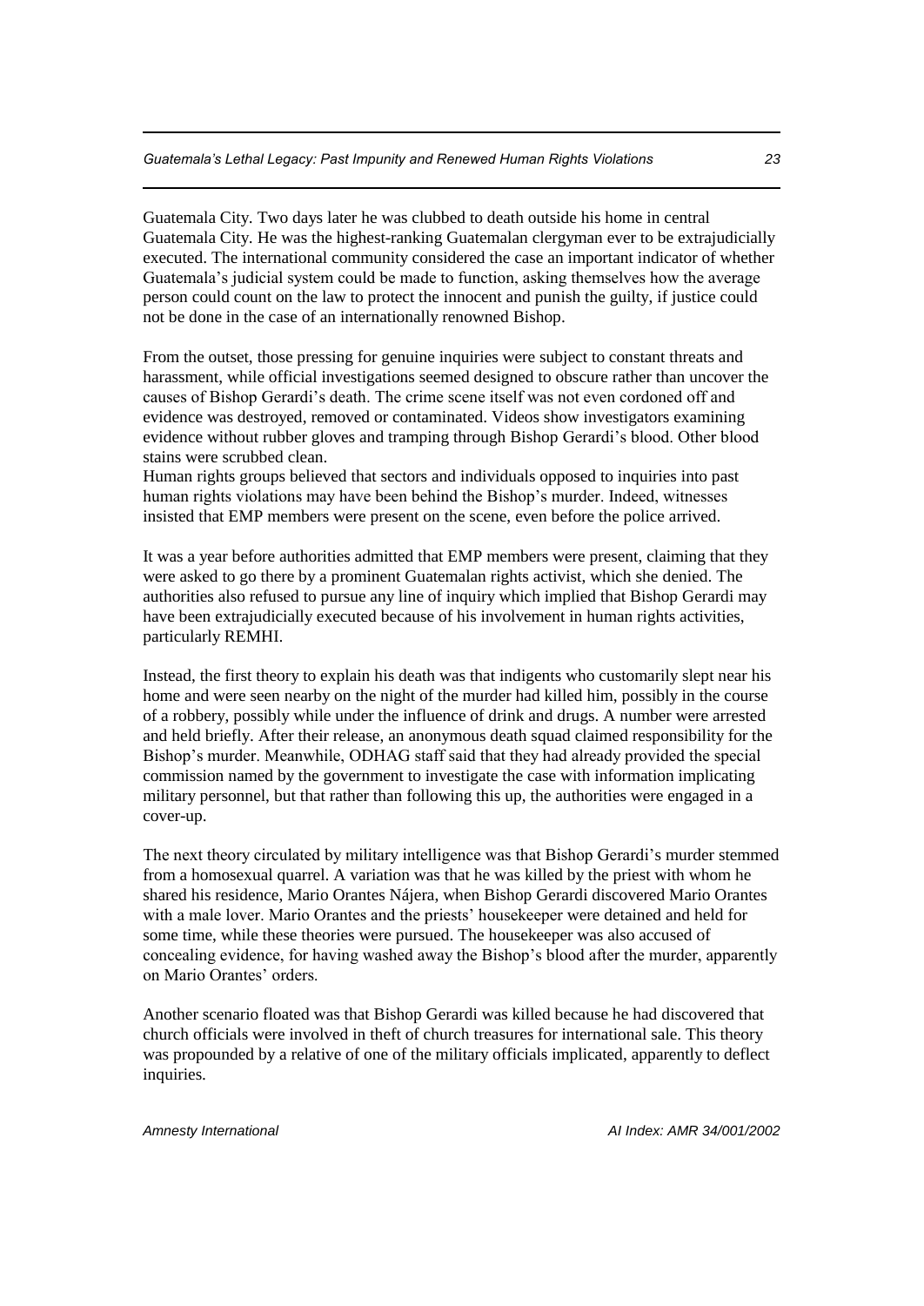Guatemala City. Two days later he was clubbed to death outside his home in central Guatemala City. He was the highest-ranking Guatemalan clergyman ever to be extrajudicially executed. The international community considered the case an important indicator of whether Guatemala's judicial system could be made to function, asking themselves how the average person could count on the law to protect the innocent and punish the guilty, if justice could not be done in the case of an internationally renowned Bishop.

From the outset, those pressing for genuine inquiries were subject to constant threats and harassment, while official investigations seemed designed to obscure rather than uncover the causes of Bishop Gerardi's death. The crime scene itself was not even cordoned off and evidence was destroyed, removed or contaminated. Videos show investigators examining evidence without rubber gloves and tramping through Bishop Gerardi's blood. Other blood stains were scrubbed clean.

Human rights groups believed that sectors and individuals opposed to inquiries into past human rights violations may have been behind the Bishop's murder. Indeed, witnesses insisted that EMP members were present on the scene, even before the police arrived.

It was a year before authorities admitted that EMP members were present, claiming that they were asked to go there by a prominent Guatemalan rights activist, which she denied. The authorities also refused to pursue any line of inquiry which implied that Bishop Gerardi may have been extrajudicially executed because of his involvement in human rights activities, particularly REMHI.

Instead, the first theory to explain his death was that indigents who customarily slept near his home and were seen nearby on the night of the murder had killed him, possibly in the course of a robbery, possibly while under the influence of drink and drugs. A number were arrested and held briefly. After their release, an anonymous death squad claimed responsibility for the Bishop's murder. Meanwhile, ODHAG staff said that they had already provided the special commission named by the government to investigate the case with information implicating military personnel, but that rather than following this up, the authorities were engaged in a cover-up.

The next theory circulated by military intelligence was that Bishop Gerardi's murder stemmed from a homosexual quarrel. A variation was that he was killed by the priest with whom he shared his residence, Mario Orantes Nájera, when Bishop Gerardi discovered Mario Orantes with a male lover. Mario Orantes and the priests' housekeeper were detained and held for some time, while these theories were pursued. The housekeeper was also accused of concealing evidence, for having washed away the Bishop's blood after the murder, apparently on Mario Orantes' orders.

Another scenario floated was that Bishop Gerardi was killed because he had discovered that church officials were involved in theft of church treasures for international sale. This theory was propounded by a relative of one of the military officials implicated, apparently to deflect inquiries.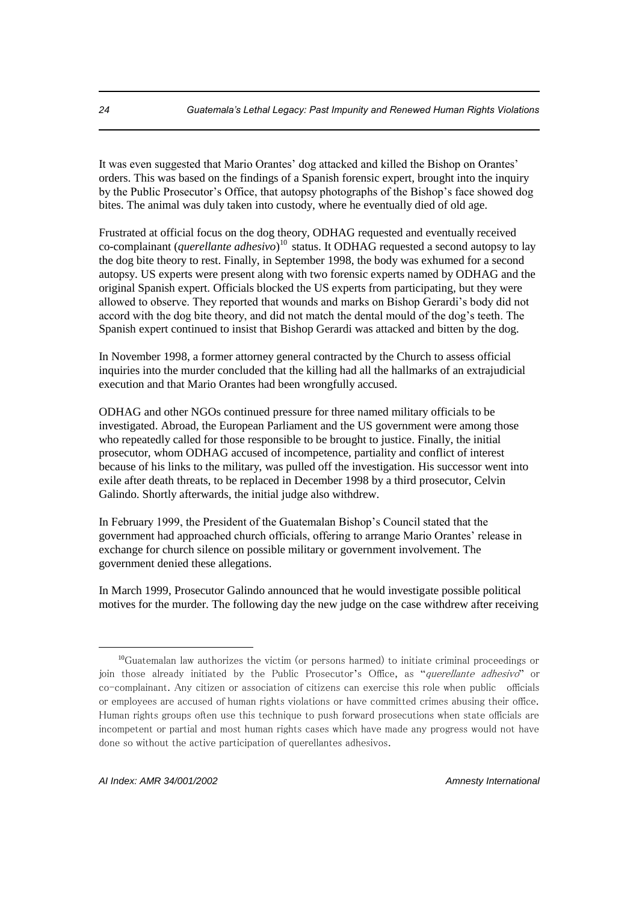It was even suggested that Mario Orantes' dog attacked and killed the Bishop on Orantes' orders. This was based on the findings of a Spanish forensic expert, brought into the inquiry by the Public Prosecutor's Office, that autopsy photographs of the Bishop's face showed dog bites. The animal was duly taken into custody, where he eventually died of old age.

Frustrated at official focus on the dog theory, ODHAG requested and eventually received co-complainant (*querellante adhesivo*)[10] status. It ODHAG requested a second autopsy to lay the dog bite theory to rest. Finally, in September 1998, the body was exhumed for a second autopsy. US experts were present along with two forensic experts named by ODHAG and the original Spanish expert. Officials blocked the US experts from participating, but they were allowed to observe. They reported that wounds and marks on Bishop Gerardi's body did not accord with the dog bite theory, and did not match the dental mould of the dog's teeth. The Spanish expert continued to insist that Bishop Gerardi was attacked and bitten by the dog.

In November 1998, a former attorney general contracted by the Church to assess official inquiries into the murder concluded that the killing had all the hallmarks of an extrajudicial execution and that Mario Orantes had been wrongfully accused.

ODHAG and other NGOs continued pressure for three named military officials to be investigated. Abroad, the European Parliament and the US government were among those who repeatedly called for those responsible to be brought to justice. Finally, the initial prosecutor, whom ODHAG accused of incompetence, partiality and conflict of interest because of his links to the military, was pulled off the investigation. His successor went into exile after death threats, to be replaced in December 1998 by a third prosecutor, Celvin Galindo. Shortly afterwards, the initial judge also withdrew.

In February 1999, the President of the Guatemalan Bishop's Council stated that the government had approached church officials, offering to arrange Mario Orantes' release in exchange for church silence on possible military or government involvement. The government denied these allegations.

In March 1999, Prosecutor Galindo announced that he would investigate possible political motives for the murder. The following day the new judge on the case withdrew after receiving

---

[10] Guatemalan law authorizes the victim (or persons harmed) to initiate criminal proceedings or join those already initiated by the Public Prosecutor's Office, as "*querellante adhesivo*" or co-complainant. Any citizen or association of citizens can exercise this role when public officials or employees are accused of human rights violations or have committed crimes abusing their office. Human rights groups often use this technique to push forward prosecutions when state officials are incompetent or partial and most human rights cases which have made any progress would not have done so without the active participation of querellantes adhesivos.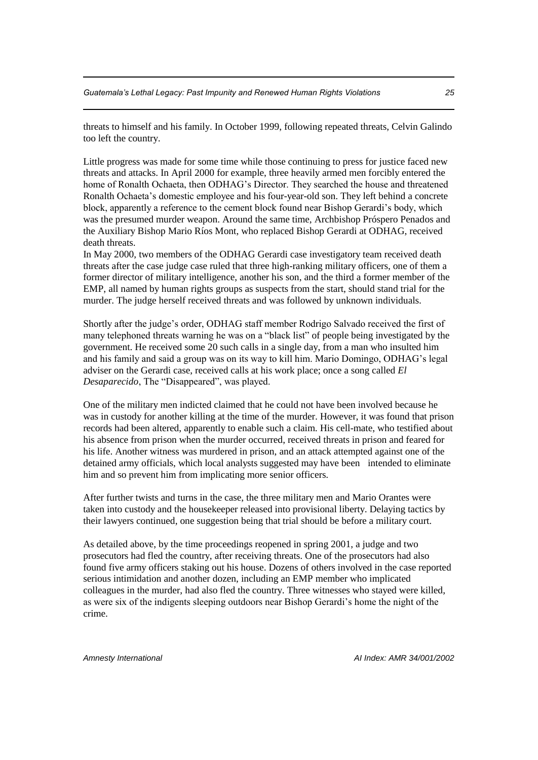threats to himself and his family. In October 1999, following repeated threats, Celvin Galindo too left the country.

Little progress was made for some time while those continuing to press for justice faced new threats and attacks. In April 2000 for example, three heavily armed men forcibly entered the home of Ronalth Ochaeta, then ODHAG's Director. They searched the house and threatened Ronalth Ochaeta's domestic employee and his four-year-old son. They left behind a concrete block, apparently a reference to the cement block found near Bishop Gerardi's body, which was the presumed murder weapon. Around the same time, Archbishop Próspero Penados and the Auxiliary Bishop Mario Ríos Mont, who replaced Bishop Gerardi at ODHAG, received death threats.

In May 2000, two members of the ODHAG Gerardi case investigatory team received death threats after the case judge case ruled that three high-ranking military officers, one of them a former director of military intelligence, another his son, and the third a former member of the EMP, all named by human rights groups as suspects from the start, should stand trial for the murder. The judge herself received threats and was followed by unknown individuals.

Shortly after the judge's order, ODHAG staff member Rodrigo Salvado received the first of many telephoned threats warning he was on a "black list" of people being investigated by the government. He received some 20 such calls in a single day, from a man who insulted him and his family and said a group was on its way to kill him. Mario Domingo, ODHAG's legal adviser on the Gerardi case, received calls at his work place; once a song called *El Desaparecido*, The "Disappeared", was played.

One of the military men indicted claimed that he could not have been involved because he was in custody for another killing at the time of the murder. However, it was found that prison records had been altered, apparently to enable such a claim. His cell-mate, who testified about his absence from prison when the murder occurred, received threats in prison and feared for his life. Another witness was murdered in prison, and an attack attempted against one of the detained army officials, which local analysts suggested may have been intended to eliminate him and so prevent him from implicating more senior officers.

After further twists and turns in the case, the three military men and Mario Orantes were taken into custody and the housekeeper released into provisional liberty. Delaying tactics by their lawyers continued, one suggestion being that trial should be before a military court.

As detailed above, by the time proceedings reopened in spring 2001, a judge and two prosecutors had fled the country, after receiving threats. One of the prosecutors had also found five army officers staking out his house. Dozens of others involved in the case reported serious intimidation and another dozen, including an EMP member who implicated colleagues in the murder, had also fled the country. Three witnesses who stayed were killed, as were six of the indigents sleeping outdoors near Bishop Gerardi's home the night of the crime.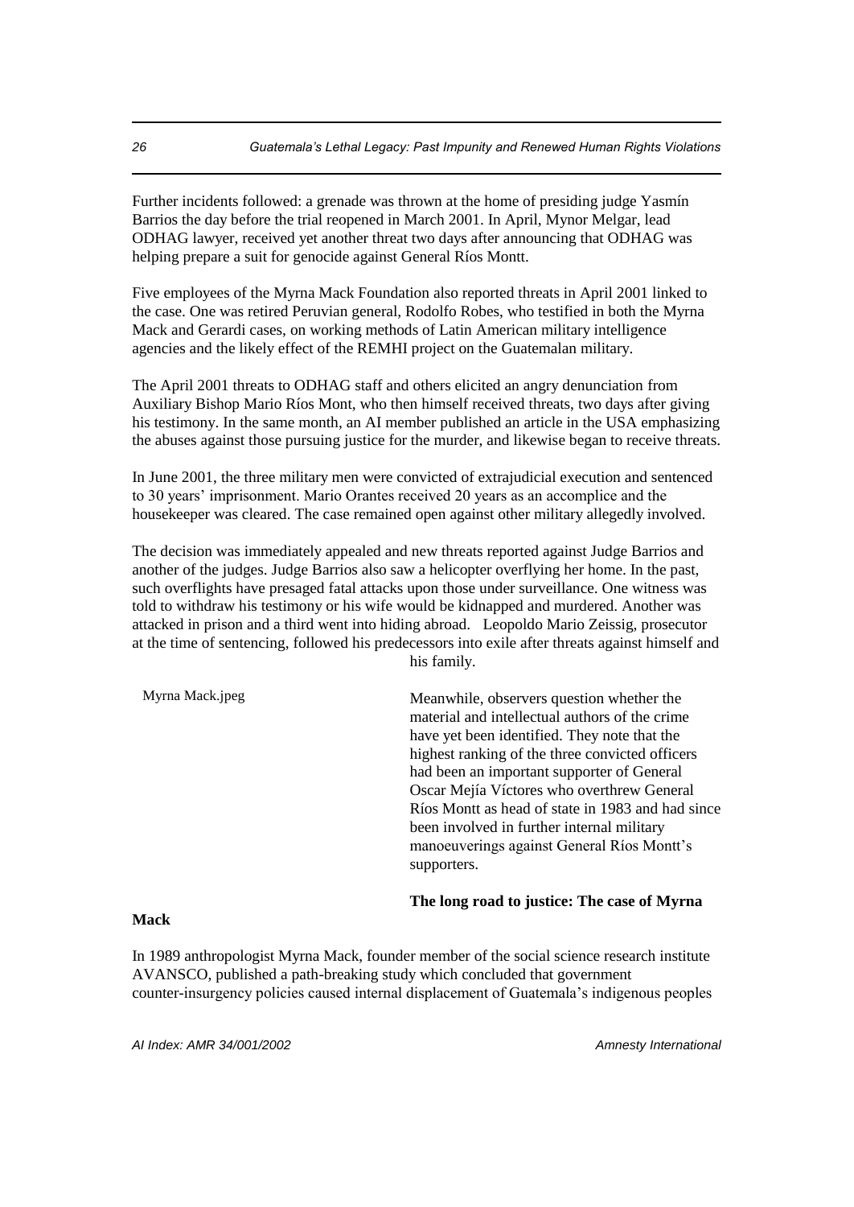Further incidents followed: a grenade was thrown at the home of presiding judge Yasmín Barrios the day before the trial reopened in March 2001. In April, Mynor Melgar, lead ODHAG lawyer, received yet another threat two days after announcing that ODHAG was helping prepare a suit for genocide against General Ríos Montt.

Five employees of the Myrna Mack Foundation also reported threats in April 2001 linked to the case. One was retired Peruvian general, Rodolfo Robes, who testified in both the Myrna Mack and Gerardi cases, on working methods of Latin American military intelligence agencies and the likely effect of the REMHI project on the Guatemalan military.

The April 2001 threats to ODHAG staff and others elicited an angry denunciation from Auxiliary Bishop Mario Ríos Mont, who then himself received threats, two days after giving his testimony. In the same month, an AI member published an article in the USA emphasizing the abuses against those pursuing justice for the murder, and likewise began to receive threats.

In June 2001, the three military men were convicted of extrajudicial execution and sentenced to 30 years' imprisonment. Mario Orantes received 20 years as an accomplice and the housekeeper was cleared. The case remained open against other military allegedly involved.

The decision was immediately appealed and new threats reported against Judge Barrios and another of the judges. Judge Barrios also saw a helicopter overflying her home. In the past, such overflights have presaged fatal attacks upon those under surveillance. One witness was told to withdraw his testimony or his wife would be kidnapped and murdered. Another was attacked in prison and a third went into hiding abroad. Leopoldo Mario Zeissig, prosecutor at the time of sentencing, followed his predecessors into exile after threats against himself and his family.

Myrna Mack.jpeg

Meanwhile, observers question whether the material and intellectual authors of the crime have yet been identified. They note that the highest ranking of the three convicted officers had been an important supporter of General Oscar Mejía Víctores who overthrew General Ríos Montt as head of state in 1983 and had since been involved in further internal military manoeuverings against General Ríos Montt's supporters.

**The long road to justice: The case of Myrna Mack**

In 1989 anthropologist Myrna Mack, founder member of the social science research institute AVANSCO, published a path-breaking study which concluded that government counter-insurgency policies caused internal displacement of Guatemala's indigenous peoples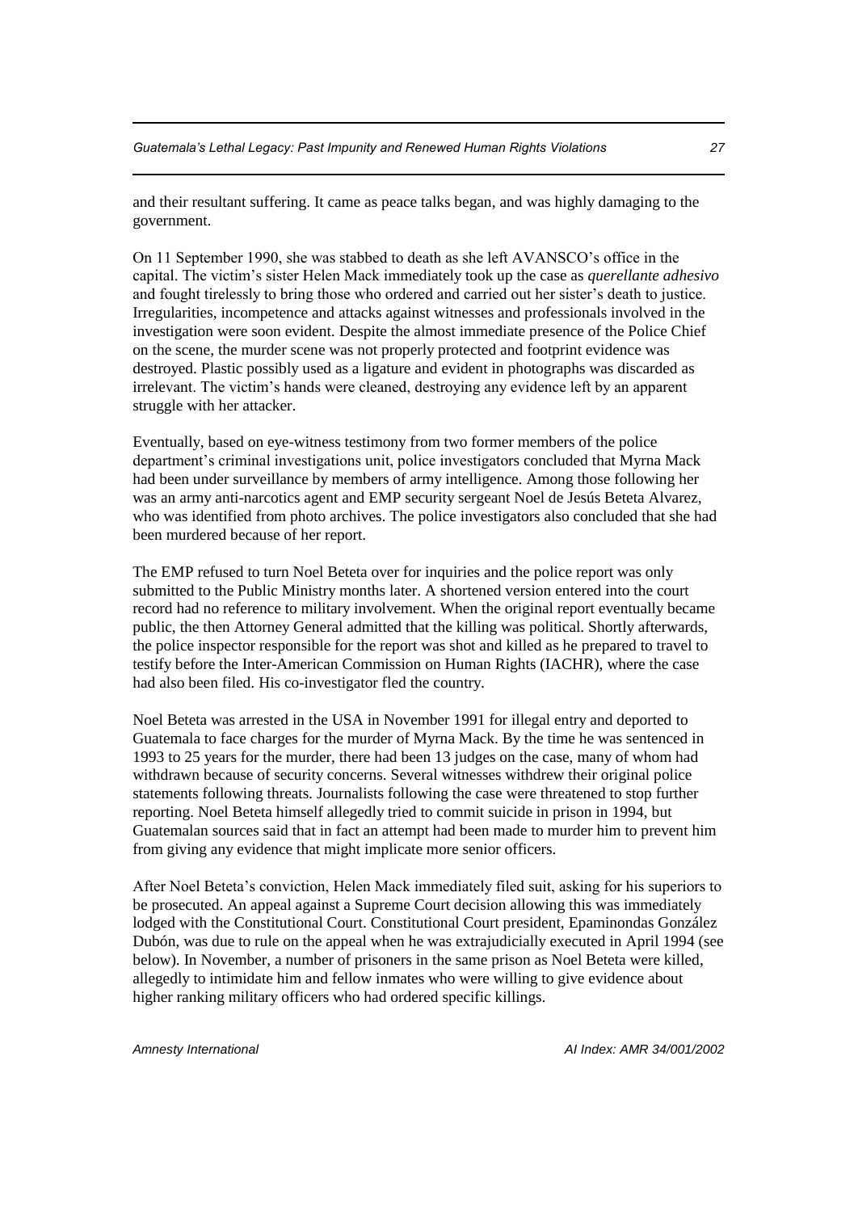and their resultant suffering. It came as peace talks began, and was highly damaging to the government.

On 11 September 1990, she was stabbed to death as she left AVANSCO's office in the capital. The victim's sister Helen Mack immediately took up the case as *querellante adhesivo* and fought tirelessly to bring those who ordered and carried out her sister's death to justice. Irregularities, incompetence and attacks against witnesses and professionals involved in the investigation were soon evident. Despite the almost immediate presence of the Police Chief on the scene, the murder scene was not properly protected and footprint evidence was destroyed. Plastic possibly used as a ligature and evident in photographs was discarded as irrelevant. The victim's hands were cleaned, destroying any evidence left by an apparent struggle with her attacker.

Eventually, based on eye-witness testimony from two former members of the police department's criminal investigations unit, police investigators concluded that Myrna Mack had been under surveillance by members of army intelligence. Among those following her was an army anti-narcotics agent and EMP security sergeant Noel de Jesús Beteta Alvarez, who was identified from photo archives. The police investigators also concluded that she had been murdered because of her report.

The EMP refused to turn Noel Beteta over for inquiries and the police report was only submitted to the Public Ministry months later. A shortened version entered into the court record had no reference to military involvement. When the original report eventually became public, the then Attorney General admitted that the killing was political. Shortly afterwards, the police inspector responsible for the report was shot and killed as he prepared to travel to testify before the Inter-American Commission on Human Rights (IACHR), where the case had also been filed. His co-investigator fled the country.

Noel Beteta was arrested in the USA in November 1991 for illegal entry and deported to Guatemala to face charges for the murder of Myrna Mack. By the time he was sentenced in 1993 to 25 years for the murder, there had been 13 judges on the case, many of whom had withdrawn because of security concerns. Several witnesses withdrew their original police statements following threats. Journalists following the case were threatened to stop further reporting. Noel Beteta himself allegedly tried to commit suicide in prison in 1994, but Guatemalan sources said that in fact an attempt had been made to murder him to prevent him from giving any evidence that might implicate more senior officers.

After Noel Beteta's conviction, Helen Mack immediately filed suit, asking for his superiors to be prosecuted. An appeal against a Supreme Court decision allowing this was immediately lodged with the Constitutional Court. Constitutional Court president, Epaminondas González Dubón, was due to rule on the appeal when he was extrajudicially executed in April 1994 (see below). In November, a number of prisoners in the same prison as Noel Beteta were killed, allegedly to intimidate him and fellow inmates who were willing to give evidence about higher ranking military officers who had ordered specific killings.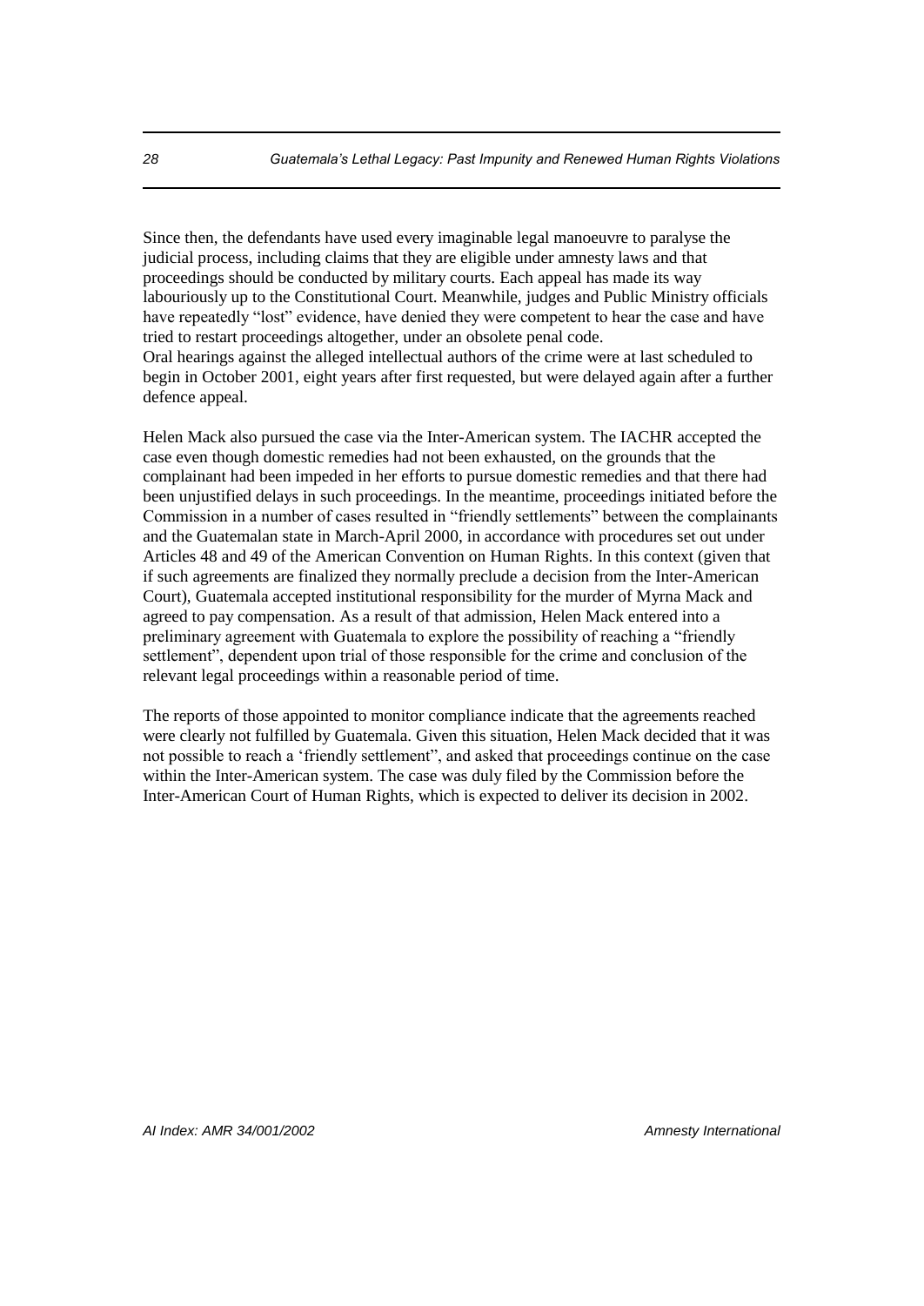Since then, the defendants have used every imaginable legal manoeuvre to paralyse the judicial process, including claims that they are eligible under amnesty laws and that proceedings should be conducted by military courts. Each appeal has made its way labouriously up to the Constitutional Court. Meanwhile, judges and Public Ministry officials have repeatedly "lost" evidence, have denied they were competent to hear the case and have tried to restart proceedings altogether, under an obsolete penal code.
Oral hearings against the alleged intellectual authors of the crime were at last scheduled to begin in October 2001, eight years after first requested, but were delayed again after a further defence appeal.

Helen Mack also pursued the case via the Inter-American system. The IACHR accepted the case even though domestic remedies had not been exhausted, on the grounds that the complainant had been impeded in her efforts to pursue domestic remedies and that there had been unjustified delays in such proceedings. In the meantime, proceedings initiated before the Commission in a number of cases resulted in "friendly settlements" between the complainants and the Guatemalan state in March-April 2000, in accordance with procedures set out under Articles 48 and 49 of the American Convention on Human Rights. In this context (given that if such agreements are finalized they normally preclude a decision from the Inter-American Court), Guatemala accepted institutional responsibility for the murder of Myrna Mack and agreed to pay compensation. As a result of that admission, Helen Mack entered into a preliminary agreement with Guatemala to explore the possibility of reaching a "friendly settlement", dependent upon trial of those responsible for the crime and conclusion of the relevant legal proceedings within a reasonable period of time.

The reports of those appointed to monitor compliance indicate that the agreements reached were clearly not fulfilled by Guatemala. Given this situation, Helen Mack decided that it was not possible to reach a 'friendly settlement", and asked that proceedings continue on the case within the Inter-American system. The case was duly filed by the Commission before the Inter-American Court of Human Rights, which is expected to deliver its decision in 2002.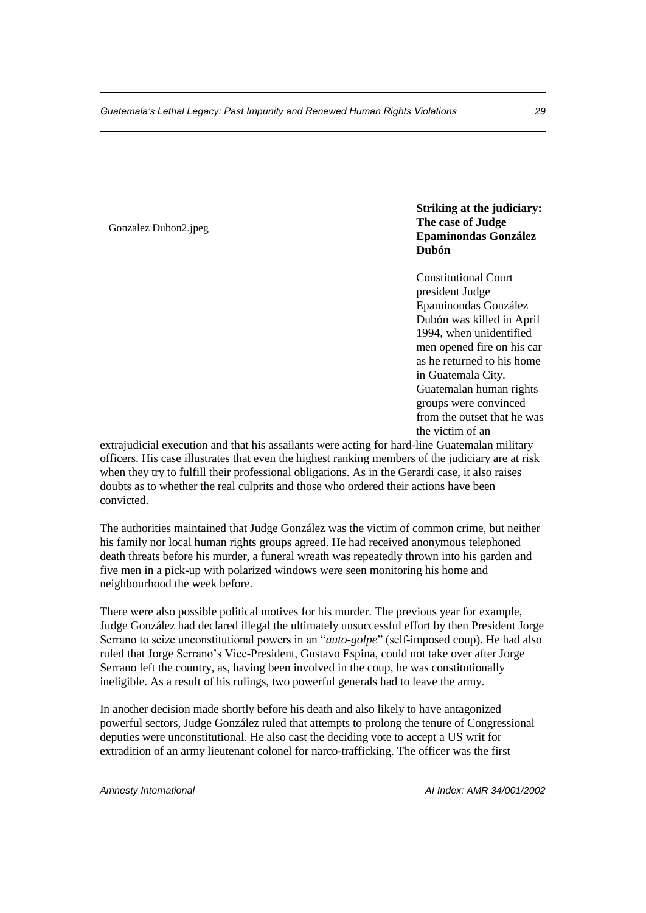Gonzalez Dubon2.jpeg

### Striking at the judiciary: The case of Judge Epaminondas González Dubón

Constitutional Court president Judge Epaminondas González Dubón was killed in April 1994, when unidentified men opened fire on his car as he returned to his home in Guatemala City. Guatemalan human rights groups were convinced from the outset that he was the victim of an extrajudicial execution and that his assailants were acting for hard-line Guatemalan military officers. His case illustrates that even the highest ranking members of the judiciary are at risk when they try to fulfill their professional obligations. As in the Gerardi case, it also raises doubts as to whether the real culprits and those who ordered their actions have been convicted.

The authorities maintained that Judge González was the victim of common crime, but neither his family nor local human rights groups agreed. He had received anonymous telephoned death threats before his murder, a funeral wreath was repeatedly thrown into his garden and five men in a pick-up with polarized windows were seen monitoring his home and neighbourhood the week before.

There were also possible political motives for his murder. The previous year for example, Judge González had declared illegal the ultimately unsuccessful effort by then President Jorge Serrano to seize unconstitutional powers in an "*auto-golpe*" (self-imposed coup). He had also ruled that Jorge Serrano's Vice-President, Gustavo Espina, could not take over after Jorge Serrano left the country, as, having been involved in the coup, he was constitutionally ineligible. As a result of his rulings, two powerful generals had to leave the army.

In another decision made shortly before his death and also likely to have antagonized powerful sectors, Judge González ruled that attempts to prolong the tenure of Congressional deputies were unconstitutional. He also cast the deciding vote to accept a US writ for extradition of an army lieutenant colonel for narco-trafficking. The officer was the first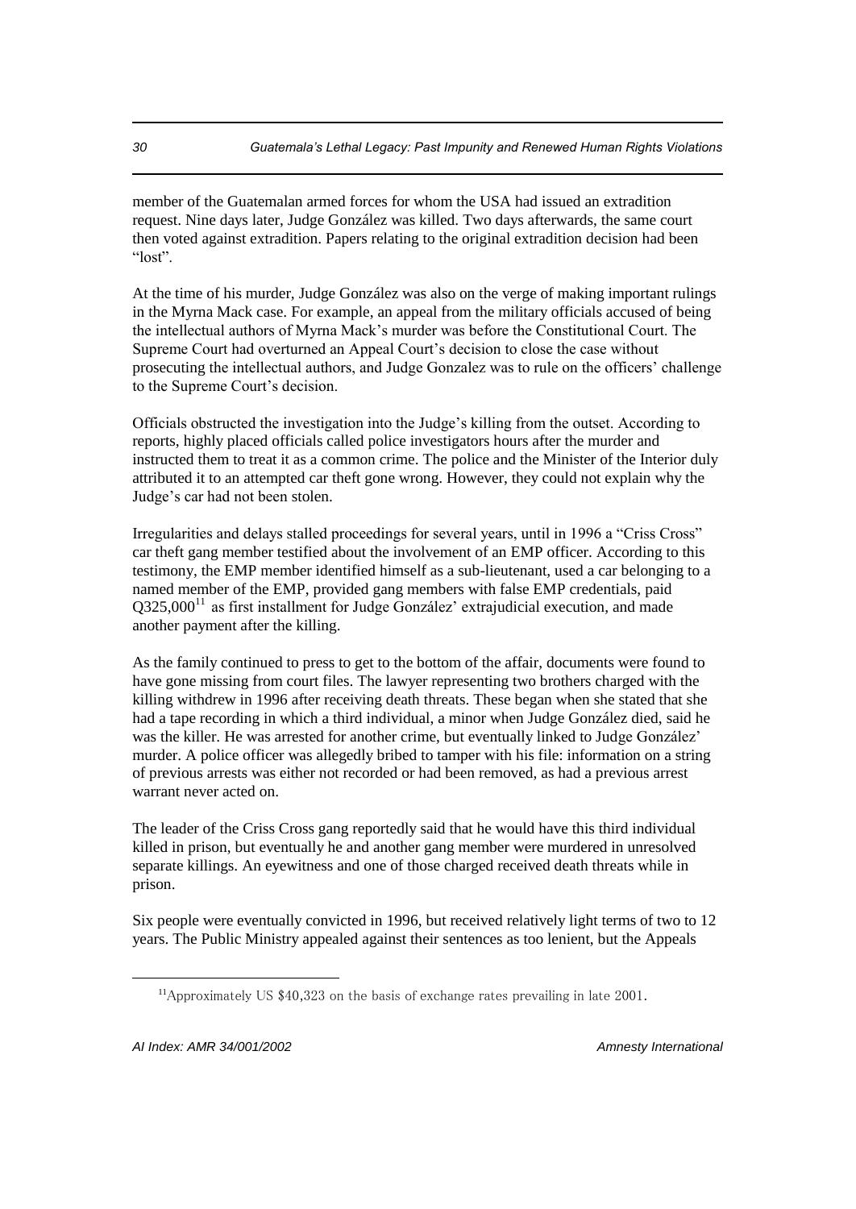member of the Guatemalan armed forces for whom the USA had issued an extradition request. Nine days later, Judge González was killed. Two days afterwards, the same court then voted against extradition. Papers relating to the original extradition decision had been "lost".

At the time of his murder, Judge González was also on the verge of making important rulings in the Myrna Mack case. For example, an appeal from the military officials accused of being the intellectual authors of Myrna Mack's murder was before the Constitutional Court. The Supreme Court had overturned an Appeal Court's decision to close the case without prosecuting the intellectual authors, and Judge Gonzalez was to rule on the officers' challenge to the Supreme Court's decision.

Officials obstructed the investigation into the Judge's killing from the outset. According to reports, highly placed officials called police investigators hours after the murder and instructed them to treat it as a common crime. The police and the Minister of the Interior duly attributed it to an attempted car theft gone wrong. However, they could not explain why the Judge's car had not been stolen.

Irregularities and delays stalled proceedings for several years, until in 1996 a "Criss Cross" car theft gang member testified about the involvement of an EMP officer. According to this testimony, the EMP member identified himself as a sub-lieutenant, used a car belonging to a named member of the EMP, provided gang members with false EMP credentials, paid Q325,000[11] as first installment for Judge González' extrajudicial execution, and made another payment after the killing.

As the family continued to press to get to the bottom of the affair, documents were found to have gone missing from court files. The lawyer representing two brothers charged with the killing withdrew in 1996 after receiving death threats. These began when she stated that she had a tape recording in which a third individual, a minor when Judge González died, said he was the killer. He was arrested for another crime, but eventually linked to Judge González' murder. A police officer was allegedly bribed to tamper with his file: information on a string of previous arrests was either not recorded or had been removed, as had a previous arrest warrant never acted on.

The leader of the Criss Cross gang reportedly said that he would have this third individual killed in prison, but eventually he and another gang member were murdered in unresolved separate killings. An eyewitness and one of those charged received death threats while in prison.

Six people were eventually convicted in 1996, but received relatively light terms of two to 12 years. The Public Ministry appealed against their sentences as too lenient, but the Appeals

[11] Approximately US $40,323 on the basis of exchange rates prevailing in late 2001.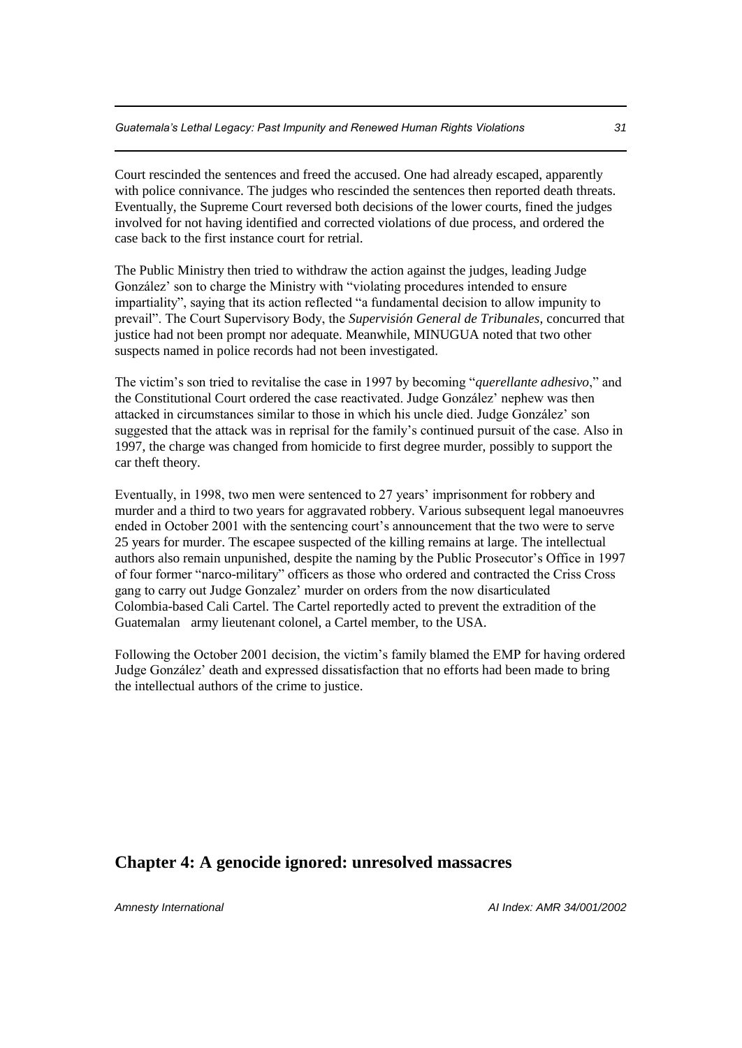Court rescinded the sentences and freed the accused. One had already escaped, apparently with police connivance. The judges who rescinded the sentences then reported death threats. Eventually, the Supreme Court reversed both decisions of the lower courts, fined the judges involved for not having identified and corrected violations of due process, and ordered the case back to the first instance court for retrial.

The Public Ministry then tried to withdraw the action against the judges, leading Judge González' son to charge the Ministry with "violating procedures intended to ensure impartiality", saying that its action reflected "a fundamental decision to allow impunity to prevail". The Court Supervisory Body, the *Supervisión General de Tribunales*, concurred that justice had not been prompt nor adequate. Meanwhile, MINUGUA noted that two other suspects named in police records had not been investigated.

The victim's son tried to revitalise the case in 1997 by becoming "*querellante adhesivo*," and the Constitutional Court ordered the case reactivated. Judge González' nephew was then attacked in circumstances similar to those in which his uncle died. Judge González' son suggested that the attack was in reprisal for the family's continued pursuit of the case. Also in 1997, the charge was changed from homicide to first degree murder, possibly to support the car theft theory.

Eventually, in 1998, two men were sentenced to 27 years' imprisonment for robbery and murder and a third to two years for aggravated robbery. Various subsequent legal manoeuvres ended in October 2001 with the sentencing court's announcement that the two were to serve 25 years for murder. The escapee suspected of the killing remains at large. The intellectual authors also remain unpunished, despite the naming by the Public Prosecutor's Office in 1997 of four former "narco-military" officers as those who ordered and contracted the Criss Cross gang to carry out Judge Gonzalez' murder on orders from the now disarticulated Colombia-based Cali Cartel. The Cartel reportedly acted to prevent the extradition of the Guatemalan army lieutenant colonel, a Cartel member, to the USA.

Following the October 2001 decision, the victim's family blamed the EMP for having ordered Judge González' death and expressed dissatisfaction that no efforts had been made to bring the intellectual authors of the crime to justice.

## Chapter 4: A genocide ignored: unresolved massacres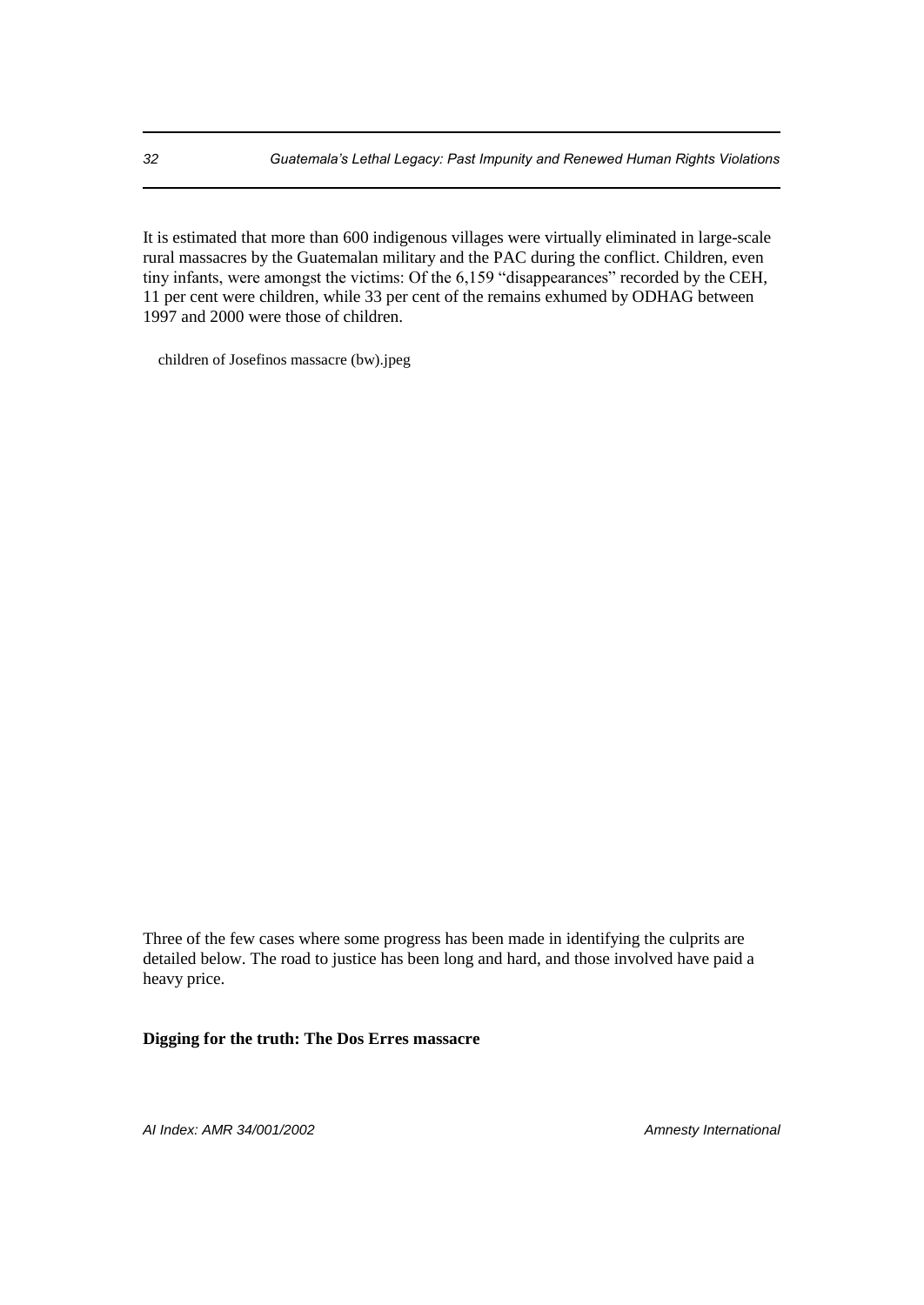It is estimated that more than 600 indigenous villages were virtually eliminated in large-scale rural massacres by the Guatemalan military and the PAC during the conflict. Children, even tiny infants, were amongst the victims: Of the 6,159 "disappearances" recorded by the CEH, 11 per cent were children, while 33 per cent of the remains exhumed by ODHAG between 1997 and 2000 were those of children.

children of Josefinos massacre (bw).jpeg

Three of the few cases where some progress has been made in identifying the culprits are detailed below. The road to justice has been long and hard, and those involved have paid a heavy price.

**Digging for the truth: The Dos Erres massacre**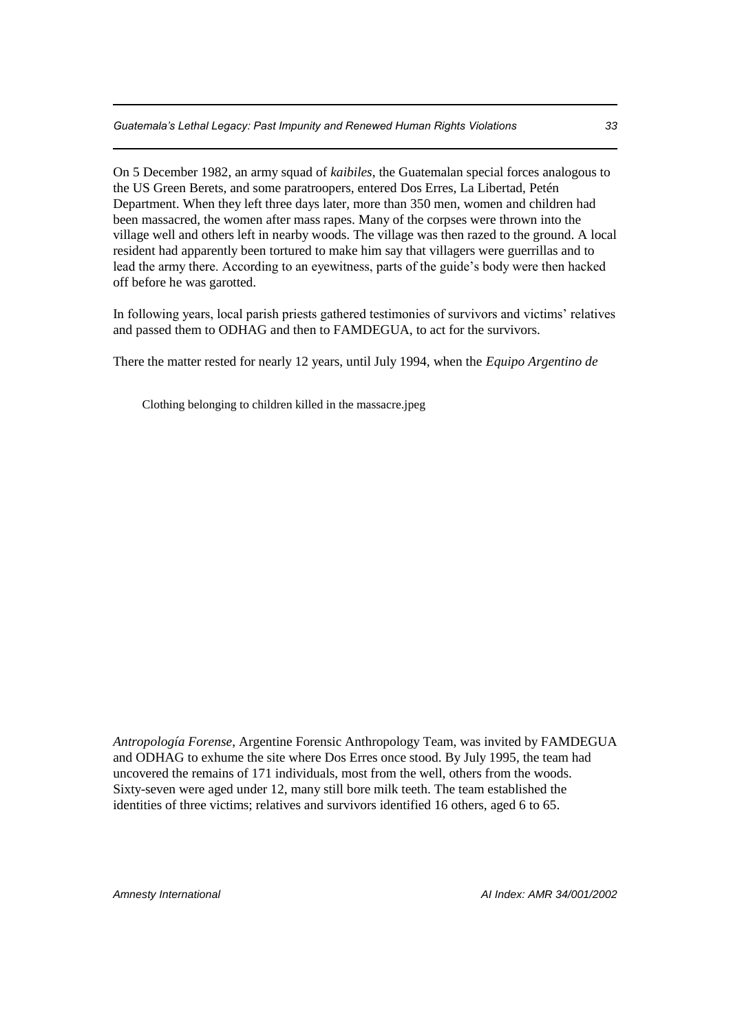On 5 December 1982, an army squad of *kaibiles*, the Guatemalan special forces analogous to the US Green Berets, and some paratroopers, entered Dos Erres, La Libertad, Petén Department. When they left three days later, more than 350 men, women and children had been massacred, the women after mass rapes. Many of the corpses were thrown into the village well and others left in nearby woods. The village was then razed to the ground. A local resident had apparently been tortured to make him say that villagers were guerrillas and to lead the army there. According to an eyewitness, parts of the guide's body were then hacked off before he was garotted.

In following years, local parish priests gathered testimonies of survivors and victims' relatives and passed them to ODHAG and then to FAMDEGUA, to act for the survivors.

There the matter rested for nearly 12 years, until July 1994, when the *Equipo Argentino de*

Clothing belonging to children killed in the massacre.jpeg

*Antropología Forense*, Argentine Forensic Anthropology Team, was invited by FAMDEGUA and ODHAG to exhume the site where Dos Erres once stood. By July 1995, the team had uncovered the remains of 171 individuals, most from the well, others from the woods. Sixty-seven were aged under 12, many still bore milk teeth. The team established the identities of three victims; relatives and survivors identified 16 others, aged 6 to 65.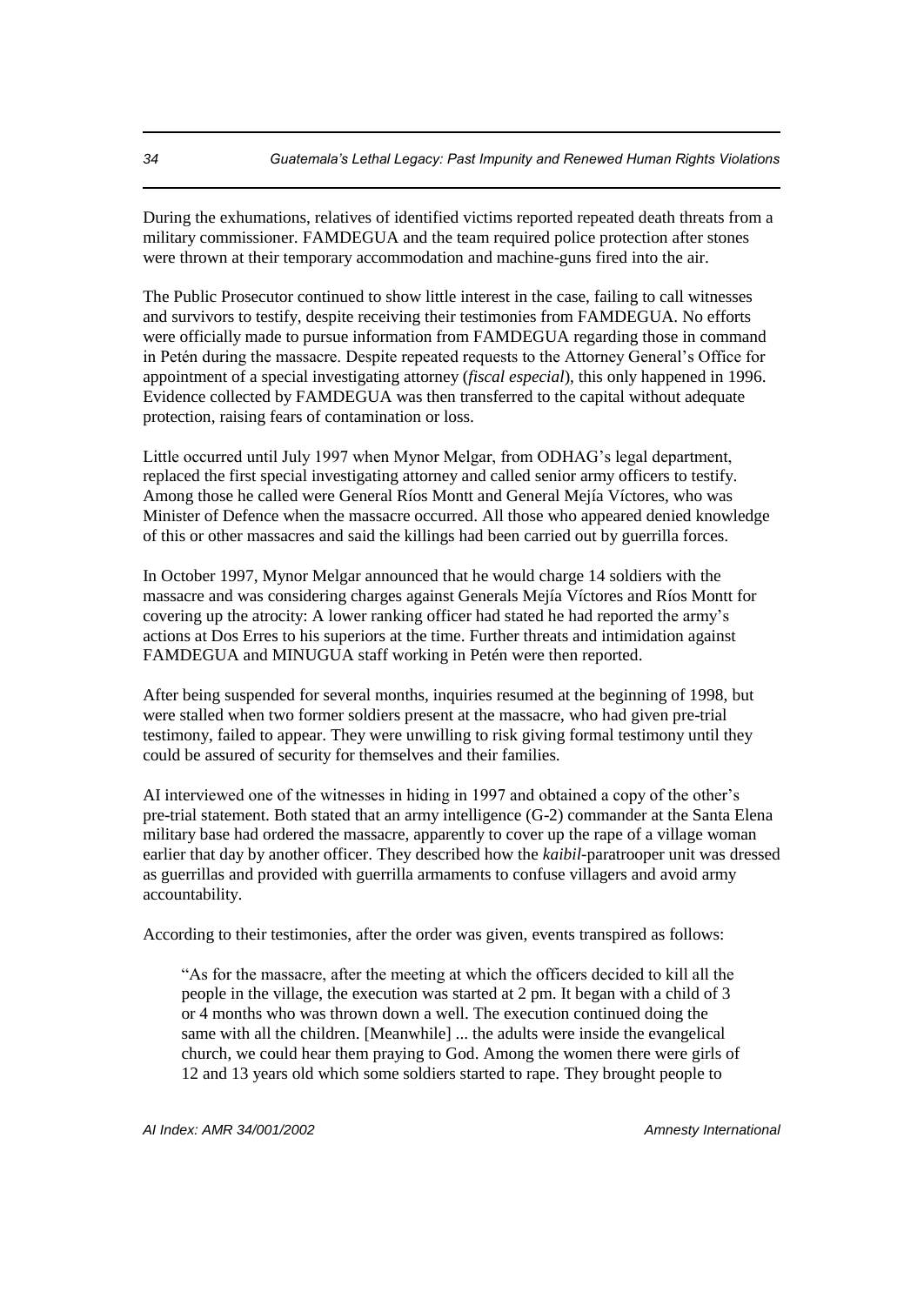During the exhumations, relatives of identified victims reported repeated death threats from a military commissioner. FAMDEGUA and the team required police protection after stones were thrown at their temporary accommodation and machine-guns fired into the air.

The Public Prosecutor continued to show little interest in the case, failing to call witnesses and survivors to testify, despite receiving their testimonies from FAMDEGUA. No efforts were officially made to pursue information from FAMDEGUA regarding those in command in Petén during the massacre. Despite repeated requests to the Attorney General's Office for appointment of a special investigating attorney (*fiscal especial*), this only happened in 1996. Evidence collected by FAMDEGUA was then transferred to the capital without adequate protection, raising fears of contamination or loss.

Little occurred until July 1997 when Mynor Melgar, from ODHAG's legal department, replaced the first special investigating attorney and called senior army officers to testify. Among those he called were General Ríos Montt and General Mejía Víctores, who was Minister of Defence when the massacre occurred. All those who appeared denied knowledge of this or other massacres and said the killings had been carried out by guerrilla forces.

In October 1997, Mynor Melgar announced that he would charge 14 soldiers with the massacre and was considering charges against Generals Mejía Víctores and Ríos Montt for covering up the atrocity: A lower ranking officer had stated he had reported the army's actions at Dos Erres to his superiors at the time. Further threats and intimidation against FAMDEGUA and MINUGUA staff working in Petén were then reported.

After being suspended for several months, inquiries resumed at the beginning of 1998, but were stalled when two former soldiers present at the massacre, who had given pre-trial testimony, failed to appear. They were unwilling to risk giving formal testimony until they could be assured of security for themselves and their families.

AI interviewed one of the witnesses in hiding in 1997 and obtained a copy of the other's pre-trial statement. Both stated that an army intelligence (G-2) commander at the Santa Elena military base had ordered the massacre, apparently to cover up the rape of a village woman earlier that day by another officer. They described how the *kaibil*-paratrooper unit was dressed as guerrillas and provided with guerrilla armaments to confuse villagers and avoid army accountability.

According to their testimonies, after the order was given, events transpired as follows:

> "As for the massacre, after the meeting at which the officers decided to kill all the people in the village, the execution was started at 2 pm. It began with a child of 3 or 4 months who was thrown down a well. The execution continued doing the same with all the children. [Meanwhile] ... the adults were inside the evangelical church, we could hear them praying to God. Among the women there were girls of 12 and 13 years old which some soldiers started to rape. They brought people to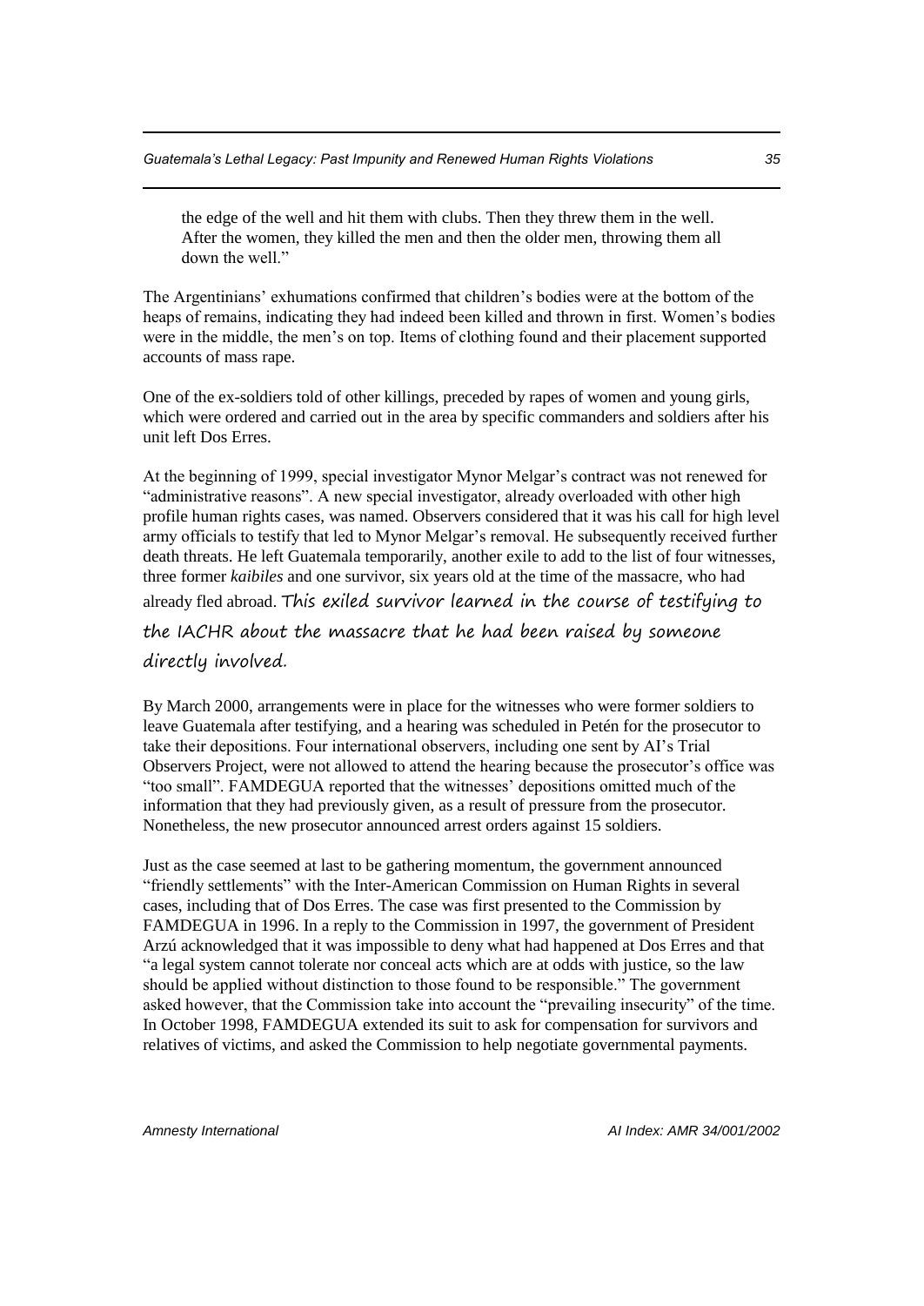the edge of the well and hit them with clubs. Then they threw them in the well. After the women, they killed the men and then the older men, throwing them all down the well."

The Argentinians' exhumations confirmed that children's bodies were at the bottom of the heaps of remains, indicating they had indeed been killed and thrown in first. Women's bodies were in the middle, the men's on top. Items of clothing found and their placement supported accounts of mass rape.

One of the ex-soldiers told of other killings, preceded by rapes of women and young girls, which were ordered and carried out in the area by specific commanders and soldiers after his unit left Dos Erres.

At the beginning of 1999, special investigator Mynor Melgar's contract was not renewed for "administrative reasons". A new special investigator, already overloaded with other high profile human rights cases, was named. Observers considered that it was his call for high level army officials to testify that led to Mynor Melgar's removal. He subsequently received further death threats. He left Guatemala temporarily, another exile to add to the list of four witnesses, three former *kaibiles* and one survivor, six years old at the time of the massacre, who had already fled abroad. This exiled survivor learned in the course of testifying to the IACHR about the massacre that he had been raised by someone directly involved.

By March 2000, arrangements were in place for the witnesses who were former soldiers to leave Guatemala after testifying, and a hearing was scheduled in Petén for the prosecutor to take their depositions. Four international observers, including one sent by AI's Trial Observers Project, were not allowed to attend the hearing because the prosecutor's office was "too small". FAMDEGUA reported that the witnesses' depositions omitted much of the information that they had previously given, as a result of pressure from the prosecutor. Nonetheless, the new prosecutor announced arrest orders against 15 soldiers.

Just as the case seemed at last to be gathering momentum, the government announced "friendly settlements" with the Inter-American Commission on Human Rights in several cases, including that of Dos Erres. The case was first presented to the Commission by FAMDEGUA in 1996. In a reply to the Commission in 1997, the government of President Arzú acknowledged that it was impossible to deny what had happened at Dos Erres and that "a legal system cannot tolerate nor conceal acts which are at odds with justice, so the law should be applied without distinction to those found to be responsible." The government asked however, that the Commission take into account the "prevailing insecurity" of the time. In October 1998, FAMDEGUA extended its suit to ask for compensation for survivors and relatives of victims, and asked the Commission to help negotiate governmental payments.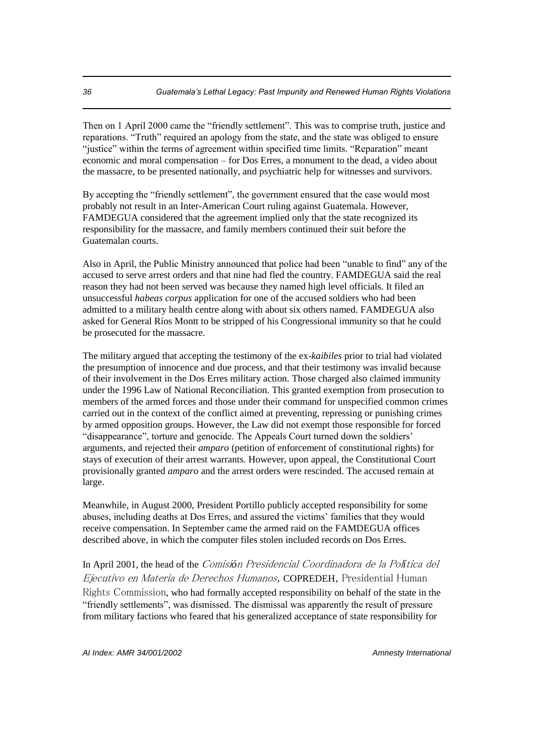Then on 1 April 2000 came the "friendly settlement". This was to comprise truth, justice and reparations. "Truth" required an apology from the state, and the state was obliged to ensure "justice" within the terms of agreement within specified time limits. "Reparation" meant economic and moral compensation – for Dos Erres, a monument to the dead, a video about the massacre, to be presented nationally, and psychiatric help for witnesses and survivors.

By accepting the "friendly settlement", the government ensured that the case would most probably not result in an Inter-American Court ruling against Guatemala. However, FAMDEGUA considered that the agreement implied only that the state recognized its responsibility for the massacre, and family members continued their suit before the Guatemalan courts.

Also in April, the Public Ministry announced that police had been "unable to find" any of the accused to serve arrest orders and that nine had fled the country. FAMDEGUA said the real reason they had not been served was because they named high level officials. It filed an unsuccessful *habeas corpus* application for one of the accused soldiers who had been admitted to a military health centre along with about six others named. FAMDEGUA also asked for General Ríos Montt to be stripped of his Congressional immunity so that he could be prosecuted for the massacre.

The military argued that accepting the testimony of the ex-*kaibiles* prior to trial had violated the presumption of innocence and due process, and that their testimony was invalid because of their involvement in the Dos Erres military action. Those charged also claimed immunity under the 1996 Law of National Reconciliation. This granted exemption from prosecution to members of the armed forces and those under their command for unspecified common crimes carried out in the context of the conflict aimed at preventing, repressing or punishing crimes by armed opposition groups. However, the Law did not exempt those responsible for forced "disappearance", torture and genocide. The Appeals Court turned down the soldiers' arguments, and rejected their *amparo* (petition of enforcement of constitutional rights) for stays of execution of their arrest warrants. However, upon appeal, the Constitutional Court provisionally granted *amparo* and the arrest orders were rescinded. The accused remain at large.

Meanwhile, in August 2000, President Portillo publicly accepted responsibility for some abuses, including deaths at Dos Erres, and assured the victims' families that they would receive compensation. In September came the armed raid on the FAMDEGUA offices described above, in which the computer files stolen included records on Dos Erres.

In April 2001, the head of the *Comisión Presidencial Coordinadora de la Política del Ejecutivo en Materia de Derechos Humanos,* COPREDEH, Presidential Human Rights Commission, who had formally accepted responsibility on behalf of the state in the "friendly settlements", was dismissed. The dismissal was apparently the result of pressure from military factions who feared that his generalized acceptance of state responsibility for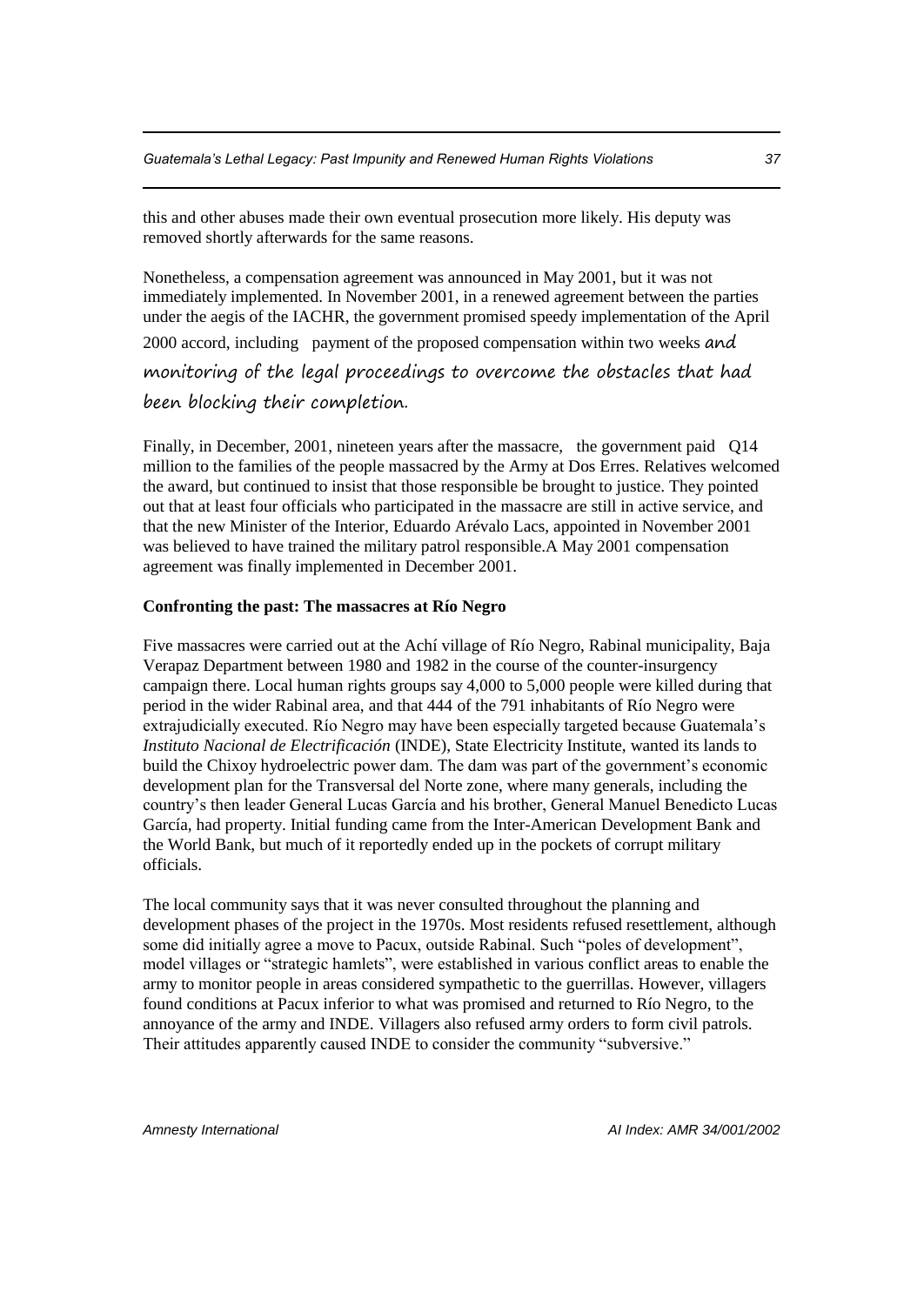this and other abuses made their own eventual prosecution more likely. His deputy was removed shortly afterwards for the same reasons.

Nonetheless, a compensation agreement was announced in May 2001, but it was not immediately implemented. In November 2001, in a renewed agreement between the parties under the aegis of the IACHR, the government promised speedy implementation of the April 2000 accord, including payment of the proposed compensation within two weeks and monitoring of the legal proceedings to overcome the obstacles that had been blocking their completion.

Finally, in December, 2001, nineteen years after the massacre, the government paid Q14 million to the families of the people massacred by the Army at Dos Erres. Relatives welcomed the award, but continued to insist that those responsible be brought to justice. They pointed out that at least four officials who participated in the massacre are still in active service, and that the new Minister of the Interior, Eduardo Arévalo Lacs, appointed in November 2001 was believed to have trained the military patrol responsible.A May 2001 compensation agreement was finally implemented in December 2001.

**Confronting the past: The massacres at Río Negro**

Five massacres were carried out at the Achí village of Río Negro, Rabinal municipality, Baja Verapaz Department between 1980 and 1982 in the course of the counter-insurgency campaign there. Local human rights groups say 4,000 to 5,000 people were killed during that period in the wider Rabinal area, and that 444 of the 791 inhabitants of Río Negro were extrajudicially executed. Río Negro may have been especially targeted because Guatemala's *Instituto Nacional de Electrificación* (INDE), State Electricity Institute, wanted its lands to build the Chixoy hydroelectric power dam. The dam was part of the government's economic development plan for the Transversal del Norte zone, where many generals, including the country's then leader General Lucas García and his brother, General Manuel Benedicto Lucas García, had property. Initial funding came from the Inter-American Development Bank and the World Bank, but much of it reportedly ended up in the pockets of corrupt military officials.

The local community says that it was never consulted throughout the planning and development phases of the project in the 1970s. Most residents refused resettlement, although some did initially agree a move to Pacux, outside Rabinal. Such "poles of development", model villages or "strategic hamlets", were established in various conflict areas to enable the army to monitor people in areas considered sympathetic to the guerrillas. However, villagers found conditions at Pacux inferior to what was promised and returned to Río Negro, to the annoyance of the army and INDE. Villagers also refused army orders to form civil patrols. Their attitudes apparently caused INDE to consider the community "subversive."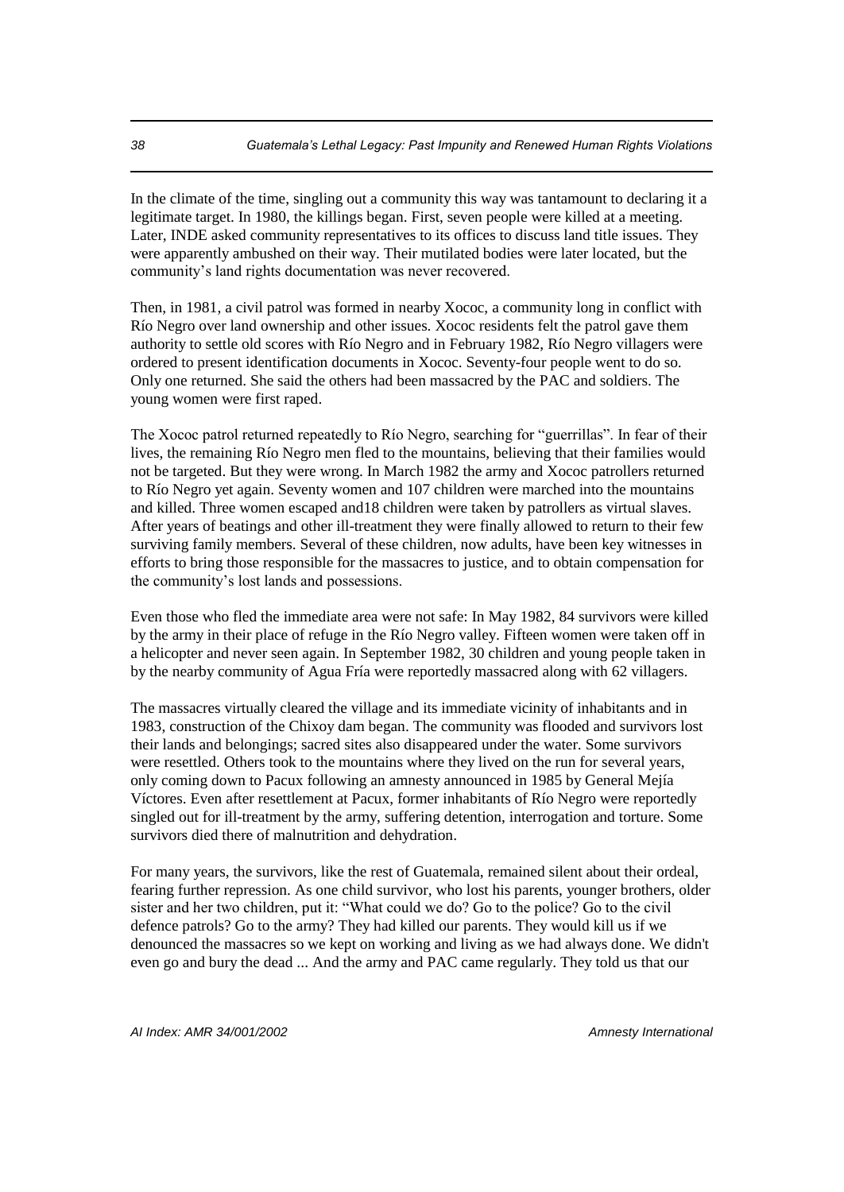In the climate of the time, singling out a community this way was tantamount to declaring it a legitimate target. In 1980, the killings began. First, seven people were killed at a meeting. Later, INDE asked community representatives to its offices to discuss land title issues. They were apparently ambushed on their way. Their mutilated bodies were later located, but the community's land rights documentation was never recovered.

Then, in 1981, a civil patrol was formed in nearby Xococ, a community long in conflict with Río Negro over land ownership and other issues. Xococ residents felt the patrol gave them authority to settle old scores with Río Negro and in February 1982, Río Negro villagers were ordered to present identification documents in Xococ. Seventy-four people went to do so. Only one returned. She said the others had been massacred by the PAC and soldiers. The young women were first raped.

The Xococ patrol returned repeatedly to Río Negro, searching for "guerrillas". In fear of their lives, the remaining Río Negro men fled to the mountains, believing that their families would not be targeted. But they were wrong. In March 1982 the army and Xococ patrollers returned to Río Negro yet again. Seventy women and 107 children were marched into the mountains and killed. Three women escaped and18 children were taken by patrollers as virtual slaves. After years of beatings and other ill-treatment they were finally allowed to return to their few surviving family members. Several of these children, now adults, have been key witnesses in efforts to bring those responsible for the massacres to justice, and to obtain compensation for the community's lost lands and possessions.

Even those who fled the immediate area were not safe: In May 1982, 84 survivors were killed by the army in their place of refuge in the Río Negro valley. Fifteen women were taken off in a helicopter and never seen again. In September 1982, 30 children and young people taken in by the nearby community of Agua Fría were reportedly massacred along with 62 villagers.

The massacres virtually cleared the village and its immediate vicinity of inhabitants and in 1983, construction of the Chixoy dam began. The community was flooded and survivors lost their lands and belongings; sacred sites also disappeared under the water. Some survivors were resettled. Others took to the mountains where they lived on the run for several years, only coming down to Pacux following an amnesty announced in 1985 by General Mejía Víctores. Even after resettlement at Pacux, former inhabitants of Río Negro were reportedly singled out for ill-treatment by the army, suffering detention, interrogation and torture. Some survivors died there of malnutrition and dehydration.

For many years, the survivors, like the rest of Guatemala, remained silent about their ordeal, fearing further repression. As one child survivor, who lost his parents, younger brothers, older sister and her two children, put it: "What could we do? Go to the police? Go to the civil defence patrols? Go to the army? They had killed our parents. They would kill us if we denounced the massacres so we kept on working and living as we had always done. We didn't even go and bury the dead ... And the army and PAC came regularly. They told us that our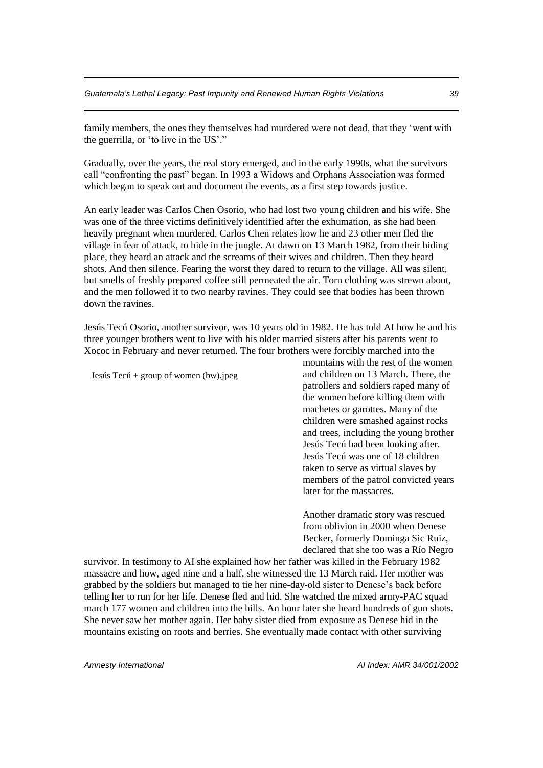family members, the ones they themselves had murdered were not dead, that they 'went with the guerrilla, or 'to live in the US'."

Gradually, over the years, the real story emerged, and in the early 1990s, what the survivors call "confronting the past" began. In 1993 a Widows and Orphans Association was formed which began to speak out and document the events, as a first step towards justice.

An early leader was Carlos Chen Osorio, who had lost two young children and his wife. She was one of the three victims definitively identified after the exhumation, as she had been heavily pregnant when murdered. Carlos Chen relates how he and 23 other men fled the village in fear of attack, to hide in the jungle. At dawn on 13 March 1982, from their hiding place, they heard an attack and the screams of their wives and children. Then they heard shots. And then silence. Fearing the worst they dared to return to the village. All was silent, but smells of freshly prepared coffee still permeated the air. Torn clothing was strewn about, and the men followed it to two nearby ravines. They could see that bodies has been thrown down the ravines.

Jesús Tecú Osorio, another survivor, was 10 years old in 1982. He has told AI how he and his three younger brothers went to live with his older married sisters after his parents went to Xococ in February and never returned. The four brothers were forcibly marched into the mountains with the rest of the women and children on 13 March. There, the patrollers and soldiers raped many of the women before killing them with machetes or garottes. Many of the children were smashed against rocks and trees, including the young brother Jesús Tecú had been looking after. Jesús Tecú was one of 18 children taken to serve as virtual slaves by members of the patrol convicted years later for the massacres.

Jesús Tecú + group of women (bw).jpeg

Another dramatic story was rescued from oblivion in 2000 when Denese Becker, formerly Dominga Sic Ruiz, declared that she too was a Río Negro survivor. In testimony to AI she explained how her father was killed in the February 1982 massacre and how, aged nine and a half, she witnessed the 13 March raid. Her mother was grabbed by the soldiers but managed to tie her nine-day-old sister to Denese's back before telling her to run for her life. Denese fled and hid. She watched the mixed army-PAC squad march 177 women and children into the hills. An hour later she heard hundreds of gun shots. She never saw her mother again. Her baby sister died from exposure as Denese hid in the mountains existing on roots and berries. She eventually made contact with other surviving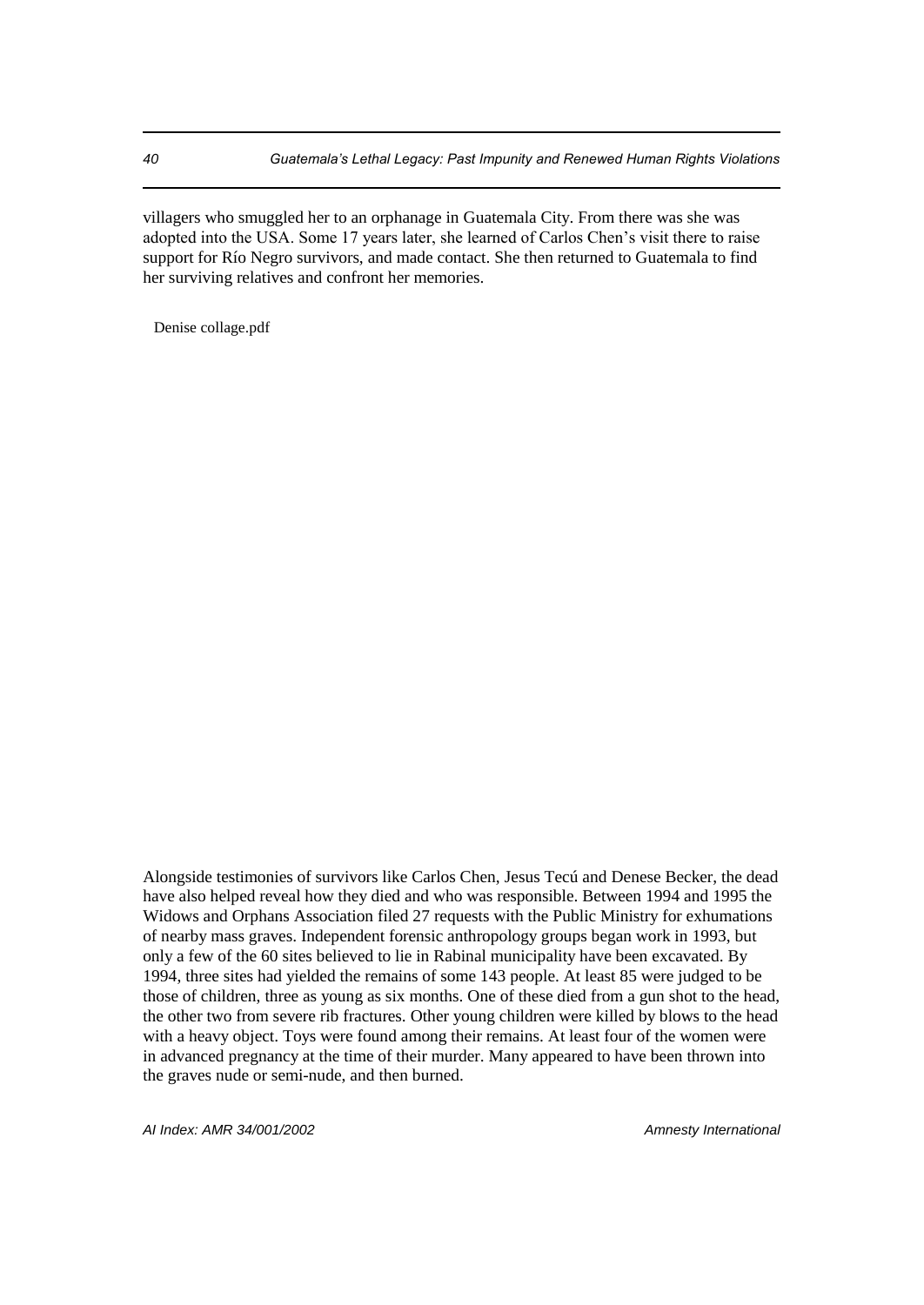villagers who smuggled her to an orphanage in Guatemala City. From there was she was adopted into the USA. Some 17 years later, she learned of Carlos Chen's visit there to raise support for Río Negro survivors, and made contact. She then returned to Guatemala to find her surviving relatives and confront her memories.

Denise collage.pdf

Alongside testimonies of survivors like Carlos Chen, Jesus Tecú and Denese Becker, the dead have also helped reveal how they died and who was responsible. Between 1994 and 1995 the Widows and Orphans Association filed 27 requests with the Public Ministry for exhumations of nearby mass graves. Independent forensic anthropology groups began work in 1993, but only a few of the 60 sites believed to lie in Rabinal municipality have been excavated. By 1994, three sites had yielded the remains of some 143 people. At least 85 were judged to be those of children, three as young as six months. One of these died from a gun shot to the head, the other two from severe rib fractures. Other young children were killed by blows to the head with a heavy object. Toys were found among their remains. At least four of the women were in advanced pregnancy at the time of their murder. Many appeared to have been thrown into the graves nude or semi-nude, and then burned.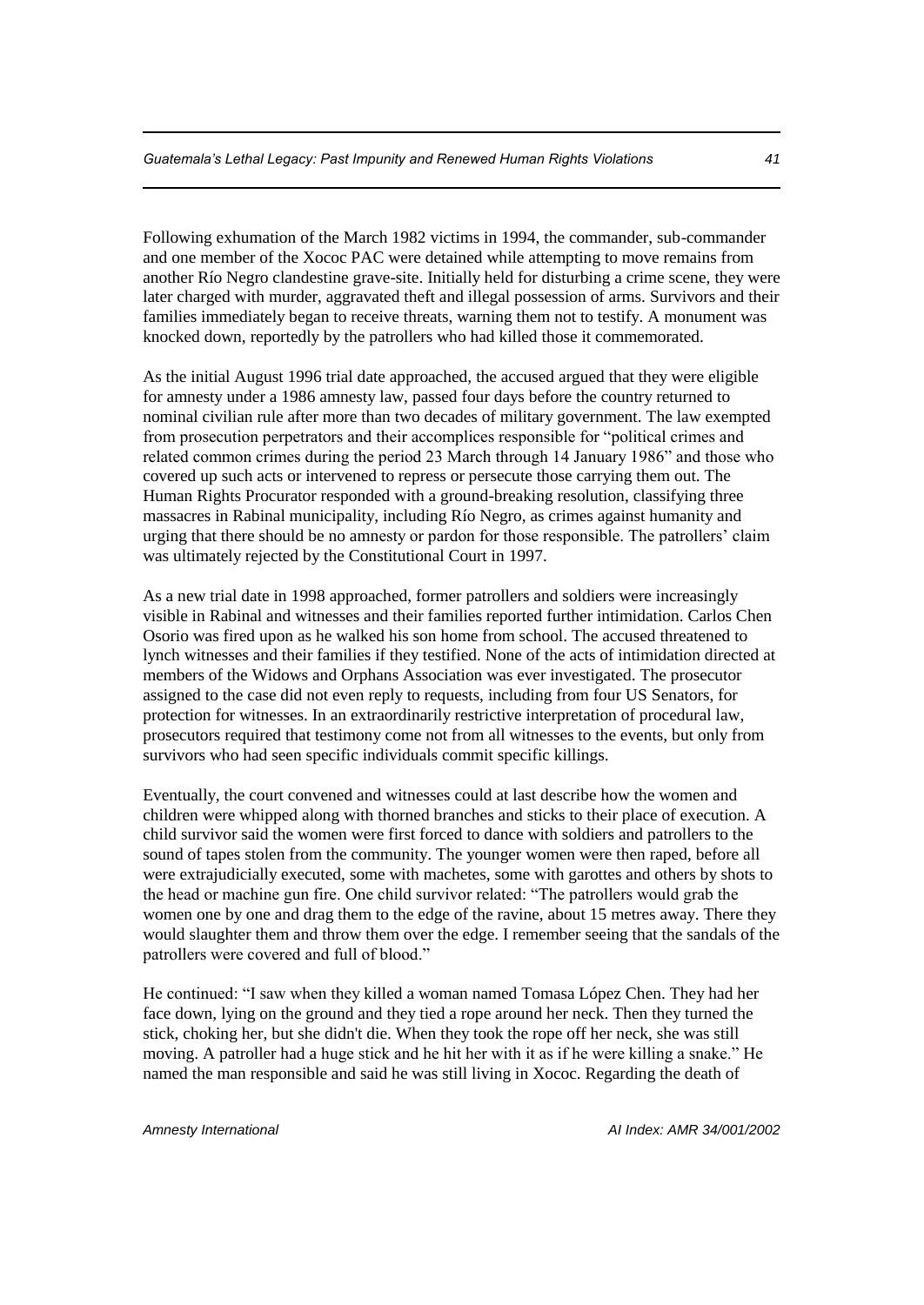Following exhumation of the March 1982 victims in 1994, the commander, sub-commander and one member of the Xococ PAC were detained while attempting to move remains from another Río Negro clandestine grave-site. Initially held for disturbing a crime scene, they were later charged with murder, aggravated theft and illegal possession of arms. Survivors and their families immediately began to receive threats, warning them not to testify. A monument was knocked down, reportedly by the patrollers who had killed those it commemorated.

As the initial August 1996 trial date approached, the accused argued that they were eligible for amnesty under a 1986 amnesty law, passed four days before the country returned to nominal civilian rule after more than two decades of military government. The law exempted from prosecution perpetrators and their accomplices responsible for "political crimes and related common crimes during the period 23 March through 14 January 1986" and those who covered up such acts or intervened to repress or persecute those carrying them out. The Human Rights Procurator responded with a ground-breaking resolution, classifying three massacres in Rabinal municipality, including Río Negro, as crimes against humanity and urging that there should be no amnesty or pardon for those responsible. The patrollers' claim was ultimately rejected by the Constitutional Court in 1997.

As a new trial date in 1998 approached, former patrollers and soldiers were increasingly visible in Rabinal and witnesses and their families reported further intimidation. Carlos Chen Osorio was fired upon as he walked his son home from school. The accused threatened to lynch witnesses and their families if they testified. None of the acts of intimidation directed at members of the Widows and Orphans Association was ever investigated. The prosecutor assigned to the case did not even reply to requests, including from four US Senators, for protection for witnesses. In an extraordinarily restrictive interpretation of procedural law, prosecutors required that testimony come not from all witnesses to the events, but only from survivors who had seen specific individuals commit specific killings.

Eventually, the court convened and witnesses could at last describe how the women and children were whipped along with thorned branches and sticks to their place of execution. A child survivor said the women were first forced to dance with soldiers and patrollers to the sound of tapes stolen from the community. The younger women were then raped, before all were extrajudicially executed, some with machetes, some with garottes and others by shots to the head or machine gun fire. One child survivor related: "The patrollers would grab the women one by one and drag them to the edge of the ravine, about 15 metres away. There they would slaughter them and throw them over the edge. I remember seeing that the sandals of the patrollers were covered and full of blood."

He continued: "I saw when they killed a woman named Tomasa López Chen. They had her face down, lying on the ground and they tied a rope around her neck. Then they turned the stick, choking her, but she didn't die. When they took the rope off her neck, she was still moving. A patroller had a huge stick and he hit her with it as if he were killing a snake." He named the man responsible and said he was still living in Xococ. Regarding the death of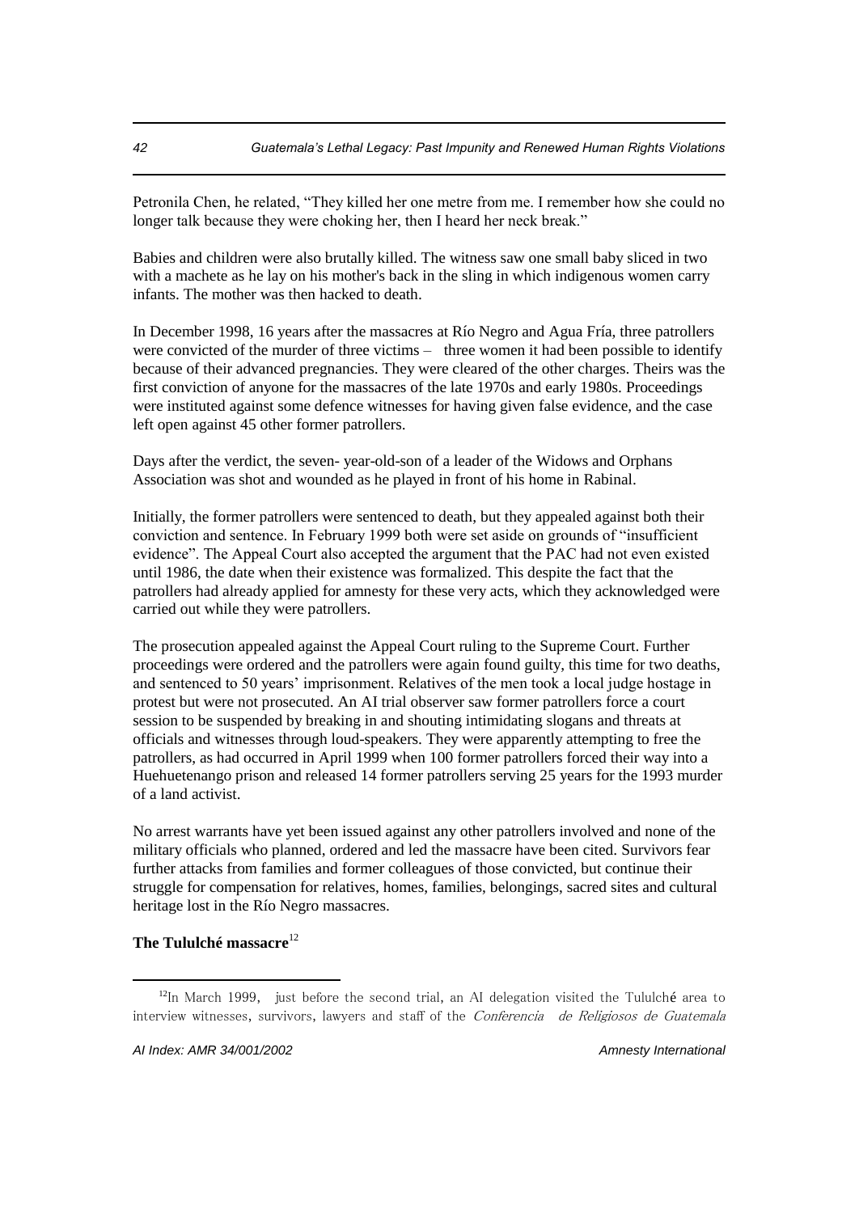Petronila Chen, he related, "They killed her one metre from me. I remember how she could no longer talk because they were choking her, then I heard her neck break."

Babies and children were also brutally killed. The witness saw one small baby sliced in two with a machete as he lay on his mother's back in the sling in which indigenous women carry infants. The mother was then hacked to death.

In December 1998, 16 years after the massacres at Río Negro and Agua Fría, three patrollers were convicted of the murder of three victims – three women it had been possible to identify because of their advanced pregnancies. They were cleared of the other charges. Theirs was the first conviction of anyone for the massacres of the late 1970s and early 1980s. Proceedings were instituted against some defence witnesses for having given false evidence, and the case left open against 45 other former patrollers.

Days after the verdict, the seven- year-old-son of a leader of the Widows and Orphans Association was shot and wounded as he played in front of his home in Rabinal.

Initially, the former patrollers were sentenced to death, but they appealed against both their conviction and sentence. In February 1999 both were set aside on grounds of "insufficient evidence". The Appeal Court also accepted the argument that the PAC had not even existed until 1986, the date when their existence was formalized. This despite the fact that the patrollers had already applied for amnesty for these very acts, which they acknowledged were carried out while they were patrollers.

The prosecution appealed against the Appeal Court ruling to the Supreme Court. Further proceedings were ordered and the patrollers were again found guilty, this time for two deaths, and sentenced to 50 years' imprisonment. Relatives of the men took a local judge hostage in protest but were not prosecuted. An AI trial observer saw former patrollers force a court session to be suspended by breaking in and shouting intimidating slogans and threats at officials and witnesses through loud-speakers. They were apparently attempting to free the patrollers, as had occurred in April 1999 when 100 former patrollers forced their way into a Huehuetenango prison and released 14 former patrollers serving 25 years for the 1993 murder of a land activist.

No arrest warrants have yet been issued against any other patrollers involved and none of the military officials who planned, ordered and led the massacre have been cited. Survivors fear further attacks from families and former colleagues of those convicted, but continue their struggle for compensation for relatives, homes, families, belongings, sacred sites and cultural heritage lost in the Río Negro massacres.

**The Tululché massacre**[12]

[12] In March 1999, just before the second trial, an AI delegation visited the Tululché area to interview witnesses, survivors, lawyers and staff of the *Conferencia de Religiosos de Guatemala*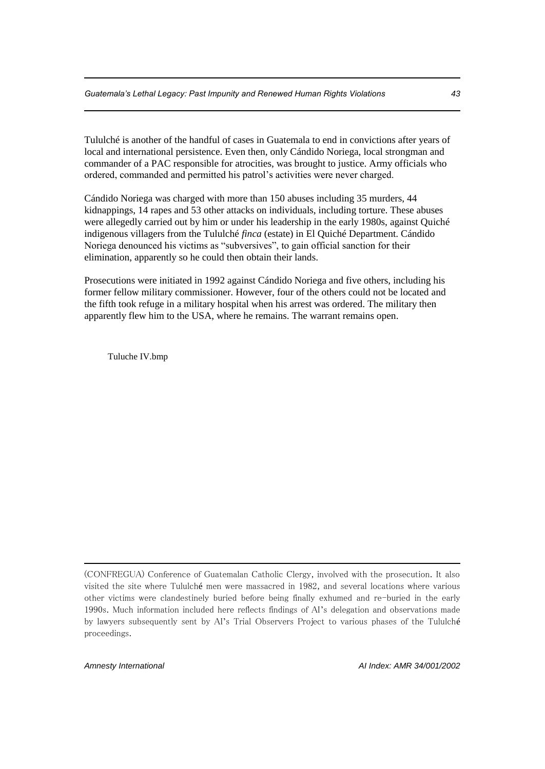Tululché is another of the handful of cases in Guatemala to end in convictions after years of local and international persistence. Even then, only Cándido Noriega, local strongman and commander of a PAC responsible for atrocities, was brought to justice. Army officials who ordered, commanded and permitted his patrol's activities were never charged.

Cándido Noriega was charged with more than 150 abuses including 35 murders, 44 kidnappings, 14 rapes and 53 other attacks on individuals, including torture. These abuses were allegedly carried out by him or under his leadership in the early 1980s, against Quiché indigenous villagers from the Tululché *finca* (estate) in El Quiché Department. Cándido Noriega denounced his victims as "subversives", to gain official sanction for their elimination, apparently so he could then obtain their lands.

Prosecutions were initiated in 1992 against Cándido Noriega and five others, including his former fellow military commissioner. However, four of the others could not be located and the fifth took refuge in a military hospital when his arrest was ordered. The military then apparently flew him to the USA, where he remains. The warrant remains open.

Tuluche IV.bmp

---

(CONFREGUA) Conference of Guatemalan Catholic Clergy, involved with the prosecution. It also visited the site where Tululché men were massacred in 1982, and several locations where various other victims were clandestinely buried before being finally exhumed and re-buried in the early 1990s. Much information included here reflects findings of AI's delegation and observations made by lawyers subsequently sent by AI's Trial Observers Project to various phases of the Tululché proceedings.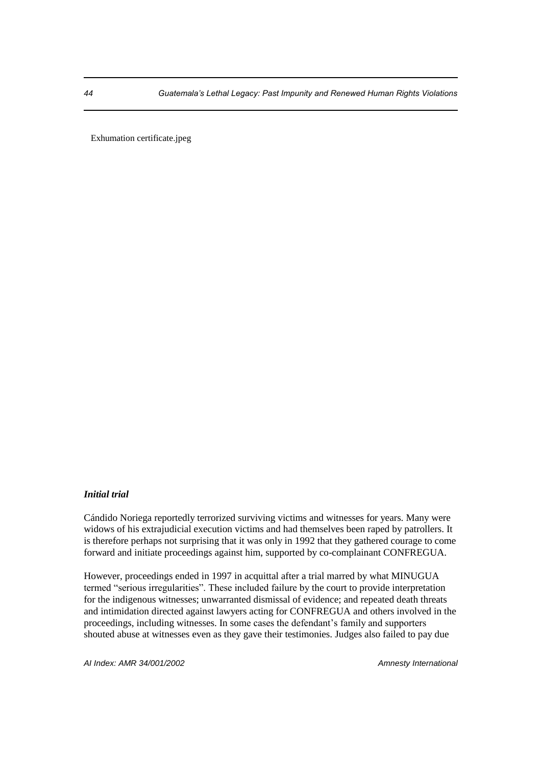Exhumation certificate.jpeg

### *Initial trial*

Cándido Noriega reportedly terrorized surviving victims and witnesses for years. Many were widows of his extrajudicial execution victims and had themselves been raped by patrollers. It is therefore perhaps not surprising that it was only in 1992 that they gathered courage to come forward and initiate proceedings against him, supported by co-complainant CONFREGUA.

However, proceedings ended in 1997 in acquittal after a trial marred by what MINUGUA termed "serious irregularities". These included failure by the court to provide interpretation for the indigenous witnesses; unwarranted dismissal of evidence; and repeated death threats and intimidation directed against lawyers acting for CONFREGUA and others involved in the proceedings, including witnesses. In some cases the defendant's family and supporters shouted abuse at witnesses even as they gave their testimonies. Judges also failed to pay due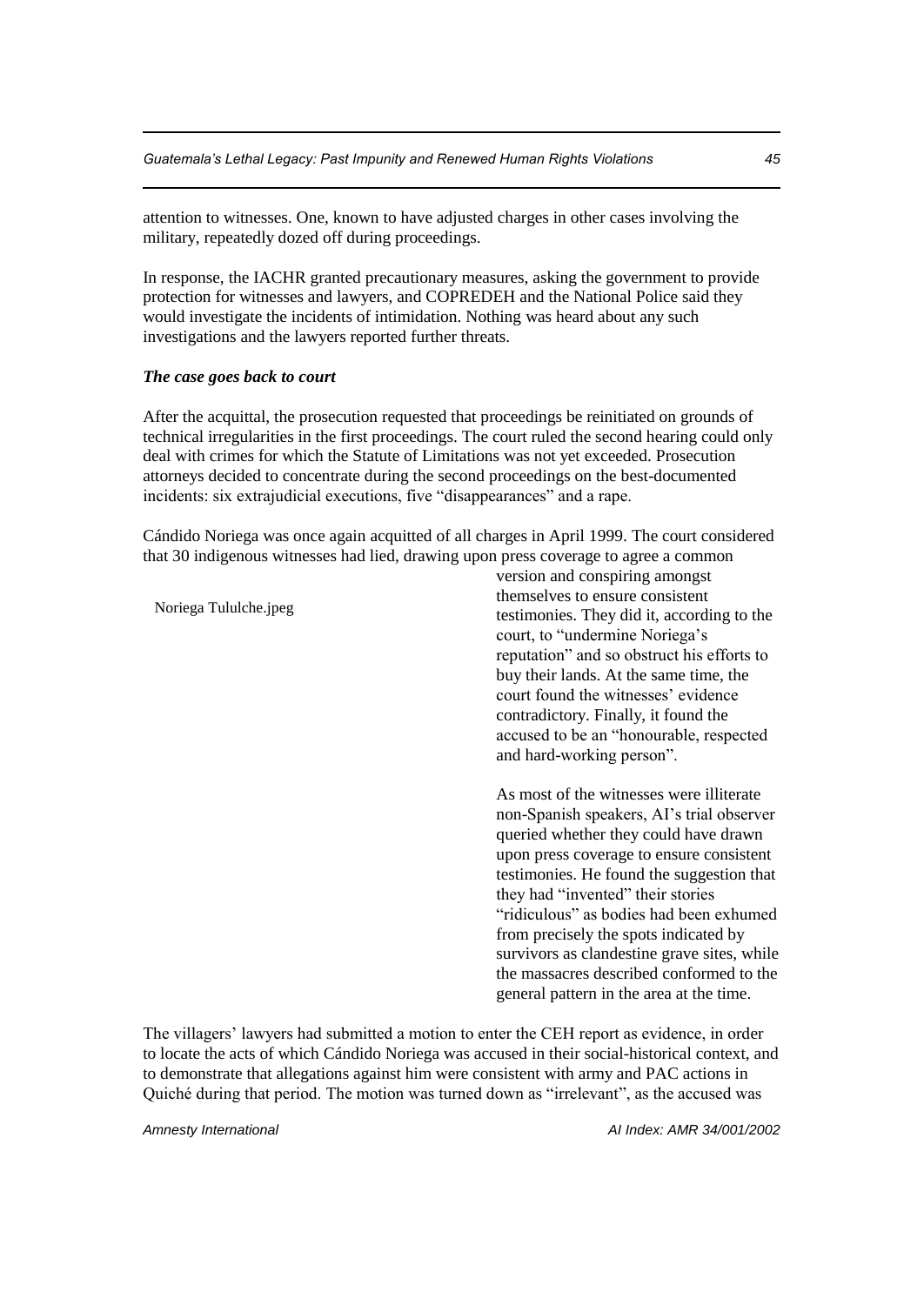attention to witnesses. One, known to have adjusted charges in other cases involving the military, repeatedly dozed off during proceedings.

In response, the IACHR granted precautionary measures, asking the government to provide protection for witnesses and lawyers, and COPREDEH and the National Police said they would investigate the incidents of intimidation. Nothing was heard about any such investigations and the lawyers reported further threats.

***The case goes back to court***

After the acquittal, the prosecution requested that proceedings be reinitiated on grounds of technical irregularities in the first proceedings. The court ruled the second hearing could only deal with crimes for which the Statute of Limitations was not yet exceeded. Prosecution attorneys decided to concentrate during the second proceedings on the best-documented incidents: six extrajudicial executions, five "disappearances" and a rape.

Cándido Noriega was once again acquitted of all charges in April 1999. The court considered that 30 indigenous witnesses had lied, drawing upon press coverage to agree a common version and conspiring amongst themselves to ensure consistent testimonies. They did it, according to the court, to "undermine Noriega's reputation" and so obstruct his efforts to buy their lands. At the same time, the court found the witnesses' evidence contradictory. Finally, it found the accused to be an "honourable, respected and hard-working person".

Noriega Tululche.jpeg

As most of the witnesses were illiterate non-Spanish speakers, AI's trial observer queried whether they could have drawn upon press coverage to ensure consistent testimonies. He found the suggestion that they had "invented" their stories "ridiculous" as bodies had been exhumed from precisely the spots indicated by survivors as clandestine grave sites, while the massacres described conformed to the general pattern in the area at the time.

The villagers' lawyers had submitted a motion to enter the CEH report as evidence, in order to locate the acts of which Cándido Noriega was accused in their social-historical context, and to demonstrate that allegations against him were consistent with army and PAC actions in Quiché during that period. The motion was turned down as "irrelevant", as the accused was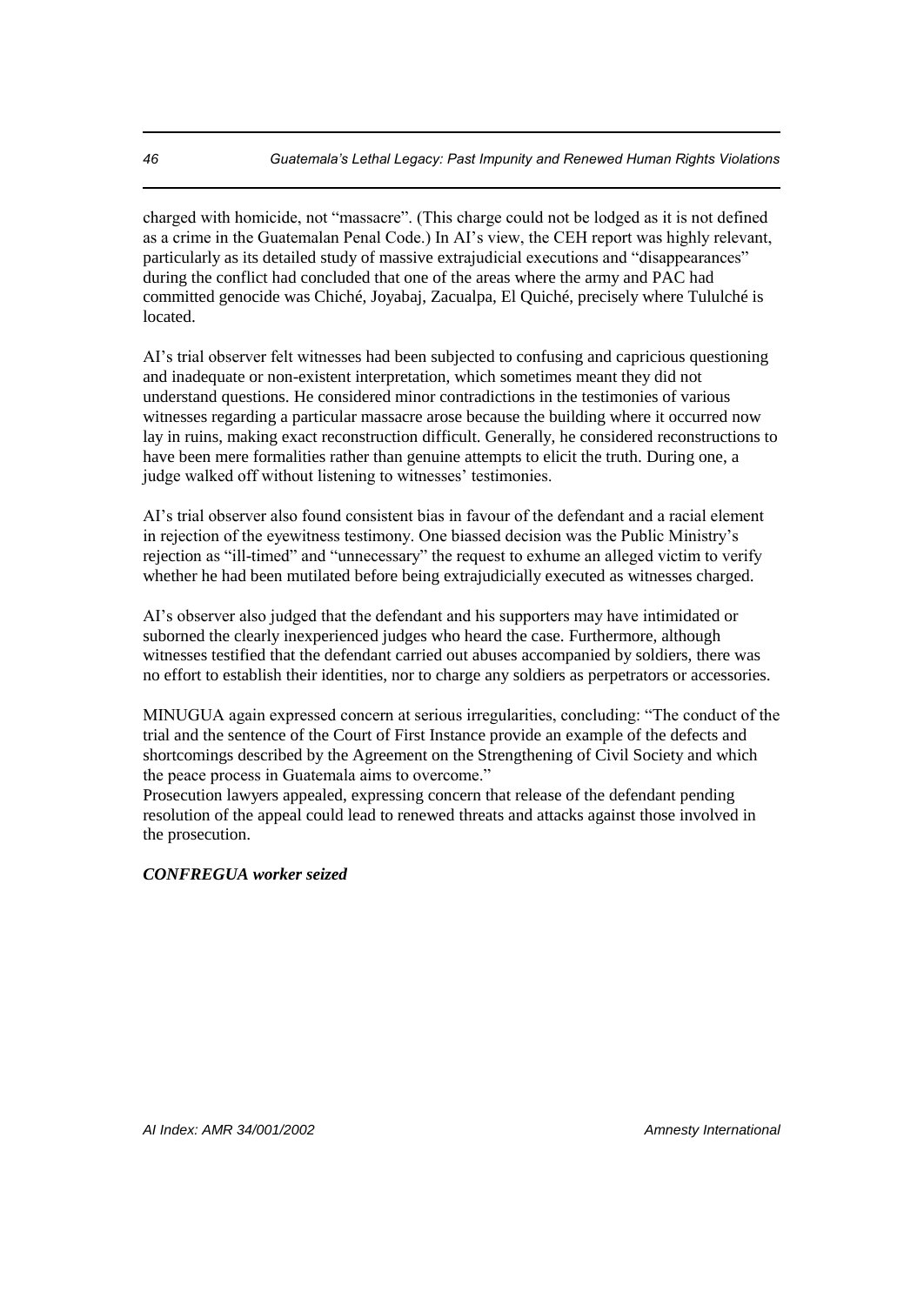charged with homicide, not "massacre". (This charge could not be lodged as it is not defined as a crime in the Guatemalan Penal Code.) In AI's view, the CEH report was highly relevant, particularly as its detailed study of massive extrajudicial executions and "disappearances" during the conflict had concluded that one of the areas where the army and PAC had committed genocide was Chiché, Joyabaj, Zacualpa, El Quiché, precisely where Tululché is located.

AI's trial observer felt witnesses had been subjected to confusing and capricious questioning and inadequate or non-existent interpretation, which sometimes meant they did not understand questions. He considered minor contradictions in the testimonies of various witnesses regarding a particular massacre arose because the building where it occurred now lay in ruins, making exact reconstruction difficult. Generally, he considered reconstructions to have been mere formalities rather than genuine attempts to elicit the truth. During one, a judge walked off without listening to witnesses' testimonies.

AI's trial observer also found consistent bias in favour of the defendant and a racial element in rejection of the eyewitness testimony. One biassed decision was the Public Ministry's rejection as "ill-timed" and "unnecessary" the request to exhume an alleged victim to verify whether he had been mutilated before being extrajudicially executed as witnesses charged.

AI's observer also judged that the defendant and his supporters may have intimidated or suborned the clearly inexperienced judges who heard the case. Furthermore, although witnesses testified that the defendant carried out abuses accompanied by soldiers, there was no effort to establish their identities, nor to charge any soldiers as perpetrators or accessories.

MINUGUA again expressed concern at serious irregularities, concluding: "The conduct of the trial and the sentence of the Court of First Instance provide an example of the defects and shortcomings described by the Agreement on the Strengthening of Civil Society and which the peace process in Guatemala aims to overcome."
Prosecution lawyers appealed, expressing concern that release of the defendant pending resolution of the appeal could lead to renewed threats and attacks against those involved in the prosecution.

***CONFREGUA worker seized***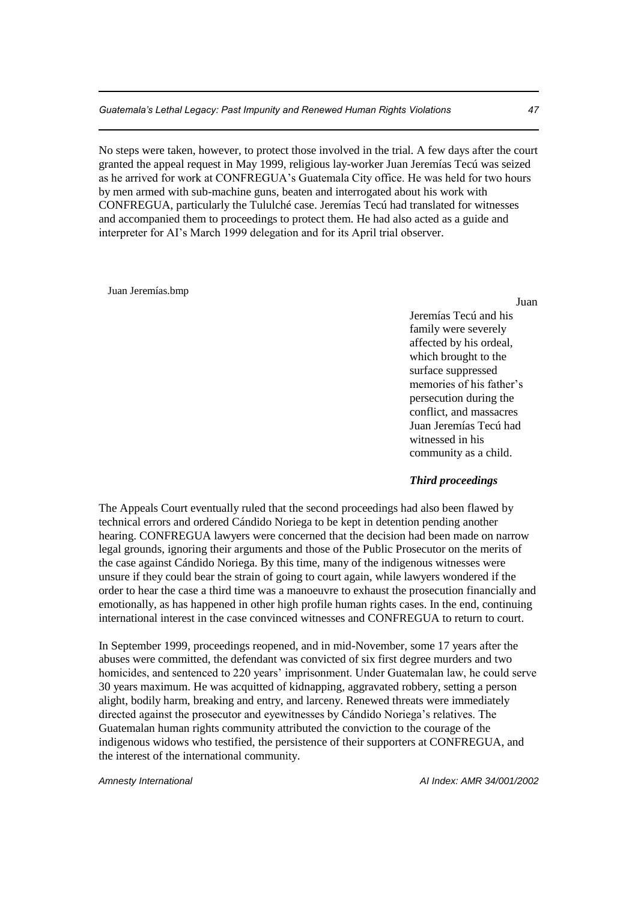No steps were taken, however, to protect those involved in the trial. A few days after the court granted the appeal request in May 1999, religious lay-worker Juan Jeremías Tecú was seized as he arrived for work at CONFREGUA's Guatemala City office. He was held for two hours by men armed with sub-machine guns, beaten and interrogated about his work with CONFREGUA, particularly the Tululché case. Jeremías Tecú had translated for witnesses and accompanied them to proceedings to protect them. He had also acted as a guide and interpreter for AI's March 1999 delegation and for its April trial observer.

Juan Jeremías.bmp

Juan Jeremías Tecú and his family were severely affected by his ordeal, which brought to the surface suppressed memories of his father's persecution during the conflict, and massacres Juan Jeremías Tecú had witnessed in his community as a child.

### *Third proceedings*

The Appeals Court eventually ruled that the second proceedings had also been flawed by technical errors and ordered Cándido Noriega to be kept in detention pending another hearing. CONFREGUA lawyers were concerned that the decision had been made on narrow legal grounds, ignoring their arguments and those of the Public Prosecutor on the merits of the case against Cándido Noriega. By this time, many of the indigenous witnesses were unsure if they could bear the strain of going to court again, while lawyers wondered if the order to hear the case a third time was a manoeuvre to exhaust the prosecution financially and emotionally, as has happened in other high profile human rights cases. In the end, continuing international interest in the case convinced witnesses and CONFREGUA to return to court.

In September 1999, proceedings reopened, and in mid-November, some 17 years after the abuses were committed, the defendant was convicted of six first degree murders and two homicides, and sentenced to 220 years' imprisonment. Under Guatemalan law, he could serve 30 years maximum. He was acquitted of kidnapping, aggravated robbery, setting a person alight, bodily harm, breaking and entry, and larceny. Renewed threats were immediately directed against the prosecutor and eyewitnesses by Cándido Noriega's relatives. The Guatemalan human rights community attributed the conviction to the courage of the indigenous widows who testified, the persistence of their supporters at CONFREGUA, and the interest of the international community.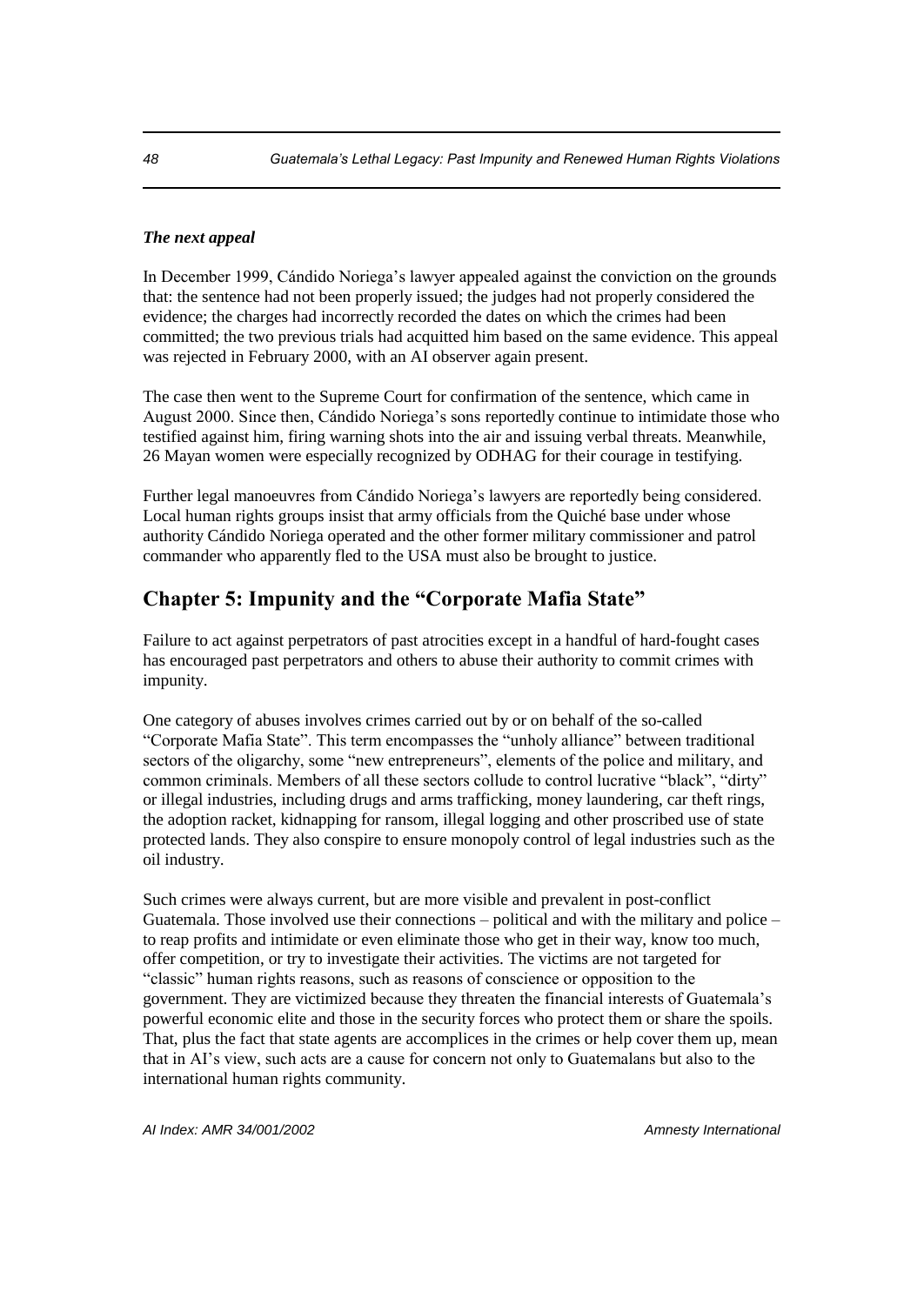***The next appeal***

In December 1999, Cándido Noriega's lawyer appealed against the conviction on the grounds that: the sentence had not been properly issued; the judges had not properly considered the evidence; the charges had incorrectly recorded the dates on which the crimes had been committed; the two previous trials had acquitted him based on the same evidence. This appeal was rejected in February 2000, with an AI observer again present.

The case then went to the Supreme Court for confirmation of the sentence, which came in August 2000. Since then, Cándido Noriega's sons reportedly continue to intimidate those who testified against him, firing warning shots into the air and issuing verbal threats. Meanwhile, 26 Mayan women were especially recognized by ODHAG for their courage in testifying.

Further legal manoeuvres from Cándido Noriega's lawyers are reportedly being considered. Local human rights groups insist that army officials from the Quiché base under whose authority Cándido Noriega operated and the other former military commissioner and patrol commander who apparently fled to the USA must also be brought to justice.

## Chapter 5: Impunity and the "Corporate Mafia State"

Failure to act against perpetrators of past atrocities except in a handful of hard-fought cases has encouraged past perpetrators and others to abuse their authority to commit crimes with impunity.

One category of abuses involves crimes carried out by or on behalf of the so-called "Corporate Mafia State". This term encompasses the "unholy alliance" between traditional sectors of the oligarchy, some "new entrepreneurs", elements of the police and military, and common criminals. Members of all these sectors collude to control lucrative "black", "dirty" or illegal industries, including drugs and arms trafficking, money laundering, car theft rings, the adoption racket, kidnapping for ransom, illegal logging and other proscribed use of state protected lands. They also conspire to ensure monopoly control of legal industries such as the oil industry.

Such crimes were always current, but are more visible and prevalent in post-conflict Guatemala. Those involved use their connections – political and with the military and police – to reap profits and intimidate or even eliminate those who get in their way, know too much, offer competition, or try to investigate their activities. The victims are not targeted for "classic" human rights reasons, such as reasons of conscience or opposition to the government. They are victimized because they threaten the financial interests of Guatemala's powerful economic elite and those in the security forces who protect them or share the spoils. That, plus the fact that state agents are accomplices in the crimes or help cover them up, mean that in AI's view, such acts are a cause for concern not only to Guatemalans but also to the international human rights community.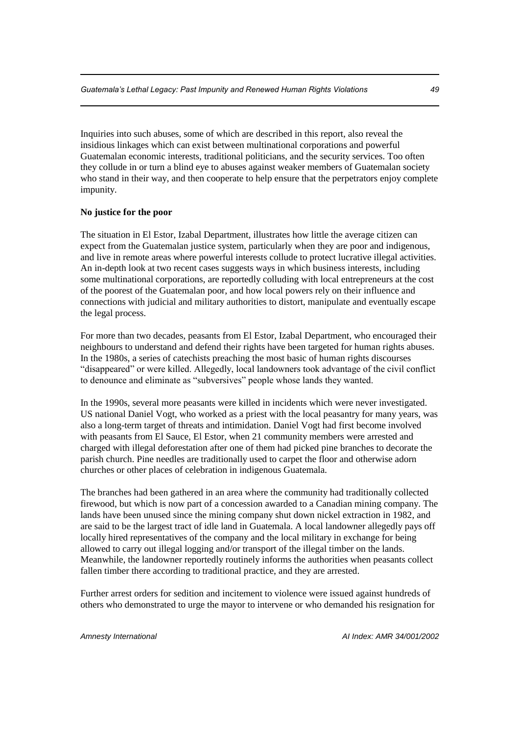Inquiries into such abuses, some of which are described in this report, also reveal the insidious linkages which can exist between multinational corporations and powerful Guatemalan economic interests, traditional politicians, and the security services. Too often they collude in or turn a blind eye to abuses against weaker members of Guatemalan society who stand in their way, and then cooperate to help ensure that the perpetrators enjoy complete impunity.

**No justice for the poor**

The situation in El Estor, Izabal Department, illustrates how little the average citizen can expect from the Guatemalan justice system, particularly when they are poor and indigenous, and live in remote areas where powerful interests collude to protect lucrative illegal activities. An in-depth look at two recent cases suggests ways in which business interests, including some multinational corporations, are reportedly colluding with local entrepreneurs at the cost of the poorest of the Guatemalan poor, and how local powers rely on their influence and connections with judicial and military authorities to distort, manipulate and eventually escape the legal process.

For more than two decades, peasants from El Estor, Izabal Department, who encouraged their neighbours to understand and defend their rights have been targeted for human rights abuses. In the 1980s, a series of catechists preaching the most basic of human rights discourses "disappeared" or were killed. Allegedly, local landowners took advantage of the civil conflict to denounce and eliminate as "subversives" people whose lands they wanted.

In the 1990s, several more peasants were killed in incidents which were never investigated. US national Daniel Vogt, who worked as a priest with the local peasantry for many years, was also a long-term target of threats and intimidation. Daniel Vogt had first become involved with peasants from El Sauce, El Estor, when 21 community members were arrested and charged with illegal deforestation after one of them had picked pine branches to decorate the parish church. Pine needles are traditionally used to carpet the floor and otherwise adorn churches or other places of celebration in indigenous Guatemala.

The branches had been gathered in an area where the community had traditionally collected firewood, but which is now part of a concession awarded to a Canadian mining company. The lands have been unused since the mining company shut down nickel extraction in 1982, and are said to be the largest tract of idle land in Guatemala. A local landowner allegedly pays off locally hired representatives of the company and the local military in exchange for being allowed to carry out illegal logging and/or transport of the illegal timber on the lands. Meanwhile, the landowner reportedly routinely informs the authorities when peasants collect fallen timber there according to traditional practice, and they are arrested.

Further arrest orders for sedition and incitement to violence were issued against hundreds of others who demonstrated to urge the mayor to intervene or who demanded his resignation for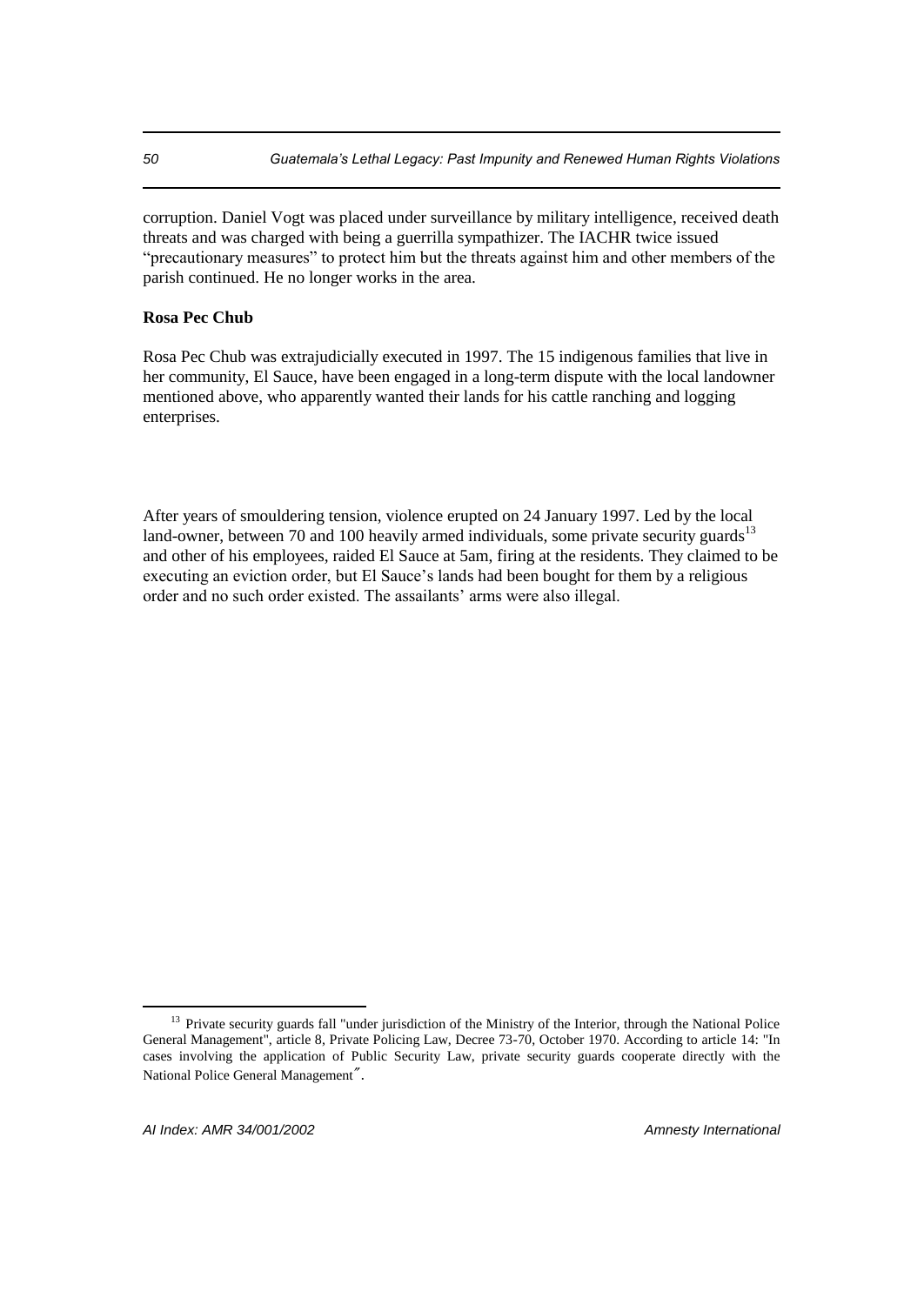corruption. Daniel Vogt was placed under surveillance by military intelligence, received death threats and was charged with being a guerrilla sympathizer. The IACHR twice issued "precautionary measures" to protect him but the threats against him and other members of the parish continued. He no longer works in the area.

**Rosa Pec Chub**

Rosa Pec Chub was extrajudicially executed in 1997. The 15 indigenous families that live in her community, El Sauce, have been engaged in a long-term dispute with the local landowner mentioned above, who apparently wanted their lands for his cattle ranching and logging enterprises.

After years of smouldering tension, violence erupted on 24 January 1997. Led by the local land-owner, between 70 and 100 heavily armed individuals, some private security guards[13] and other of his employees, raided El Sauce at 5am, firing at the residents. They claimed to be executing an eviction order, but El Sauce's lands had been bought for them by a religious order and no such order existed. The assailants' arms were also illegal.

[13] Private security guards fall "under jurisdiction of the Ministry of the Interior, through the National Police General Management", article 8, Private Policing Law, Decree 73-70, October 1970. According to article 14: "In cases involving the application of Public Security Law, private security guards cooperate directly with the National Police General Management".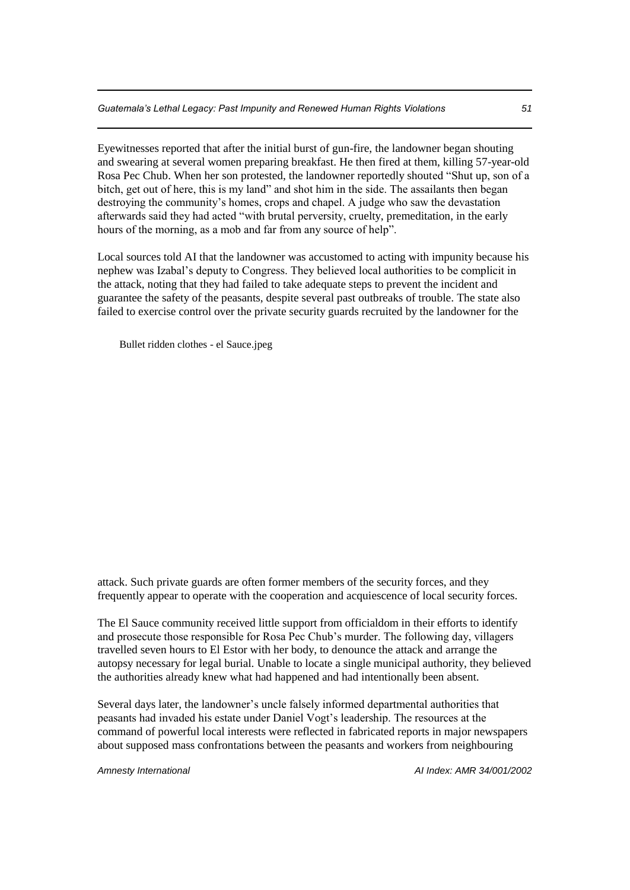Eyewitnesses reported that after the initial burst of gun-fire, the landowner began shouting and swearing at several women preparing breakfast. He then fired at them, killing 57-year-old Rosa Pec Chub. When her son protested, the landowner reportedly shouted "Shut up, son of a bitch, get out of here, this is my land" and shot him in the side. The assailants then began destroying the community's homes, crops and chapel. A judge who saw the devastation afterwards said they had acted "with brutal perversity, cruelty, premeditation, in the early hours of the morning, as a mob and far from any source of help".

Local sources told AI that the landowner was accustomed to acting with impunity because his nephew was Izabal's deputy to Congress. They believed local authorities to be complicit in the attack, noting that they had failed to take adequate steps to prevent the incident and guarantee the safety of the peasants, despite several past outbreaks of trouble. The state also failed to exercise control over the private security guards recruited by the landowner for the

Bullet ridden clothes - el Sauce.jpeg

attack. Such private guards are often former members of the security forces, and they frequently appear to operate with the cooperation and acquiescence of local security forces.

The El Sauce community received little support from officialdom in their efforts to identify and prosecute those responsible for Rosa Pec Chub's murder. The following day, villagers travelled seven hours to El Estor with her body, to denounce the attack and arrange the autopsy necessary for legal burial. Unable to locate a single municipal authority, they believed the authorities already knew what had happened and had intentionally been absent.

Several days later, the landowner's uncle falsely informed departmental authorities that peasants had invaded his estate under Daniel Vogt's leadership. The resources at the command of powerful local interests were reflected in fabricated reports in major newspapers about supposed mass confrontations between the peasants and workers from neighbouring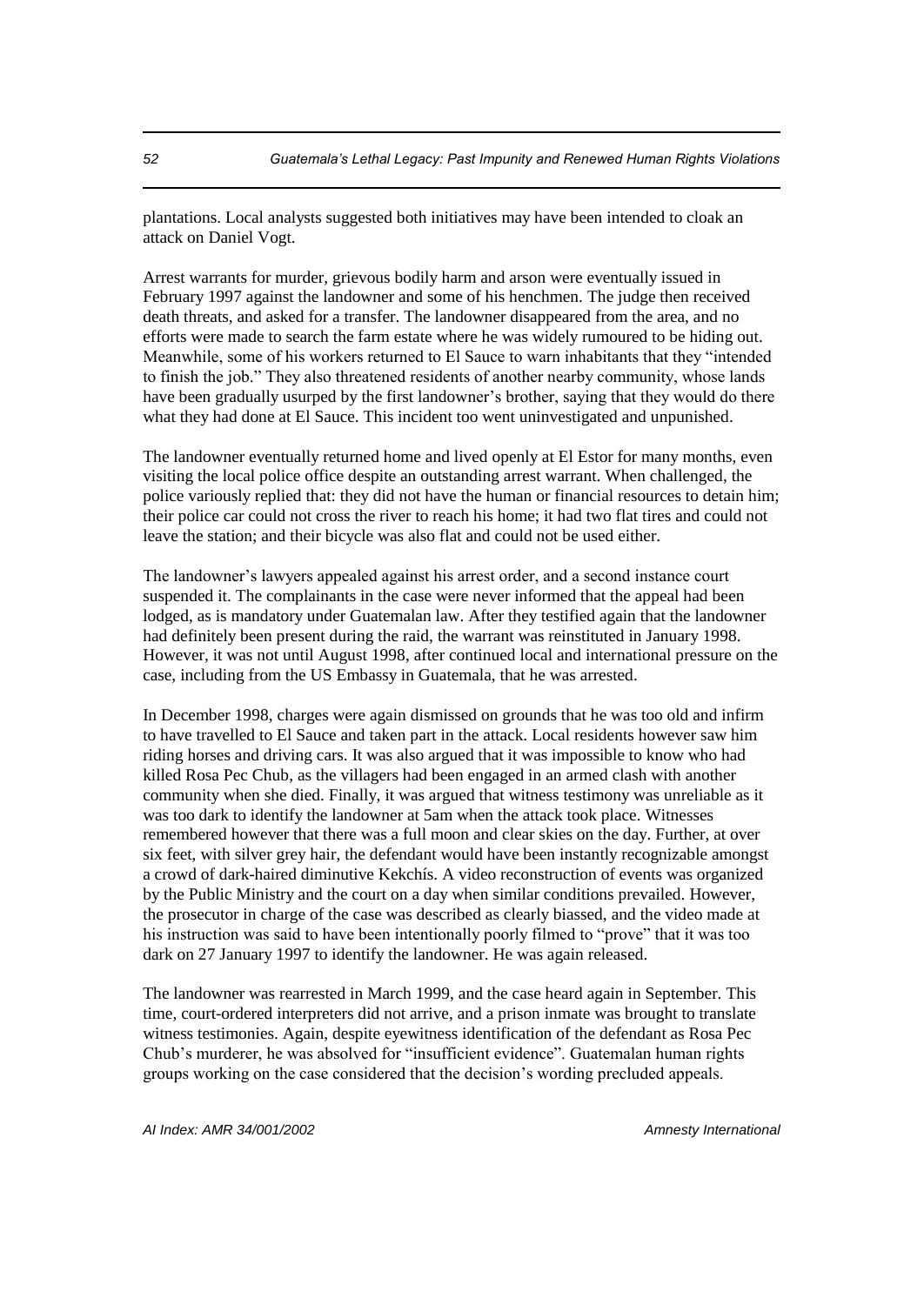plantations. Local analysts suggested both initiatives may have been intended to cloak an attack on Daniel Vogt.

Arrest warrants for murder, grievous bodily harm and arson were eventually issued in February 1997 against the landowner and some of his henchmen. The judge then received death threats, and asked for a transfer. The landowner disappeared from the area, and no efforts were made to search the farm estate where he was widely rumoured to be hiding out. Meanwhile, some of his workers returned to El Sauce to warn inhabitants that they "intended to finish the job." They also threatened residents of another nearby community, whose lands have been gradually usurped by the first landowner's brother, saying that they would do there what they had done at El Sauce. This incident too went uninvestigated and unpunished.

The landowner eventually returned home and lived openly at El Estor for many months, even visiting the local police office despite an outstanding arrest warrant. When challenged, the police variously replied that: they did not have the human or financial resources to detain him; their police car could not cross the river to reach his home; it had two flat tires and could not leave the station; and their bicycle was also flat and could not be used either.

The landowner's lawyers appealed against his arrest order, and a second instance court suspended it. The complainants in the case were never informed that the appeal had been lodged, as is mandatory under Guatemalan law. After they testified again that the landowner had definitely been present during the raid, the warrant was reinstituted in January 1998. However, it was not until August 1998, after continued local and international pressure on the case, including from the US Embassy in Guatemala, that he was arrested.

In December 1998, charges were again dismissed on grounds that he was too old and infirm to have travelled to El Sauce and taken part in the attack. Local residents however saw him riding horses and driving cars. It was also argued that it was impossible to know who had killed Rosa Pec Chub, as the villagers had been engaged in an armed clash with another community when she died. Finally, it was argued that witness testimony was unreliable as it was too dark to identify the landowner at 5am when the attack took place. Witnesses remembered however that there was a full moon and clear skies on the day. Further, at over six feet, with silver grey hair, the defendant would have been instantly recognizable amongst a crowd of dark-haired diminutive Kekchís. A video reconstruction of events was organized by the Public Ministry and the court on a day when similar conditions prevailed. However, the prosecutor in charge of the case was described as clearly biassed, and the video made at his instruction was said to have been intentionally poorly filmed to "prove" that it was too dark on 27 January 1997 to identify the landowner. He was again released.

The landowner was rearrested in March 1999, and the case heard again in September. This time, court-ordered interpreters did not arrive, and a prison inmate was brought to translate witness testimonies. Again, despite eyewitness identification of the defendant as Rosa Pec Chub's murderer, he was absolved for "insufficient evidence". Guatemalan human rights groups working on the case considered that the decision's wording precluded appeals.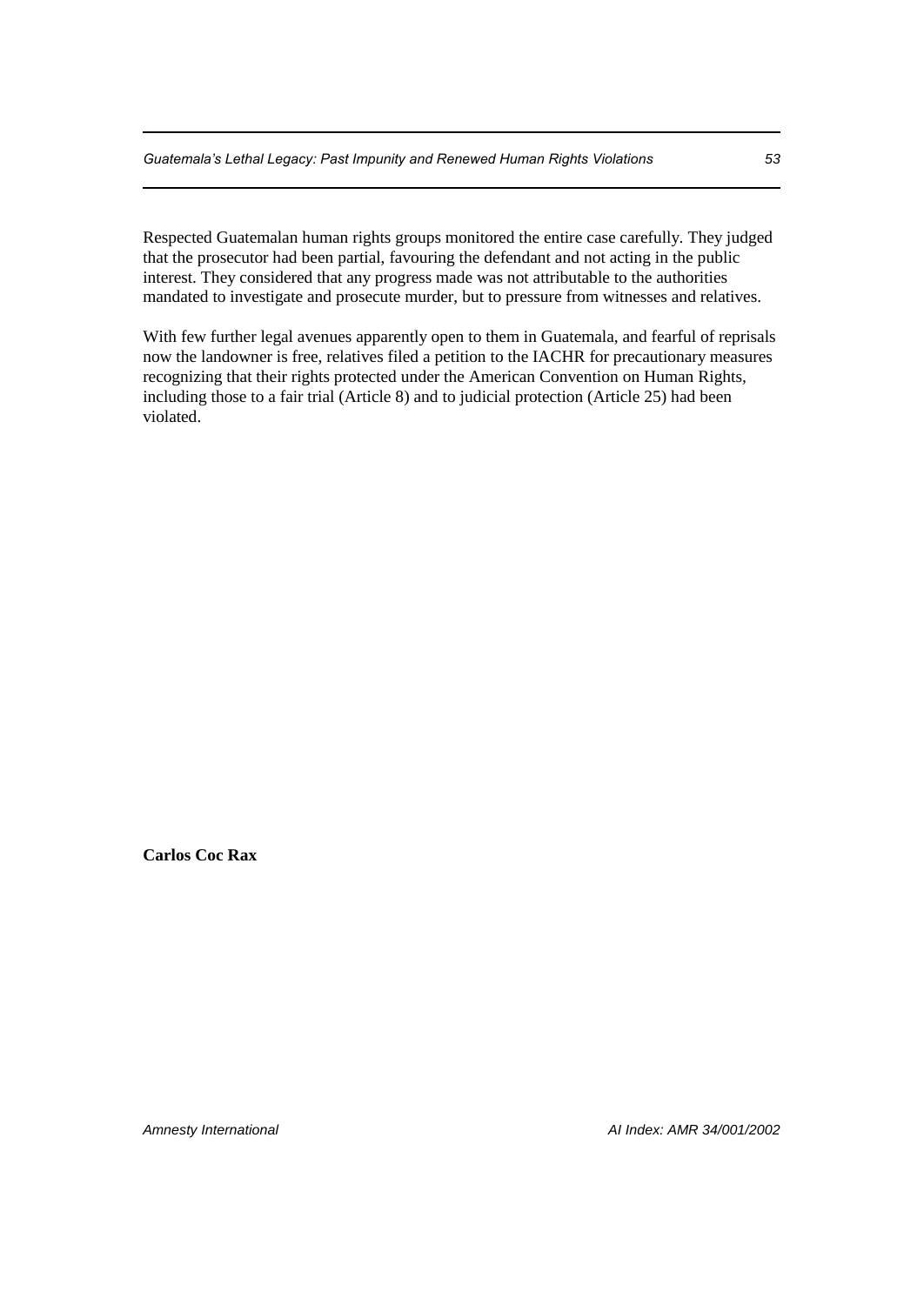Respected Guatemalan human rights groups monitored the entire case carefully. They judged that the prosecutor had been partial, favouring the defendant and not acting in the public interest. They considered that any progress made was not attributable to the authorities mandated to investigate and prosecute murder, but to pressure from witnesses and relatives.

With few further legal avenues apparently open to them in Guatemala, and fearful of reprisals now the landowner is free, relatives filed a petition to the IACHR for precautionary measures recognizing that their rights protected under the American Convention on Human Rights, including those to a fair trial (Article 8) and to judicial protection (Article 25) had been violated.

**Carlos Coc Rax**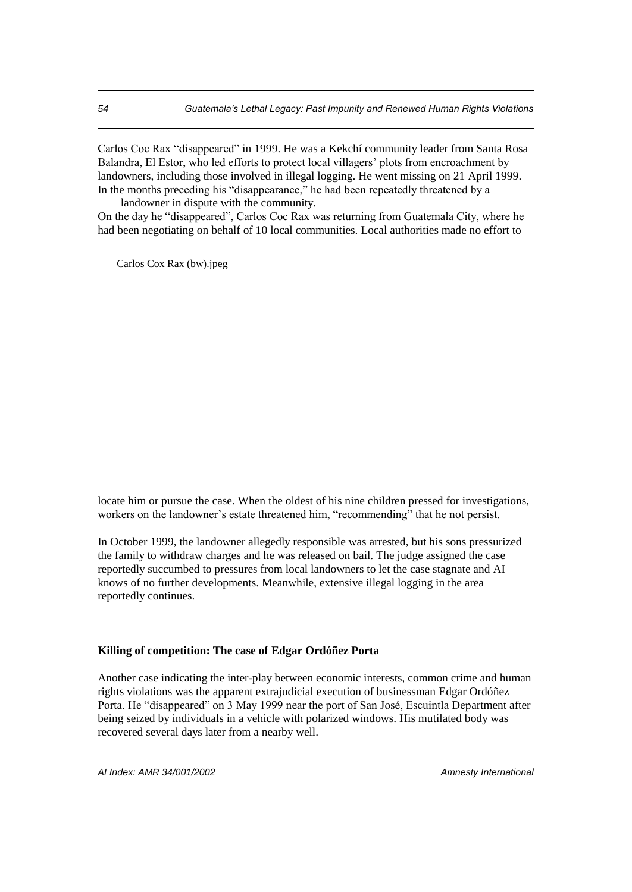Carlos Coc Rax "disappeared" in 1999. He was a Kekchí community leader from Santa Rosa Balandra, El Estor, who led efforts to protect local villagers' plots from encroachment by landowners, including those involved in illegal logging. He went missing on 21 April 1999. In the months preceding his "disappearance," he had been repeatedly threatened by a landowner in dispute with the community.

On the day he "disappeared", Carlos Coc Rax was returning from Guatemala City, where he had been negotiating on behalf of 10 local communities. Local authorities made no effort to

Carlos Cox Rax (bw).jpeg

locate him or pursue the case. When the oldest of his nine children pressed for investigations, workers on the landowner's estate threatened him, "recommending" that he not persist.

In October 1999, the landowner allegedly responsible was arrested, but his sons pressurized the family to withdraw charges and he was released on bail. The judge assigned the case reportedly succumbed to pressures from local landowners to let the case stagnate and AI knows of no further developments. Meanwhile, extensive illegal logging in the area reportedly continues.

**Killing of competition: The case of Edgar Ordóñez Porta**

Another case indicating the inter-play between economic interests, common crime and human rights violations was the apparent extrajudicial execution of businessman Edgar Ordóñez Porta. He "disappeared" on 3 May 1999 near the port of San José, Escuintla Department after being seized by individuals in a vehicle with polarized windows. His mutilated body was recovered several days later from a nearby well.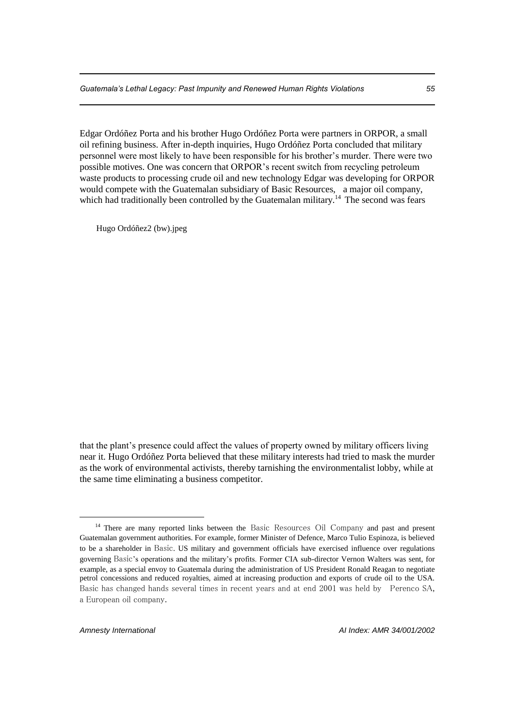Edgar Ordóñez Porta and his brother Hugo Ordóñez Porta were partners in ORPOR, a small oil refining business. After in-depth inquiries, Hugo Ordóñez Porta concluded that military personnel were most likely to have been responsible for his brother's murder. There were two possible motives. One was concern that ORPOR's recent switch from recycling petroleum waste products to processing crude oil and new technology Edgar was developing for ORPOR would compete with the Guatemalan subsidiary of Basic Resources, a major oil company, which had traditionally been controlled by the Guatemalan military.[14] The second was fears

Hugo Ordóñez2 (bw).jpeg

that the plant's presence could affect the values of property owned by military officers living near it. Hugo Ordóñez Porta believed that these military interests had tried to mask the murder as the work of environmental activists, thereby tarnishing the environmentalist lobby, while at the same time eliminating a business competitor.

[14] There are many reported links between the Basic Resources Oil Company and past and present Guatemalan government authorities. For example, former Minister of Defence, Marco Tulio Espinoza, is believed to be a shareholder in Basic. US military and government officials have exercised influence over regulations governing Basic's operations and the military's profits. Former CIA sub-director Vernon Walters was sent, for example, as a special envoy to Guatemala during the administration of US President Ronald Reagan to negotiate petrol concessions and reduced royalties, aimed at increasing production and exports of crude oil to the USA. Basic has changed hands several times in recent years and at end 2001 was held by Perenco SA, a European oil company.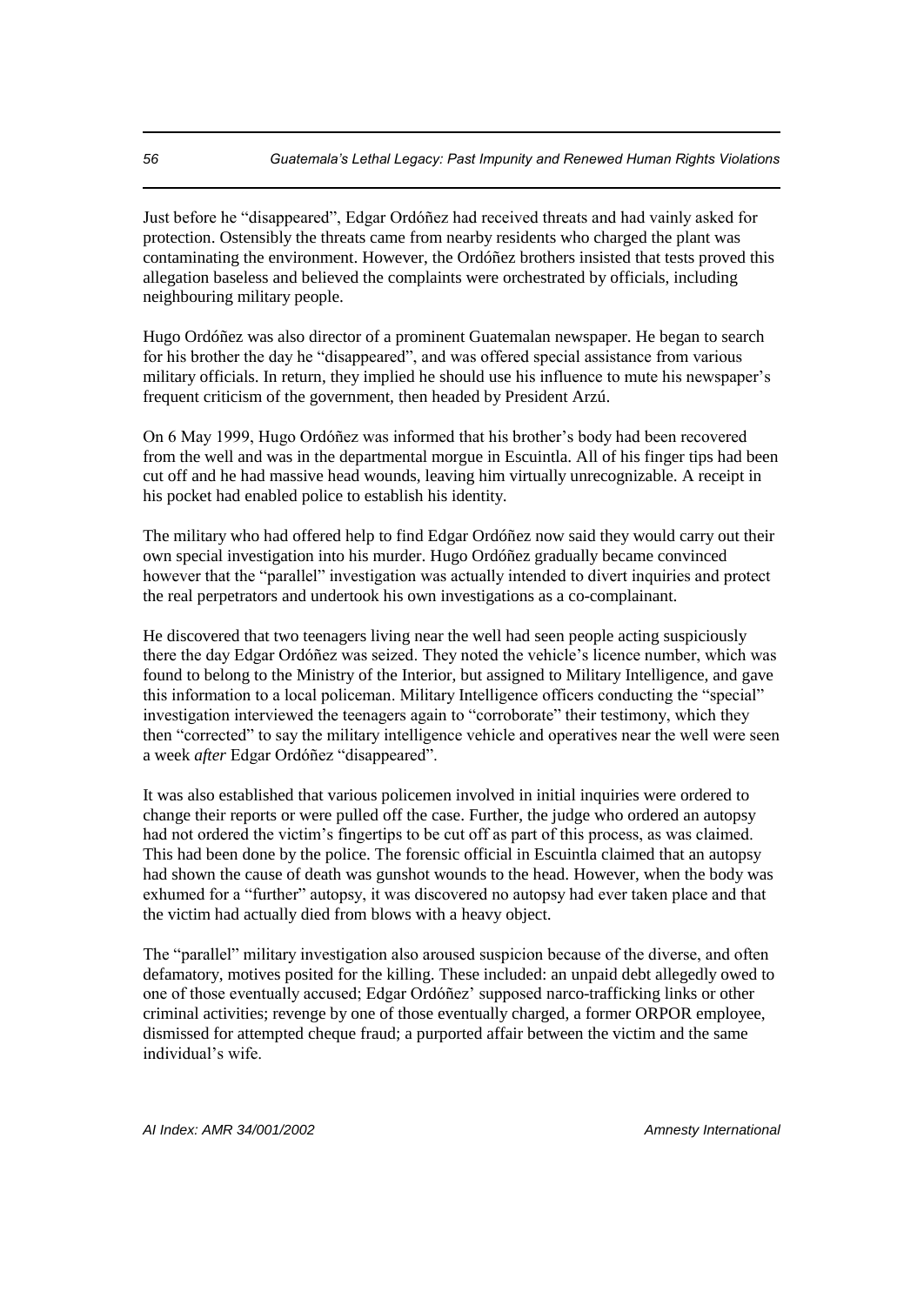Just before he "disappeared", Edgar Ordóñez had received threats and had vainly asked for protection. Ostensibly the threats came from nearby residents who charged the plant was contaminating the environment. However, the Ordóñez brothers insisted that tests proved this allegation baseless and believed the complaints were orchestrated by officials, including neighbouring military people.

Hugo Ordóñez was also director of a prominent Guatemalan newspaper. He began to search for his brother the day he "disappeared", and was offered special assistance from various military officials. In return, they implied he should use his influence to mute his newspaper's frequent criticism of the government, then headed by President Arzú.

On 6 May 1999, Hugo Ordóñez was informed that his brother's body had been recovered from the well and was in the departmental morgue in Escuintla. All of his finger tips had been cut off and he had massive head wounds, leaving him virtually unrecognizable. A receipt in his pocket had enabled police to establish his identity.

The military who had offered help to find Edgar Ordóñez now said they would carry out their own special investigation into his murder. Hugo Ordóñez gradually became convinced however that the "parallel" investigation was actually intended to divert inquiries and protect the real perpetrators and undertook his own investigations as a co-complainant.

He discovered that two teenagers living near the well had seen people acting suspiciously there the day Edgar Ordóñez was seized. They noted the vehicle's licence number, which was found to belong to the Ministry of the Interior, but assigned to Military Intelligence, and gave this information to a local policeman. Military Intelligence officers conducting the "special" investigation interviewed the teenagers again to "corroborate" their testimony, which they then "corrected" to say the military intelligence vehicle and operatives near the well were seen a week *after* Edgar Ordóñez "disappeared".

It was also established that various policemen involved in initial inquiries were ordered to change their reports or were pulled off the case. Further, the judge who ordered an autopsy had not ordered the victim's fingertips to be cut off as part of this process, as was claimed. This had been done by the police. The forensic official in Escuintla claimed that an autopsy had shown the cause of death was gunshot wounds to the head. However, when the body was exhumed for a "further" autopsy, it was discovered no autopsy had ever taken place and that the victim had actually died from blows with a heavy object.

The "parallel" military investigation also aroused suspicion because of the diverse, and often defamatory, motives posited for the killing. These included: an unpaid debt allegedly owed to one of those eventually accused; Edgar Ordóñez' supposed narco-trafficking links or other criminal activities; revenge by one of those eventually charged, a former ORPOR employee, dismissed for attempted cheque fraud; a purported affair between the victim and the same individual's wife.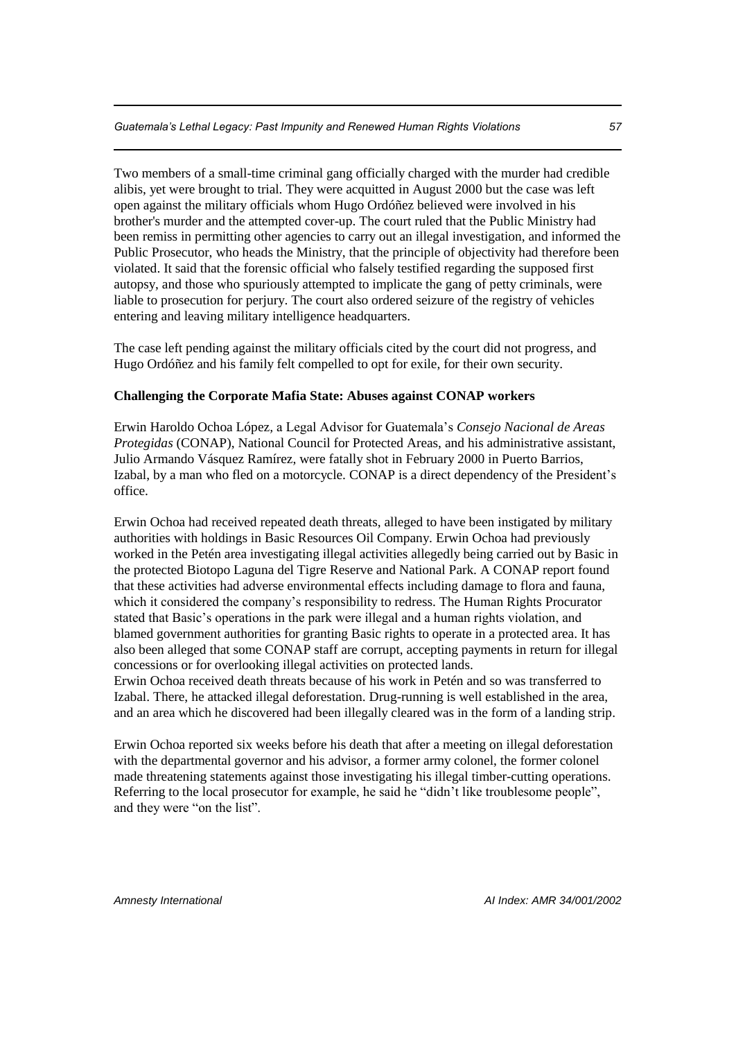Two members of a small-time criminal gang officially charged with the murder had credible alibis, yet were brought to trial. They were acquitted in August 2000 but the case was left open against the military officials whom Hugo Ordóñez believed were involved in his brother's murder and the attempted cover-up. The court ruled that the Public Ministry had been remiss in permitting other agencies to carry out an illegal investigation, and informed the Public Prosecutor, who heads the Ministry, that the principle of objectivity had therefore been violated. It said that the forensic official who falsely testified regarding the supposed first autopsy, and those who spuriously attempted to implicate the gang of petty criminals, were liable to prosecution for perjury. The court also ordered seizure of the registry of vehicles entering and leaving military intelligence headquarters.

The case left pending against the military officials cited by the court did not progress, and Hugo Ordóñez and his family felt compelled to opt for exile, for their own security.

**Challenging the Corporate Mafia State: Abuses against CONAP workers**

Erwin Haroldo Ochoa López, a Legal Advisor for Guatemala's *Consejo Nacional de Areas Protegidas* (CONAP), National Council for Protected Areas, and his administrative assistant, Julio Armando Vásquez Ramírez, were fatally shot in February 2000 in Puerto Barrios, Izabal, by a man who fled on a motorcycle. CONAP is a direct dependency of the President's office.

Erwin Ochoa had received repeated death threats, alleged to have been instigated by military authorities with holdings in Basic Resources Oil Company. Erwin Ochoa had previously worked in the Petén area investigating illegal activities allegedly being carried out by Basic in the protected Biotopo Laguna del Tigre Reserve and National Park. A CONAP report found that these activities had adverse environmental effects including damage to flora and fauna, which it considered the company's responsibility to redress. The Human Rights Procurator stated that Basic's operations in the park were illegal and a human rights violation, and blamed government authorities for granting Basic rights to operate in a protected area. It has also been alleged that some CONAP staff are corrupt, accepting payments in return for illegal concessions or for overlooking illegal activities on protected lands.
Erwin Ochoa received death threats because of his work in Petén and so was transferred to Izabal. There, he attacked illegal deforestation. Drug-running is well established in the area, and an area which he discovered had been illegally cleared was in the form of a landing strip.

Erwin Ochoa reported six weeks before his death that after a meeting on illegal deforestation with the departmental governor and his advisor, a former army colonel, the former colonel made threatening statements against those investigating his illegal timber-cutting operations. Referring to the local prosecutor for example, he said he "didn't like troublesome people", and they were "on the list".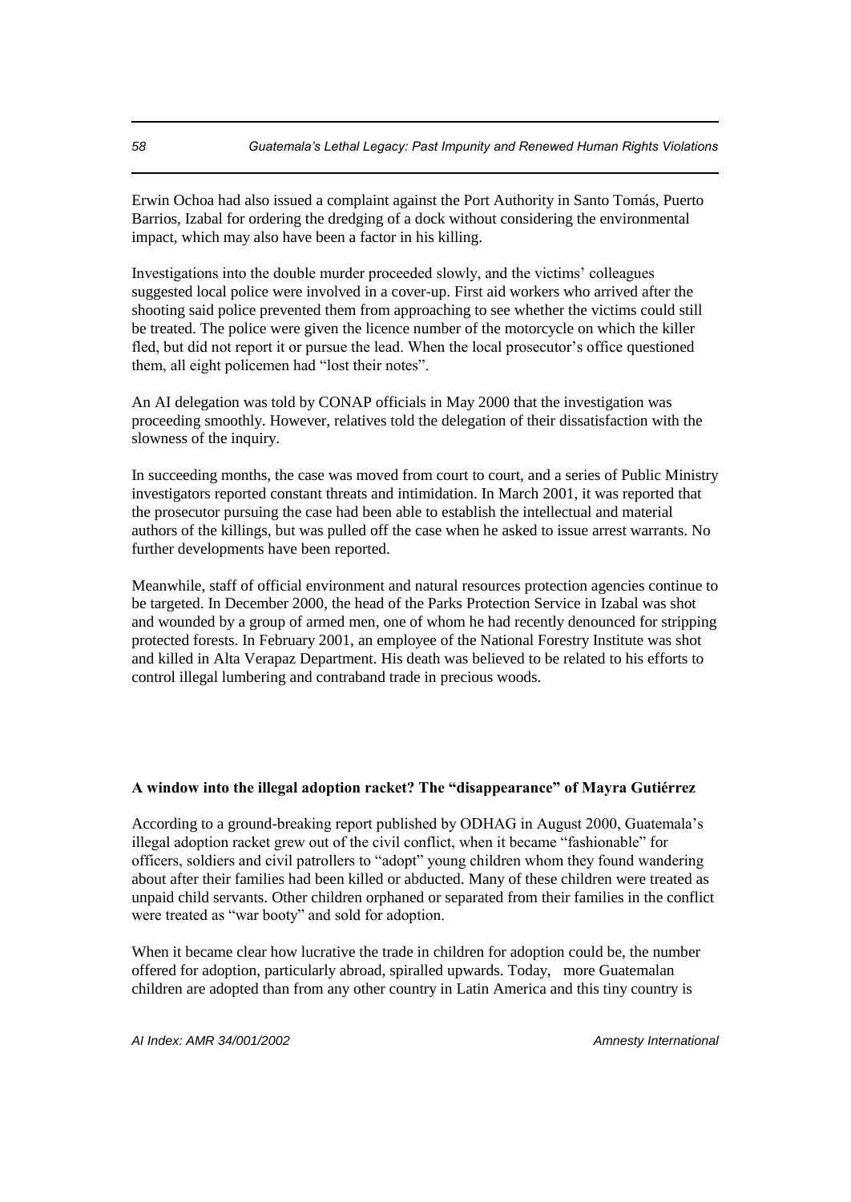Erwin Ochoa had also issued a complaint against the Port Authority in Santo Tomás, Puerto Barrios, Izabal for ordering the dredging of a dock without considering the environmental impact, which may also have been a factor in his killing.

Investigations into the double murder proceeded slowly, and the victims' colleagues suggested local police were involved in a cover-up. First aid workers who arrived after the shooting said police prevented them from approaching to see whether the victims could still be treated. The police were given the licence number of the motorcycle on which the killer fled, but did not report it or pursue the lead. When the local prosecutor's office questioned them, all eight policemen had "lost their notes".

An AI delegation was told by CONAP officials in May 2000 that the investigation was proceeding smoothly. However, relatives told the delegation of their dissatisfaction with the slowness of the inquiry.

In succeeding months, the case was moved from court to court, and a series of Public Ministry investigators reported constant threats and intimidation. In March 2001, it was reported that the prosecutor pursuing the case had been able to establish the intellectual and material authors of the killings, but was pulled off the case when he asked to issue arrest warrants. No further developments have been reported.

Meanwhile, staff of official environment and natural resources protection agencies continue to be targeted. In December 2000, the head of the Parks Protection Service in Izabal was shot and wounded by a group of armed men, one of whom he had recently denounced for stripping protected forests. In February 2001, an employee of the National Forestry Institute was shot and killed in Alta Verapaz Department. His death was believed to be related to his efforts to control illegal lumbering and contraband trade in precious woods.

**A window into the illegal adoption racket? The "disappearance" of Mayra Gutiérrez**

According to a ground-breaking report published by ODHAG in August 2000, Guatemala's illegal adoption racket grew out of the civil conflict, when it became "fashionable" for officers, soldiers and civil patrollers to "adopt" young children whom they found wandering about after their families had been killed or abducted. Many of these children were treated as unpaid child servants. Other children orphaned or separated from their families in the conflict were treated as "war booty" and sold for adoption.

When it became clear how lucrative the trade in children for adoption could be, the number offered for adoption, particularly abroad, spiralled upwards. Today, more Guatemalan children are adopted than from any other country in Latin America and this tiny country is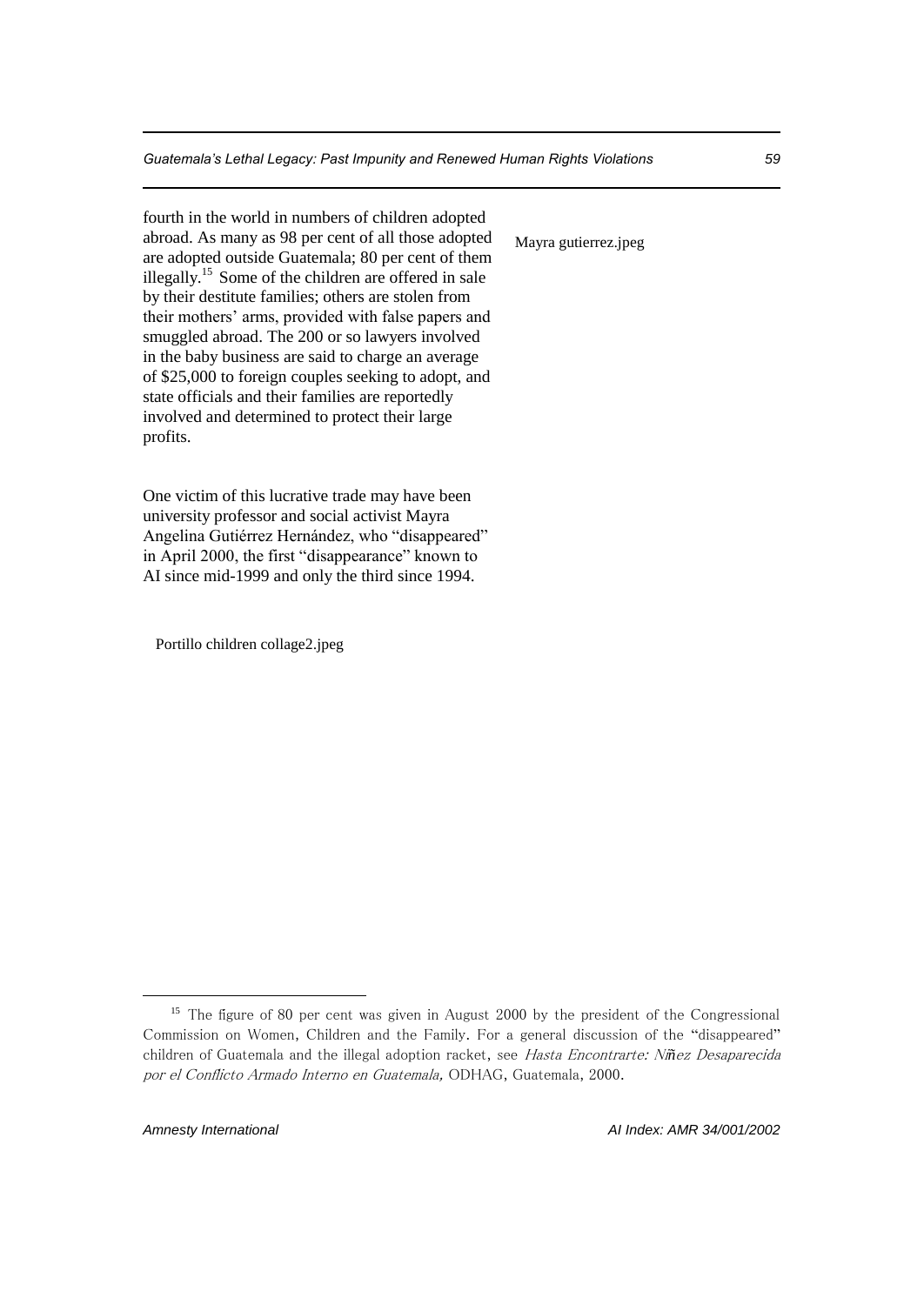fourth in the world in numbers of children adopted abroad. As many as 98 per cent of all those adopted are adopted outside Guatemala; 80 per cent of them illegally.[15] Some of the children are offered in sale by their destitute families; others are stolen from their mothers' arms, provided with false papers and smuggled abroad. The 200 or so lawyers involved in the baby business are said to charge an average of $25,000 to foreign couples seeking to adopt, and state officials and their families are reportedly involved and determined to protect their large profits.

Mayra gutierrez.jpeg

One victim of this lucrative trade may have been university professor and social activist Mayra Angelina Gutiérrez Hernández, who "disappeared" in April 2000, the first "disappearance" known to AI since mid-1999 and only the third since 1994.

Portillo children collage2.jpeg

[15] The figure of 80 per cent was given in August 2000 by the president of the Congressional Commission on Women, Children and the Family. For a general discussion of the "disappeared" children of Guatemala and the illegal adoption racket, see *Hasta Encontrarte: Niñez Desaparecida por el Conflicto Armado Interno en Guatemala,* ODHAG, Guatemala, 2000.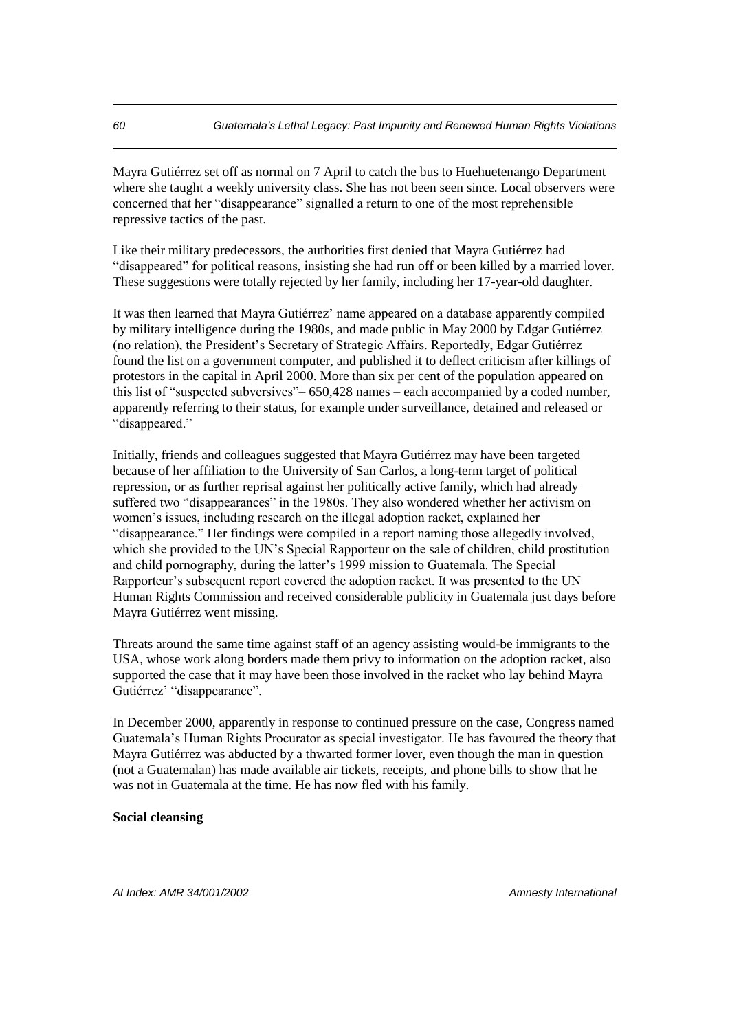Mayra Gutiérrez set off as normal on 7 April to catch the bus to Huehuetenango Department where she taught a weekly university class. She has not been seen since. Local observers were concerned that her "disappearance" signalled a return to one of the most reprehensible repressive tactics of the past.

Like their military predecessors, the authorities first denied that Mayra Gutiérrez had "disappeared" for political reasons, insisting she had run off or been killed by a married lover. These suggestions were totally rejected by her family, including her 17-year-old daughter.

It was then learned that Mayra Gutiérrez' name appeared on a database apparently compiled by military intelligence during the 1980s, and made public in May 2000 by Edgar Gutiérrez (no relation), the President's Secretary of Strategic Affairs. Reportedly, Edgar Gutiérrez found the list on a government computer, and published it to deflect criticism after killings of protestors in the capital in April 2000. More than six per cent of the population appeared on this list of "suspected subversives"– 650,428 names – each accompanied by a coded number, apparently referring to their status, for example under surveillance, detained and released or "disappeared."

Initially, friends and colleagues suggested that Mayra Gutiérrez may have been targeted because of her affiliation to the University of San Carlos, a long-term target of political repression, or as further reprisal against her politically active family, which had already suffered two "disappearances" in the 1980s. They also wondered whether her activism on women's issues, including research on the illegal adoption racket, explained her "disappearance." Her findings were compiled in a report naming those allegedly involved, which she provided to the UN's Special Rapporteur on the sale of children, child prostitution and child pornography, during the latter's 1999 mission to Guatemala. The Special Rapporteur's subsequent report covered the adoption racket. It was presented to the UN Human Rights Commission and received considerable publicity in Guatemala just days before Mayra Gutiérrez went missing.

Threats around the same time against staff of an agency assisting would-be immigrants to the USA, whose work along borders made them privy to information on the adoption racket, also supported the case that it may have been those involved in the racket who lay behind Mayra Gutiérrez' "disappearance".

In December 2000, apparently in response to continued pressure on the case, Congress named Guatemala's Human Rights Procurator as special investigator. He has favoured the theory that Mayra Gutiérrez was abducted by a thwarted former lover, even though the man in question (not a Guatemalan) has made available air tickets, receipts, and phone bills to show that he was not in Guatemala at the time. He has now fled with his family.

**Social cleansing**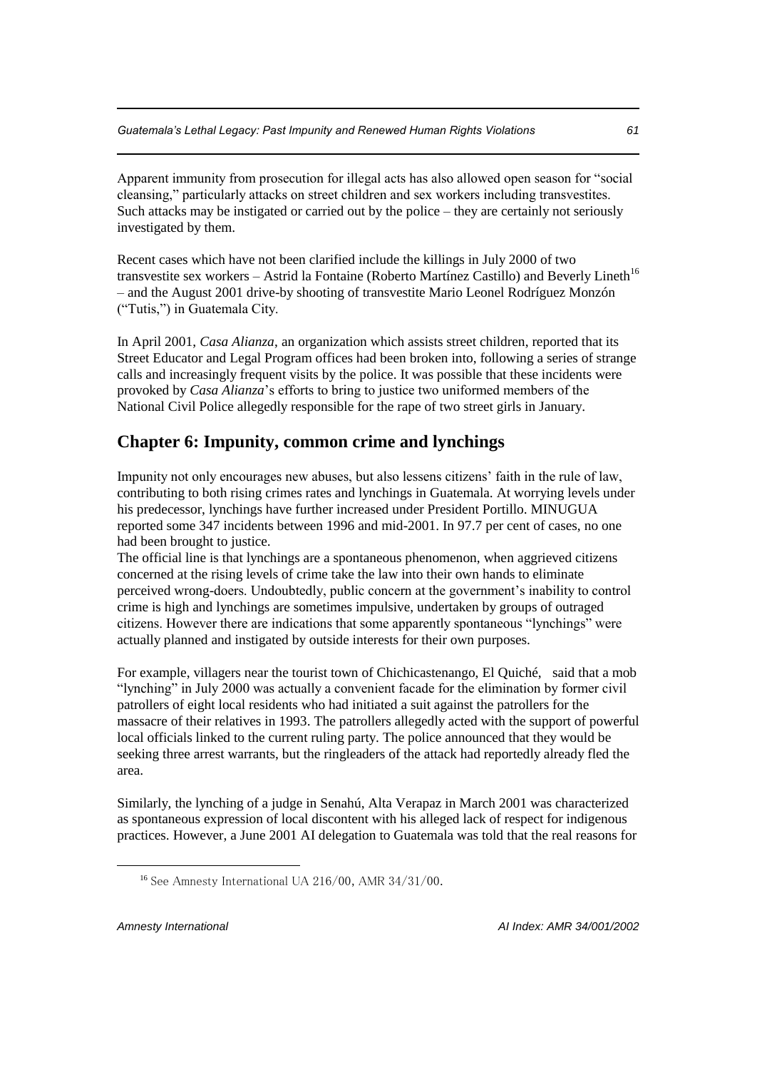Apparent immunity from prosecution for illegal acts has also allowed open season for "social cleansing," particularly attacks on street children and sex workers including transvestites. Such attacks may be instigated or carried out by the police – they are certainly not seriously investigated by them.

Recent cases which have not been clarified include the killings in July 2000 of two transvestite sex workers – Astrid la Fontaine (Roberto Martínez Castillo) and Beverly Lineth[16] – and the August 2001 drive-by shooting of transvestite Mario Leonel Rodríguez Monzón ("Tutis,") in Guatemala City.

In April 2001, *Casa Alianza*, an organization which assists street children, reported that its Street Educator and Legal Program offices had been broken into, following a series of strange calls and increasingly frequent visits by the police. It was possible that these incidents were provoked by *Casa Alianza*'s efforts to bring to justice two uniformed members of the National Civil Police allegedly responsible for the rape of two street girls in January.

## Chapter 6: Impunity, common crime and lynchings

Impunity not only encourages new abuses, but also lessens citizens' faith in the rule of law, contributing to both rising crimes rates and lynchings in Guatemala. At worrying levels under his predecessor, lynchings have further increased under President Portillo. MINUGUA reported some 347 incidents between 1996 and mid-2001. In 97.7 per cent of cases, no one had been brought to justice.

The official line is that lynchings are a spontaneous phenomenon, when aggrieved citizens concerned at the rising levels of crime take the law into their own hands to eliminate perceived wrong-doers. Undoubtedly, public concern at the government's inability to control crime is high and lynchings are sometimes impulsive, undertaken by groups of outraged citizens. However there are indications that some apparently spontaneous "lynchings" were actually planned and instigated by outside interests for their own purposes.

For example, villagers near the tourist town of Chichicastenango, El Quiché, said that a mob "lynching" in July 2000 was actually a convenient facade for the elimination by former civil patrollers of eight local residents who had initiated a suit against the patrollers for the massacre of their relatives in 1993. The patrollers allegedly acted with the support of powerful local officials linked to the current ruling party. The police announced that they would be seeking three arrest warrants, but the ringleaders of the attack had reportedly already fled the area.

Similarly, the lynching of a judge in Senahú, Alta Verapaz in March 2001 was characterized as spontaneous expression of local discontent with his alleged lack of respect for indigenous practices. However, a June 2001 AI delegation to Guatemala was told that the real reasons for

---

[16] See Amnesty International UA 216/00, AMR 34/31/00.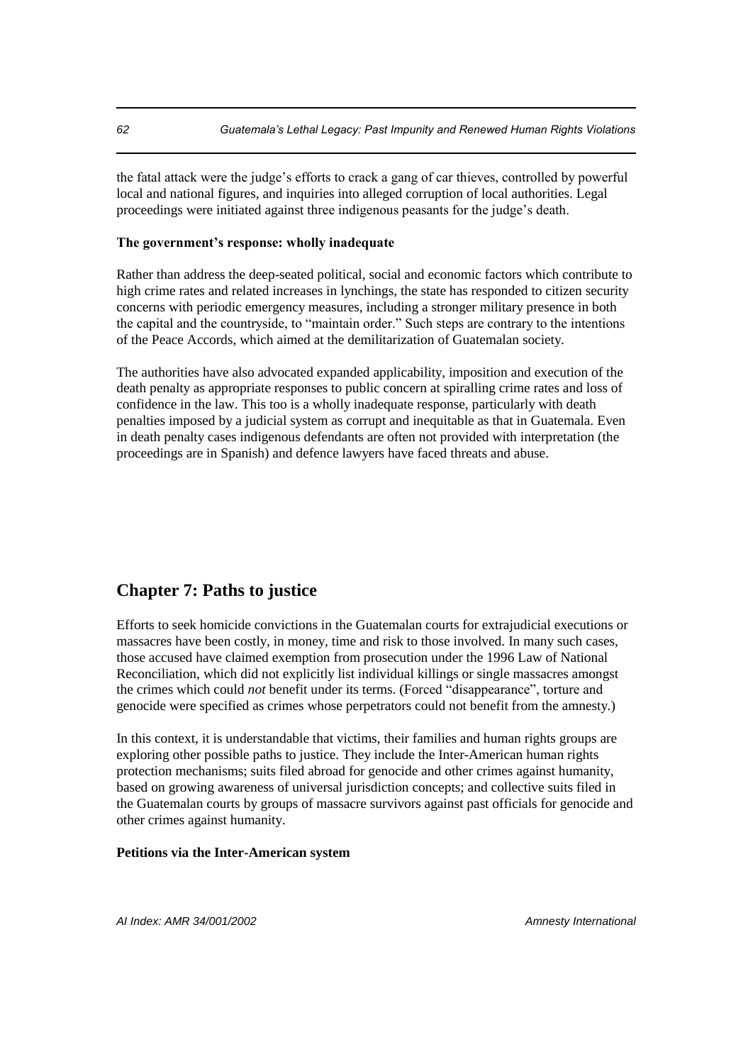the fatal attack were the judge's efforts to crack a gang of car thieves, controlled by powerful local and national figures, and inquiries into alleged corruption of local authorities. Legal proceedings were initiated against three indigenous peasants for the judge's death.

**The government's response: wholly inadequate**

Rather than address the deep-seated political, social and economic factors which contribute to high crime rates and related increases in lynchings, the state has responded to citizen security concerns with periodic emergency measures, including a stronger military presence in both the capital and the countryside, to "maintain order." Such steps are contrary to the intentions of the Peace Accords, which aimed at the demilitarization of Guatemalan society.

The authorities have also advocated expanded applicability, imposition and execution of the death penalty as appropriate responses to public concern at spiralling crime rates and loss of confidence in the law. This too is a wholly inadequate response, particularly with death penalties imposed by a judicial system as corrupt and inequitable as that in Guatemala. Even in death penalty cases indigenous defendants are often not provided with interpretation (the proceedings are in Spanish) and defence lawyers have faced threats and abuse.

## Chapter 7: Paths to justice

Efforts to seek homicide convictions in the Guatemalan courts for extrajudicial executions or massacres have been costly, in money, time and risk to those involved. In many such cases, those accused have claimed exemption from prosecution under the 1996 Law of National Reconciliation, which did not explicitly list individual killings or single massacres amongst the crimes which could *not* benefit under its terms. (Forced "disappearance", torture and genocide were specified as crimes whose perpetrators could not benefit from the amnesty.)

In this context, it is understandable that victims, their families and human rights groups are exploring other possible paths to justice. They include the Inter-American human rights protection mechanisms; suits filed abroad for genocide and other crimes against humanity, based on growing awareness of universal jurisdiction concepts; and collective suits filed in the Guatemalan courts by groups of massacre survivors against past officials for genocide and other crimes against humanity.

**Petitions via the Inter-American system**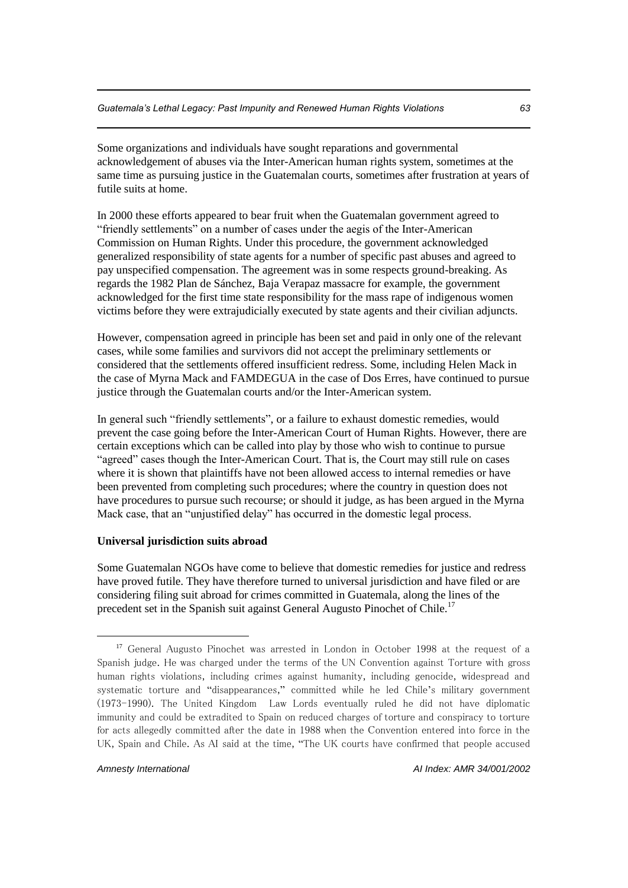Some organizations and individuals have sought reparations and governmental acknowledgement of abuses via the Inter-American human rights system, sometimes at the same time as pursuing justice in the Guatemalan courts, sometimes after frustration at years of futile suits at home.

In 2000 these efforts appeared to bear fruit when the Guatemalan government agreed to "friendly settlements" on a number of cases under the aegis of the Inter-American Commission on Human Rights. Under this procedure, the government acknowledged generalized responsibility of state agents for a number of specific past abuses and agreed to pay unspecified compensation. The agreement was in some respects ground-breaking. As regards the 1982 Plan de Sánchez, Baja Verapaz massacre for example, the government acknowledged for the first time state responsibility for the mass rape of indigenous women victims before they were extrajudicially executed by state agents and their civilian adjuncts.

However, compensation agreed in principle has been set and paid in only one of the relevant cases, while some families and survivors did not accept the preliminary settlements or considered that the settlements offered insufficient redress. Some, including Helen Mack in the case of Myrna Mack and FAMDEGUA in the case of Dos Erres, have continued to pursue justice through the Guatemalan courts and/or the Inter-American system.

In general such "friendly settlements", or a failure to exhaust domestic remedies, would prevent the case going before the Inter-American Court of Human Rights. However, there are certain exceptions which can be called into play by those who wish to continue to pursue "agreed" cases though the Inter-American Court. That is, the Court may still rule on cases where it is shown that plaintiffs have not been allowed access to internal remedies or have been prevented from completing such procedures; where the country in question does not have procedures to pursue such recourse; or should it judge, as has been argued in the Myrna Mack case, that an "unjustified delay" has occurred in the domestic legal process.

**Universal jurisdiction suits abroad**

Some Guatemalan NGOs have come to believe that domestic remedies for justice and redress have proved futile. They have therefore turned to universal jurisdiction and have filed or are considering filing suit abroad for crimes committed in Guatemala, along the lines of the precedent set in the Spanish suit against General Augusto Pinochet of Chile.[17]

---

[17] General Augusto Pinochet was arrested in London in October 1998 at the request of a Spanish judge. He was charged under the terms of the UN Convention against Torture with gross human rights violations, including crimes against humanity, including genocide, widespread and systematic torture and "disappearances," committed while he led Chile's military government (1973-1990). The United Kingdom Law Lords eventually ruled he did not have diplomatic immunity and could be extradited to Spain on reduced charges of torture and conspiracy to torture for acts allegedly committed after the date in 1988 when the Convention entered into force in the UK, Spain and Chile. As AI said at the time, "The UK courts have confirmed that people accused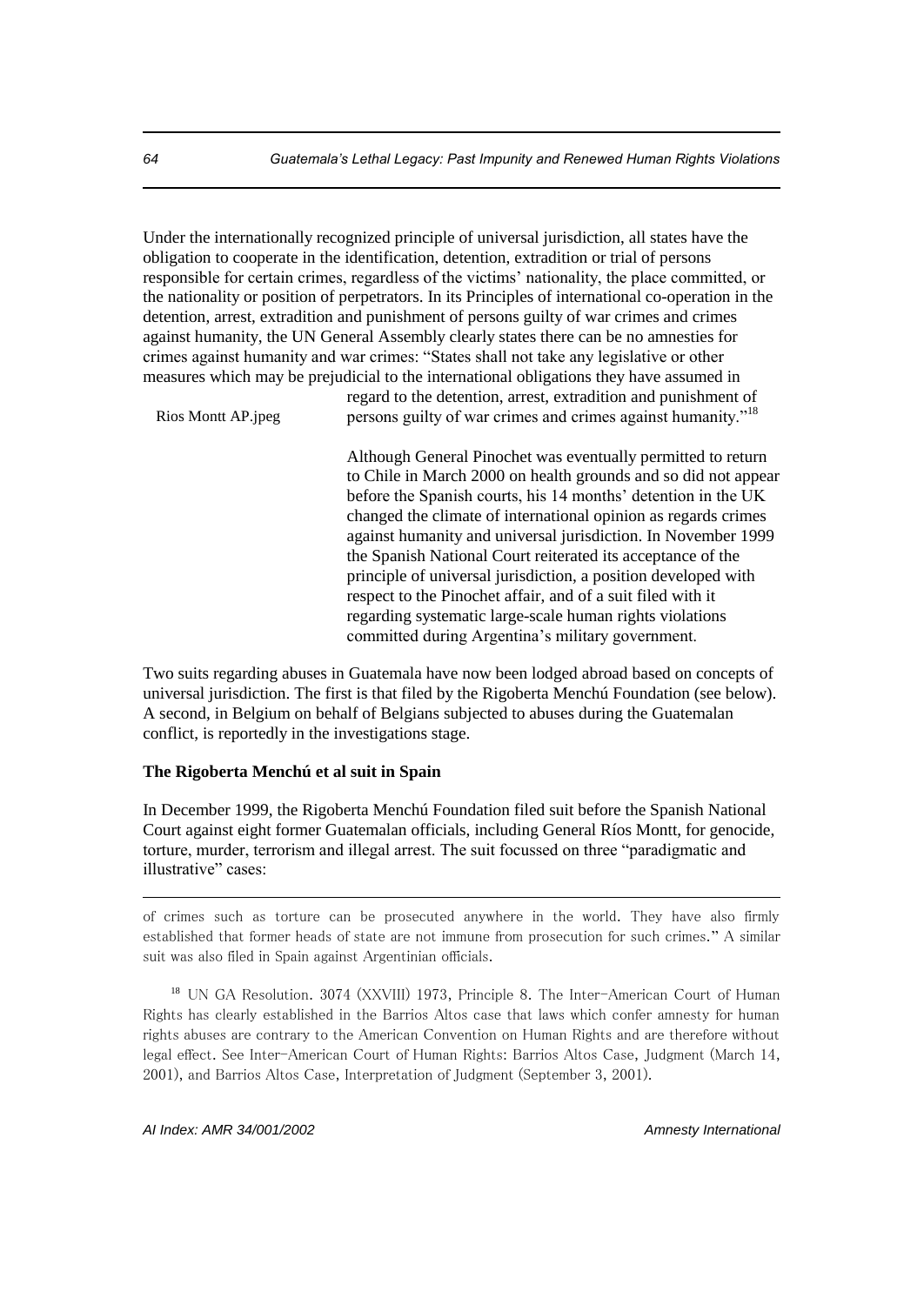Under the internationally recognized principle of universal jurisdiction, all states have the obligation to cooperate in the identification, detention, extradition or trial of persons responsible for certain crimes, regardless of the victims' nationality, the place committed, or the nationality or position of perpetrators. In its Principles of international co-operation in the detention, arrest, extradition and punishment of persons guilty of war crimes and crimes against humanity, the UN General Assembly clearly states there can be no amnesties for crimes against humanity and war crimes: "States shall not take any legislative or other measures which may be prejudicial to the international obligations they have assumed in regard to the detention, arrest, extradition and punishment of persons guilty of war crimes and crimes against humanity."[18]

Rios Montt AP.jpeg

Although General Pinochet was eventually permitted to return to Chile in March 2000 on health grounds and so did not appear before the Spanish courts, his 14 months' detention in the UK changed the climate of international opinion as regards crimes against humanity and universal jurisdiction. In November 1999 the Spanish National Court reiterated its acceptance of the principle of universal jurisdiction, a position developed with respect to the Pinochet affair, and of a suit filed with it regarding systematic large-scale human rights violations committed during Argentina's military government.

Two suits regarding abuses in Guatemala have now been lodged abroad based on concepts of universal jurisdiction. The first is that filed by the Rigoberta Menchú Foundation (see below). A second, in Belgium on behalf of Belgians subjected to abuses during the Guatemalan conflict, is reportedly in the investigations stage.

**The Rigoberta Menchú et al suit in Spain**

In December 1999, the Rigoberta Menchú Foundation filed suit before the Spanish National Court against eight former Guatemalan officials, including General Ríos Montt, for genocide, torture, murder, terrorism and illegal arrest. The suit focussed on three "paradigmatic and illustrative" cases:

---

of crimes such as torture can be prosecuted anywhere in the world. They have also firmly established that former heads of state are not immune from prosecution for such crimes." A similar suit was also filed in Spain against Argentinian officials.

[18] UN GA Resolution. 3074 (XXVIII) 1973, Principle 8. The Inter-American Court of Human Rights has clearly established in the Barrios Altos case that laws which confer amnesty for human rights abuses are contrary to the American Convention on Human Rights and are therefore without legal effect. See Inter-American Court of Human Rights: Barrios Altos Case, Judgment (March 14, 2001), and Barrios Altos Case, Interpretation of Judgment (September 3, 2001).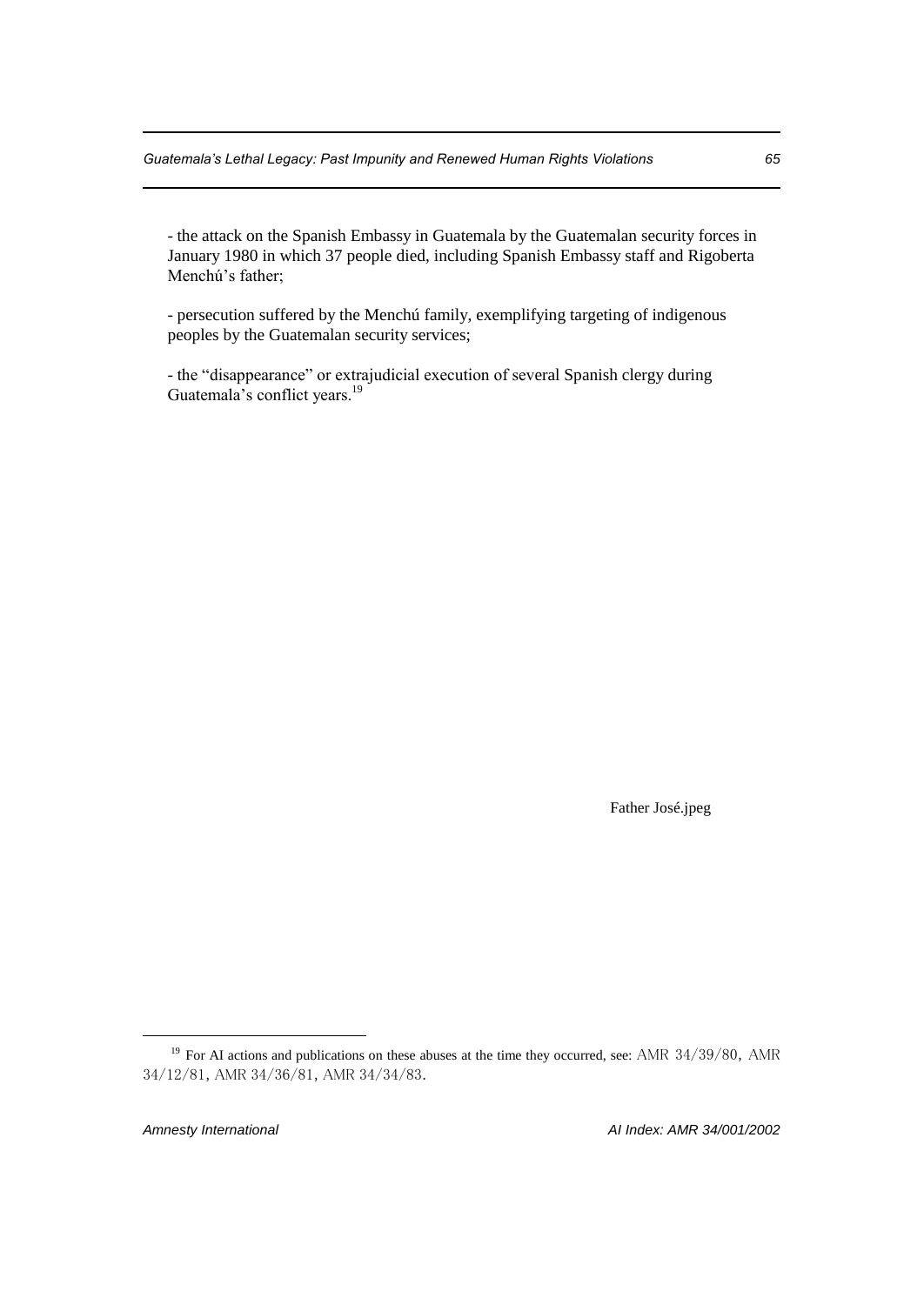- the attack on the Spanish Embassy in Guatemala by the Guatemalan security forces in January 1980 in which 37 people died, including Spanish Embassy staff and Rigoberta Menchú's father;

- persecution suffered by the Menchú family, exemplifying targeting of indigenous peoples by the Guatemalan security services;

- the "disappearance" or extrajudicial execution of several Spanish clergy during Guatemala's conflict years.[19]

Father José.jpeg

[19] For AI actions and publications on these abuses at the time they occurred, see: AMR 34/39/80, AMR 34/12/81, AMR 34/36/81, AMR 34/34/83.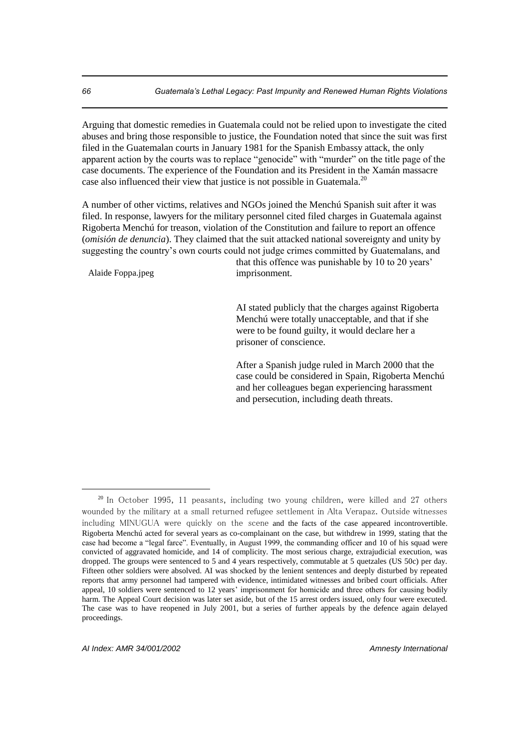Arguing that domestic remedies in Guatemala could not be relied upon to investigate the cited abuses and bring those responsible to justice, the Foundation noted that since the suit was first filed in the Guatemalan courts in January 1981 for the Spanish Embassy attack, the only apparent action by the courts was to replace "genocide" with "murder" on the title page of the case documents. The experience of the Foundation and its President in the Xamán massacre case also influenced their view that justice is not possible in Guatemala.[20]

A number of other victims, relatives and NGOs joined the Menchú Spanish suit after it was filed. In response, lawyers for the military personnel cited filed charges in Guatemala against Rigoberta Menchú for treason, violation of the Constitution and failure to report an offence (*omisión de denuncia*). They claimed that the suit attacked national sovereignty and unity by suggesting the country's own courts could not judge crimes committed by Guatemalans, and that this offence was punishable by 10 to 20 years' imprisonment.

Alaide Foppa.jpeg

AI stated publicly that the charges against Rigoberta Menchú were totally unacceptable, and that if she were to be found guilty, it would declare her a prisoner of conscience.

After a Spanish judge ruled in March 2000 that the case could be considered in Spain, Rigoberta Menchú and her colleagues began experiencing harassment and persecution, including death threats.

---

[20] In October 1995, 11 peasants, including two young children, were killed and 27 others wounded by the military at a small returned refugee settlement in Alta Verapaz. Outside witnesses including MINUGUA were quickly on the scene and the facts of the case appeared incontrovertible. Rigoberta Menchú acted for several years as co-complainant on the case, but withdrew in 1999, stating that the case had become a "legal farce". Eventually, in August 1999, the commanding officer and 10 of his squad were convicted of aggravated homicide, and 14 of complicity. The most serious charge, extrajudicial execution, was dropped. The groups were sentenced to 5 and 4 years respectively, commutable at 5 quetzales (US 50c) per day. Fifteen other soldiers were absolved. AI was shocked by the lenient sentences and deeply disturbed by repeated reports that army personnel had tampered with evidence, intimidated witnesses and bribed court officials. After appeal, 10 soldiers were sentenced to 12 years' imprisonment for homicide and three others for causing bodily harm. The Appeal Court decision was later set aside, but of the 15 arrest orders issued, only four were executed. The case was to have reopened in July 2001, but a series of further appeals by the defence again delayed proceedings.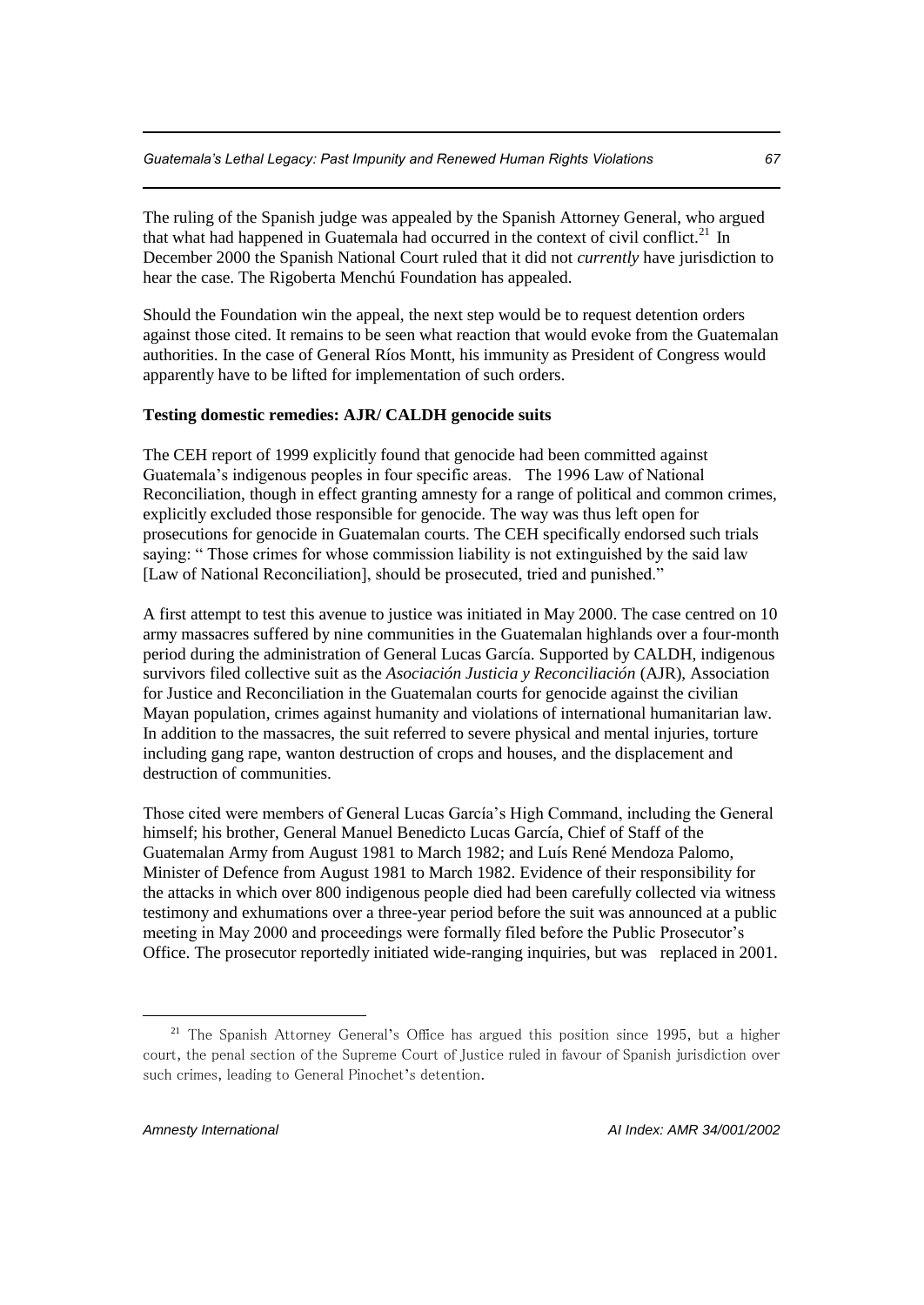The ruling of the Spanish judge was appealed by the Spanish Attorney General, who argued that what had happened in Guatemala had occurred in the context of civil conflict.[21] In December 2000 the Spanish National Court ruled that it did not *currently* have jurisdiction to hear the case. The Rigoberta Menchú Foundation has appealed.

Should the Foundation win the appeal, the next step would be to request detention orders against those cited. It remains to be seen what reaction that would evoke from the Guatemalan authorities. In the case of General Ríos Montt, his immunity as President of Congress would apparently have to be lifted for implementation of such orders.

**Testing domestic remedies: AJR/ CALDH genocide suits**

The CEH report of 1999 explicitly found that genocide had been committed against Guatemala's indigenous peoples in four specific areas. The 1996 Law of National Reconciliation, though in effect granting amnesty for a range of political and common crimes, explicitly excluded those responsible for genocide. The way was thus left open for prosecutions for genocide in Guatemalan courts. The CEH specifically endorsed such trials saying: " Those crimes for whose commission liability is not extinguished by the said law [Law of National Reconciliation], should be prosecuted, tried and punished."

A first attempt to test this avenue to justice was initiated in May 2000. The case centred on 10 army massacres suffered by nine communities in the Guatemalan highlands over a four-month period during the administration of General Lucas García. Supported by CALDH, indigenous survivors filed collective suit as the *Asociación Justicia y Reconciliación* (AJR), Association for Justice and Reconciliation in the Guatemalan courts for genocide against the civilian Mayan population, crimes against humanity and violations of international humanitarian law. In addition to the massacres, the suit referred to severe physical and mental injuries, torture including gang rape, wanton destruction of crops and houses, and the displacement and destruction of communities.

Those cited were members of General Lucas García's High Command, including the General himself; his brother, General Manuel Benedicto Lucas García, Chief of Staff of the Guatemalan Army from August 1981 to March 1982; and Luís René Mendoza Palomo, Minister of Defence from August 1981 to March 1982. Evidence of their responsibility for the attacks in which over 800 indigenous people died had been carefully collected via witness testimony and exhumations over a three-year period before the suit was announced at a public meeting in May 2000 and proceedings were formally filed before the Public Prosecutor's Office. The prosecutor reportedly initiated wide-ranging inquiries, but was replaced in 2001.

---

[21] The Spanish Attorney General's Office has argued this position since 1995, but a higher court, the penal section of the Supreme Court of Justice ruled in favour of Spanish jurisdiction over such crimes, leading to General Pinochet's detention.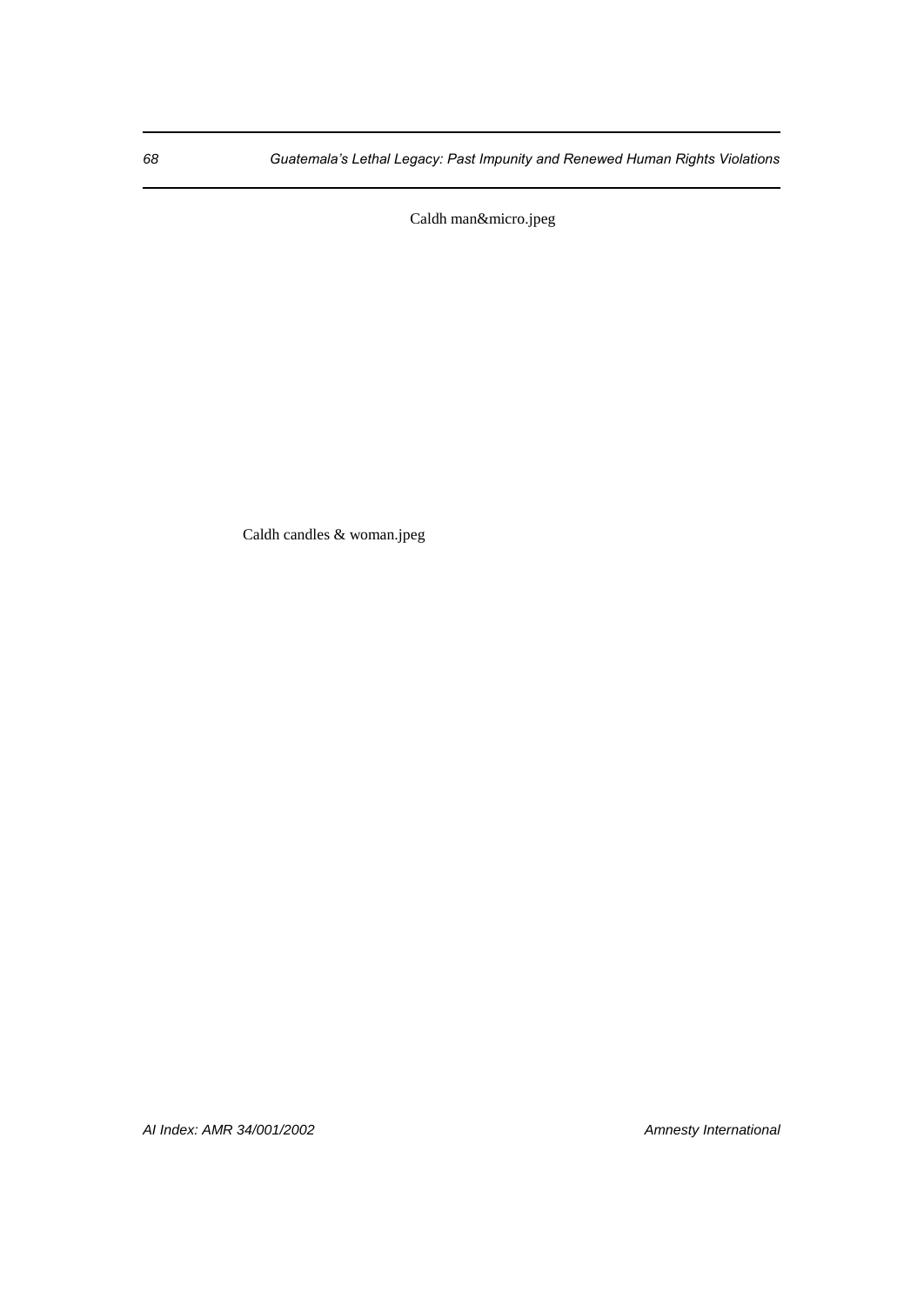Caldh man&micro.jpeg

Caldh candles & woman.jpeg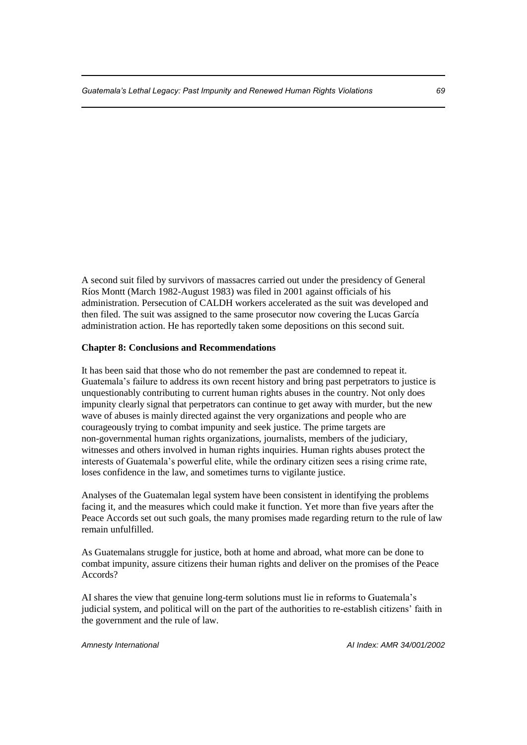A second suit filed by survivors of massacres carried out under the presidency of General Ríos Montt (March 1982-August 1983) was filed in 2001 against officials of his administration. Persecution of CALDH workers accelerated as the suit was developed and then filed. The suit was assigned to the same prosecutor now covering the Lucas García administration action. He has reportedly taken some depositions on this second suit.

## Chapter 8: Conclusions and Recommendations

It has been said that those who do not remember the past are condemned to repeat it. Guatemala's failure to address its own recent history and bring past perpetrators to justice is unquestionably contributing to current human rights abuses in the country. Not only does impunity clearly signal that perpetrators can continue to get away with murder, but the new wave of abuses is mainly directed against the very organizations and people who are courageously trying to combat impunity and seek justice. The prime targets are non-governmental human rights organizations, journalists, members of the judiciary, witnesses and others involved in human rights inquiries. Human rights abuses protect the interests of Guatemala's powerful elite, while the ordinary citizen sees a rising crime rate, loses confidence in the law, and sometimes turns to vigilante justice.

Analyses of the Guatemalan legal system have been consistent in identifying the problems facing it, and the measures which could make it function. Yet more than five years after the Peace Accords set out such goals, the many promises made regarding return to the rule of law remain unfulfilled.

As Guatemalans struggle for justice, both at home and abroad, what more can be done to combat impunity, assure citizens their human rights and deliver on the promises of the Peace Accords?

AI shares the view that genuine long-term solutions must lie in reforms to Guatemala's judicial system, and political will on the part of the authorities to re-establish citizens' faith in the government and the rule of law.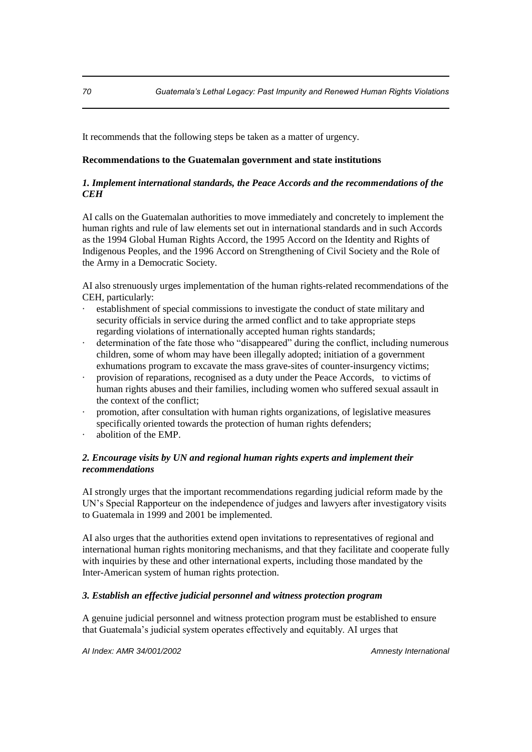It recommends that the following steps be taken as a matter of urgency.

**Recommendations to the Guatemalan government and state institutions**

***1. Implement international standards, the Peace Accords and the recommendations of the CEH***

AI calls on the Guatemalan authorities to move immediately and concretely to implement the human rights and rule of law elements set out in international standards and in such Accords as the 1994 Global Human Rights Accord, the 1995 Accord on the Identity and Rights of Indigenous Peoples, and the 1996 Accord on Strengthening of Civil Society and the Role of the Army in a Democratic Society.

AI also strenuously urges implementation of the human rights-related recommendations of the CEH, particularly:

- establishment of special commissions to investigate the conduct of state military and security officials in service during the armed conflict and to take appropriate steps regarding violations of internationally accepted human rights standards;
- determination of the fate those who "disappeared" during the conflict, including numerous children, some of whom may have been illegally adopted; initiation of a government exhumations program to excavate the mass grave-sites of counter-insurgency victims;
- provision of reparations, recognised as a duty under the Peace Accords, to victims of human rights abuses and their families, including women who suffered sexual assault in the context of the conflict;
- promotion, after consultation with human rights organizations, of legislative measures specifically oriented towards the protection of human rights defenders;
- abolition of the EMP.

***2. Encourage visits by UN and regional human rights experts and implement their recommendations***

AI strongly urges that the important recommendations regarding judicial reform made by the UN's Special Rapporteur on the independence of judges and lawyers after investigatory visits to Guatemala in 1999 and 2001 be implemented.

AI also urges that the authorities extend open invitations to representatives of regional and international human rights monitoring mechanisms, and that they facilitate and cooperate fully with inquiries by these and other international experts, including those mandated by the Inter-American system of human rights protection.

***3. Establish an effective judicial personnel and witness protection program***

A genuine judicial personnel and witness protection program must be established to ensure that Guatemala's judicial system operates effectively and equitably. AI urges that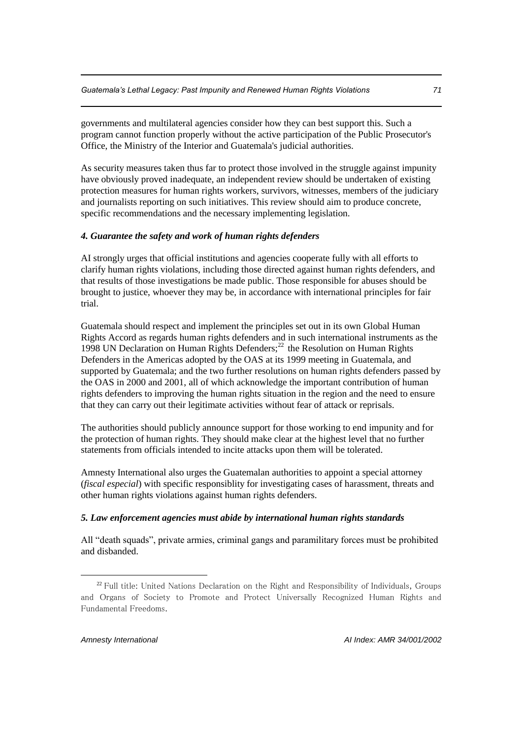governments and multilateral agencies consider how they can best support this. Such a program cannot function properly without the active participation of the Public Prosecutor's Office, the Ministry of the Interior and Guatemala's judicial authorities.

As security measures taken thus far to protect those involved in the struggle against impunity have obviously proved inadequate, an independent review should be undertaken of existing protection measures for human rights workers, survivors, witnesses, members of the judiciary and journalists reporting on such initiatives. This review should aim to produce concrete, specific recommendations and the necessary implementing legislation.

### *4. Guarantee the safety and work of human rights defenders*

AI strongly urges that official institutions and agencies cooperate fully with all efforts to clarify human rights violations, including those directed against human rights defenders, and that results of those investigations be made public. Those responsible for abuses should be brought to justice, whoever they may be, in accordance with international principles for fair trial.

Guatemala should respect and implement the principles set out in its own Global Human Rights Accord as regards human rights defenders and in such international instruments as the 1998 UN Declaration on Human Rights Defenders;[22] the Resolution on Human Rights Defenders in the Americas adopted by the OAS at its 1999 meeting in Guatemala, and supported by Guatemala; and the two further resolutions on human rights defenders passed by the OAS in 2000 and 2001, all of which acknowledge the important contribution of human rights defenders to improving the human rights situation in the region and the need to ensure that they can carry out their legitimate activities without fear of attack or reprisals.

The authorities should publicly announce support for those working to end impunity and for the protection of human rights. They should make clear at the highest level that no further statements from officials intended to incite attacks upon them will be tolerated.

Amnesty International also urges the Guatemalan authorities to appoint a special attorney (*fiscal especial*) with specific responsiblity for investigating cases of harassment, threats and other human rights violations against human rights defenders.

### *5. Law enforcement agencies must abide by international human rights standards*

All "death squads", private armies, criminal gangs and paramilitary forces must be prohibited and disbanded.

---

[22] Full title: United Nations Declaration on the Right and Responsibility of Individuals, Groups and Organs of Society to Promote and Protect Universally Recognized Human Rights and Fundamental Freedoms.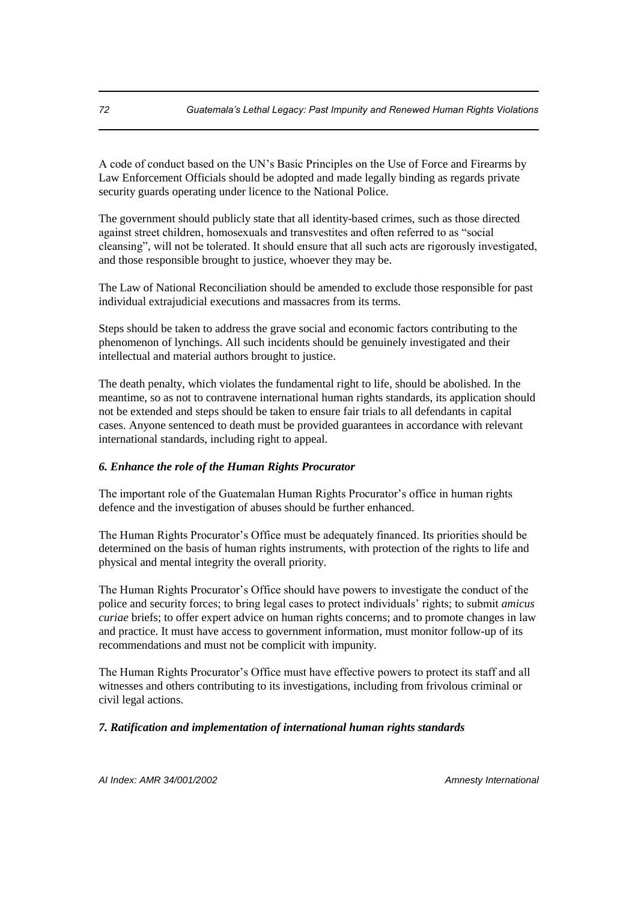A code of conduct based on the UN's Basic Principles on the Use of Force and Firearms by Law Enforcement Officials should be adopted and made legally binding as regards private security guards operating under licence to the National Police.

The government should publicly state that all identity-based crimes, such as those directed against street children, homosexuals and transvestites and often referred to as "social cleansing", will not be tolerated. It should ensure that all such acts are rigorously investigated, and those responsible brought to justice, whoever they may be.

The Law of National Reconciliation should be amended to exclude those responsible for past individual extrajudicial executions and massacres from its terms.

Steps should be taken to address the grave social and economic factors contributing to the phenomenon of lynchings. All such incidents should be genuinely investigated and their intellectual and material authors brought to justice.

The death penalty, which violates the fundamental right to life, should be abolished. In the meantime, so as not to contravene international human rights standards, its application should not be extended and steps should be taken to ensure fair trials to all defendants in capital cases. Anyone sentenced to death must be provided guarantees in accordance with relevant international standards, including right to appeal.

***6. Enhance the role of the Human Rights Procurator***

The important role of the Guatemalan Human Rights Procurator's office in human rights defence and the investigation of abuses should be further enhanced.

The Human Rights Procurator's Office must be adequately financed. Its priorities should be determined on the basis of human rights instruments, with protection of the rights to life and physical and mental integrity the overall priority.

The Human Rights Procurator's Office should have powers to investigate the conduct of the police and security forces; to bring legal cases to protect individuals' rights; to submit *amicus curiae* briefs; to offer expert advice on human rights concerns; and to promote changes in law and practice. It must have access to government information, must monitor follow-up of its recommendations and must not be complicit with impunity.

The Human Rights Procurator's Office must have effective powers to protect its staff and all witnesses and others contributing to its investigations, including from frivolous criminal or civil legal actions.

***7. Ratification and implementation of international human rights standards***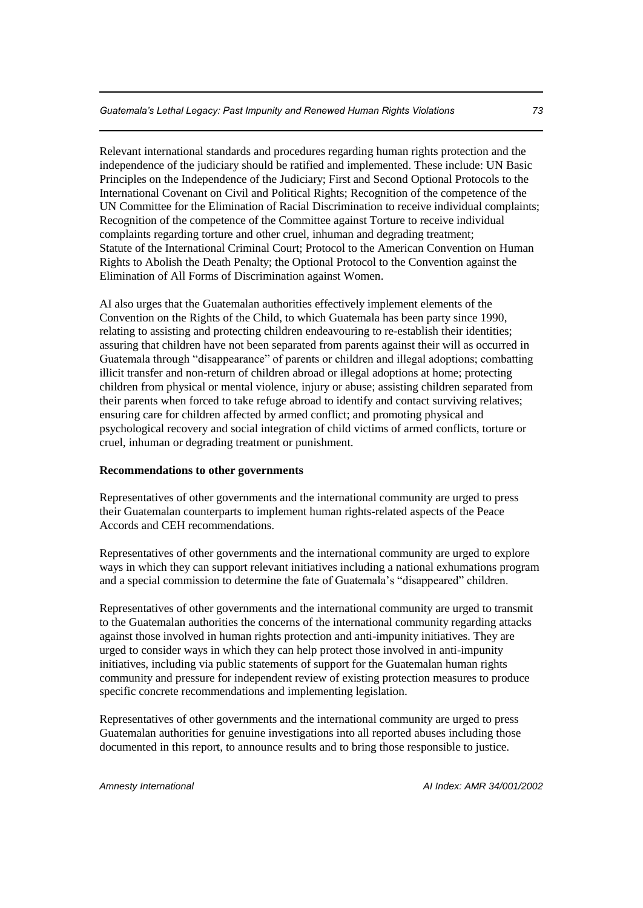Relevant international standards and procedures regarding human rights protection and the independence of the judiciary should be ratified and implemented. These include: UN Basic Principles on the Independence of the Judiciary; First and Second Optional Protocols to the International Covenant on Civil and Political Rights; Recognition of the competence of the UN Committee for the Elimination of Racial Discrimination to receive individual complaints; Recognition of the competence of the Committee against Torture to receive individual complaints regarding torture and other cruel, inhuman and degrading treatment; Statute of the International Criminal Court; Protocol to the American Convention on Human Rights to Abolish the Death Penalty; the Optional Protocol to the Convention against the Elimination of All Forms of Discrimination against Women.

AI also urges that the Guatemalan authorities effectively implement elements of the Convention on the Rights of the Child, to which Guatemala has been party since 1990, relating to assisting and protecting children endeavouring to re-establish their identities; assuring that children have not been separated from parents against their will as occurred in Guatemala through "disappearance" of parents or children and illegal adoptions; combatting illicit transfer and non-return of children abroad or illegal adoptions at home; protecting children from physical or mental violence, injury or abuse; assisting children separated from their parents when forced to take refuge abroad to identify and contact surviving relatives; ensuring care for children affected by armed conflict; and promoting physical and psychological recovery and social integration of child victims of armed conflicts, torture or cruel, inhuman or degrading treatment or punishment.

**Recommendations to other governments**

Representatives of other governments and the international community are urged to press their Guatemalan counterparts to implement human rights-related aspects of the Peace Accords and CEH recommendations.

Representatives of other governments and the international community are urged to explore ways in which they can support relevant initiatives including a national exhumations program and a special commission to determine the fate of Guatemala's "disappeared" children.

Representatives of other governments and the international community are urged to transmit to the Guatemalan authorities the concerns of the international community regarding attacks against those involved in human rights protection and anti-impunity initiatives. They are urged to consider ways in which they can help protect those involved in anti-impunity initiatives, including via public statements of support for the Guatemalan human rights community and pressure for independent review of existing protection measures to produce specific concrete recommendations and implementing legislation.

Representatives of other governments and the international community are urged to press Guatemalan authorities for genuine investigations into all reported abuses including those documented in this report, to announce results and to bring those responsible to justice.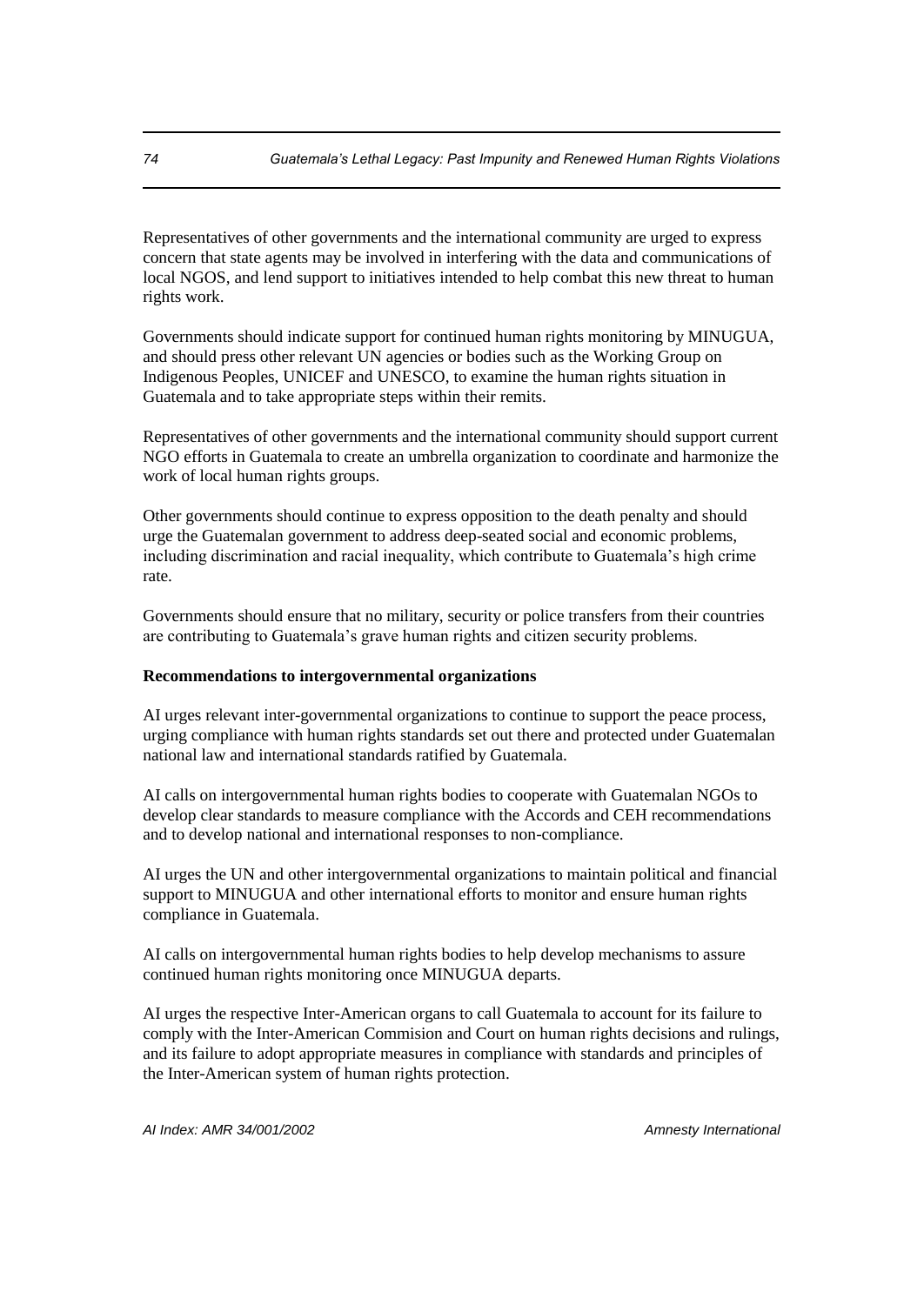Representatives of other governments and the international community are urged to express concern that state agents may be involved in interfering with the data and communications of local NGOS, and lend support to initiatives intended to help combat this new threat to human rights work.

Governments should indicate support for continued human rights monitoring by MINUGUA, and should press other relevant UN agencies or bodies such as the Working Group on Indigenous Peoples, UNICEF and UNESCO, to examine the human rights situation in Guatemala and to take appropriate steps within their remits.

Representatives of other governments and the international community should support current NGO efforts in Guatemala to create an umbrella organization to coordinate and harmonize the work of local human rights groups.

Other governments should continue to express opposition to the death penalty and should urge the Guatemalan government to address deep-seated social and economic problems, including discrimination and racial inequality, which contribute to Guatemala's high crime rate.

Governments should ensure that no military, security or police transfers from their countries are contributing to Guatemala's grave human rights and citizen security problems.

**Recommendations to intergovernmental organizations**

AI urges relevant inter-governmental organizations to continue to support the peace process, urging compliance with human rights standards set out there and protected under Guatemalan national law and international standards ratified by Guatemala.

AI calls on intergovernmental human rights bodies to cooperate with Guatemalan NGOs to develop clear standards to measure compliance with the Accords and CEH recommendations and to develop national and international responses to non-compliance.

AI urges the UN and other intergovernmental organizations to maintain political and financial support to MINUGUA and other international efforts to monitor and ensure human rights compliance in Guatemala.

AI calls on intergovernmental human rights bodies to help develop mechanisms to assure continued human rights monitoring once MINUGUA departs.

AI urges the respective Inter-American organs to call Guatemala to account for its failure to comply with the Inter-American Commision and Court on human rights decisions and rulings, and its failure to adopt appropriate measures in compliance with standards and principles of the Inter-American system of human rights protection.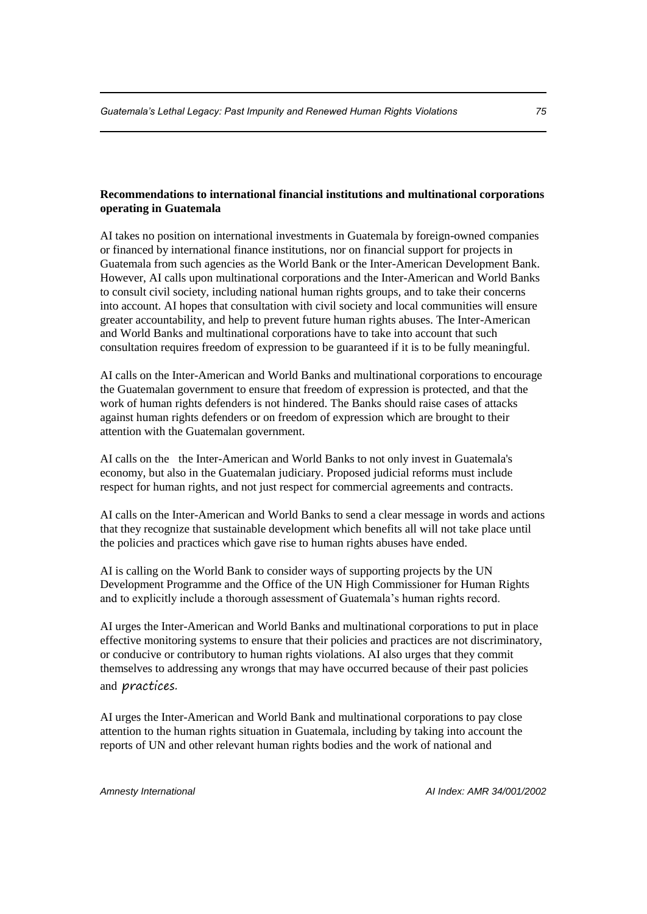**Recommendations to international financial institutions and multinational corporations operating in Guatemala**

AI takes no position on international investments in Guatemala by foreign-owned companies or financed by international finance institutions, nor on financial support for projects in Guatemala from such agencies as the World Bank or the Inter-American Development Bank. However, AI calls upon multinational corporations and the Inter-American and World Banks to consult civil society, including national human rights groups, and to take their concerns into account. AI hopes that consultation with civil society and local communities will ensure greater accountability, and help to prevent future human rights abuses. The Inter-American and World Banks and multinational corporations have to take into account that such consultation requires freedom of expression to be guaranteed if it is to be fully meaningful.

AI calls on the Inter-American and World Banks and multinational corporations to encourage the Guatemalan government to ensure that freedom of expression is protected, and that the work of human rights defenders is not hindered. The Banks should raise cases of attacks against human rights defenders or on freedom of expression which are brought to their attention with the Guatemalan government.

AI calls on the the Inter-American and World Banks to not only invest in Guatemala's economy, but also in the Guatemalan judiciary. Proposed judicial reforms must include respect for human rights, and not just respect for commercial agreements and contracts.

AI calls on the Inter-American and World Banks to send a clear message in words and actions that they recognize that sustainable development which benefits all will not take place until the policies and practices which gave rise to human rights abuses have ended.

AI is calling on the World Bank to consider ways of supporting projects by the UN Development Programme and the Office of the UN High Commissioner for Human Rights and to explicitly include a thorough assessment of Guatemala's human rights record.

AI urges the Inter-American and World Banks and multinational corporations to put in place effective monitoring systems to ensure that their policies and practices are not discriminatory, or conducive or contributory to human rights violations. AI also urges that they commit themselves to addressing any wrongs that may have occurred because of their past policies and practices.

AI urges the Inter-American and World Bank and multinational corporations to pay close attention to the human rights situation in Guatemala, including by taking into account the reports of UN and other relevant human rights bodies and the work of national and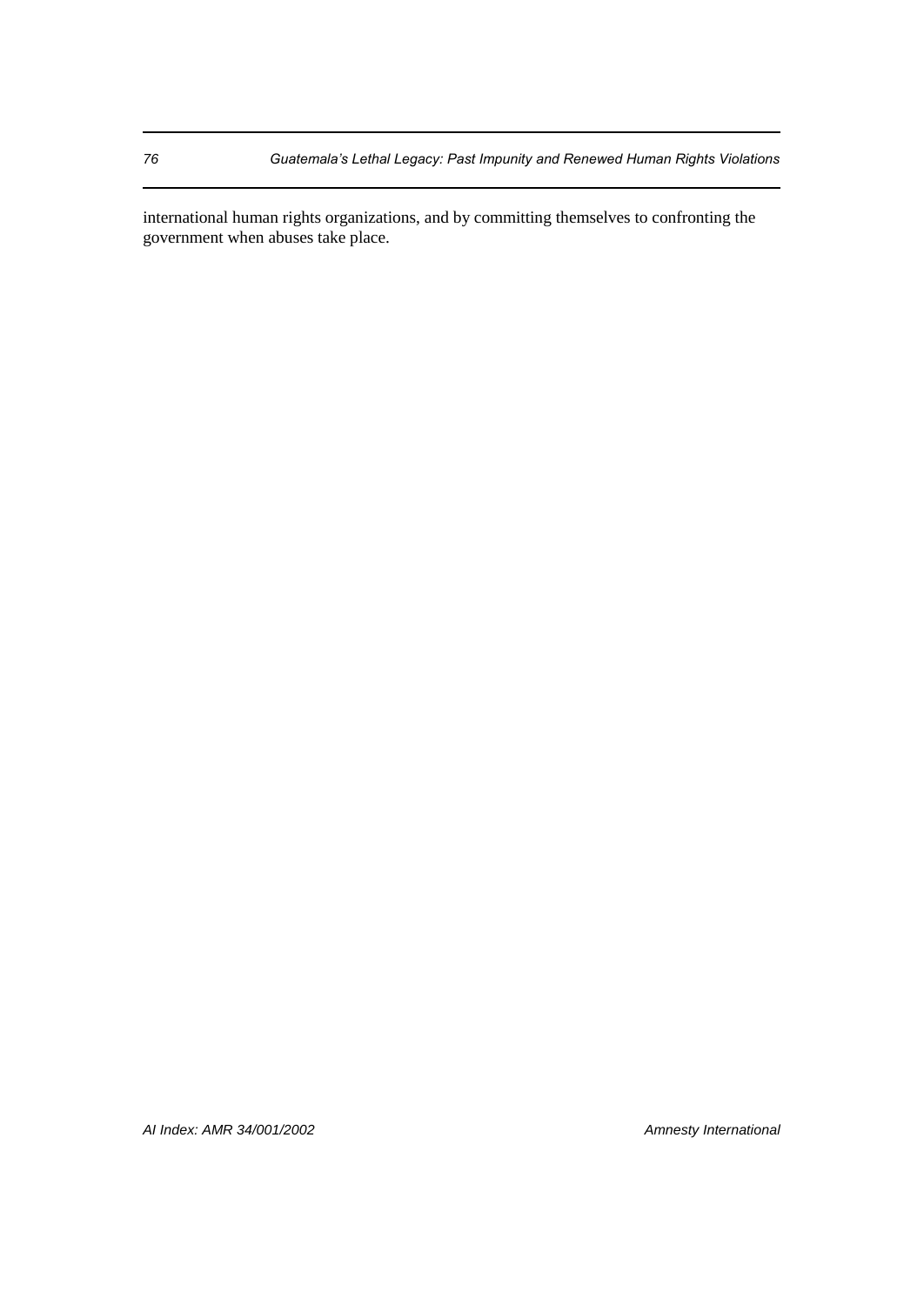international human rights organizations, and by committing themselves to confronting the government when abuses take place.